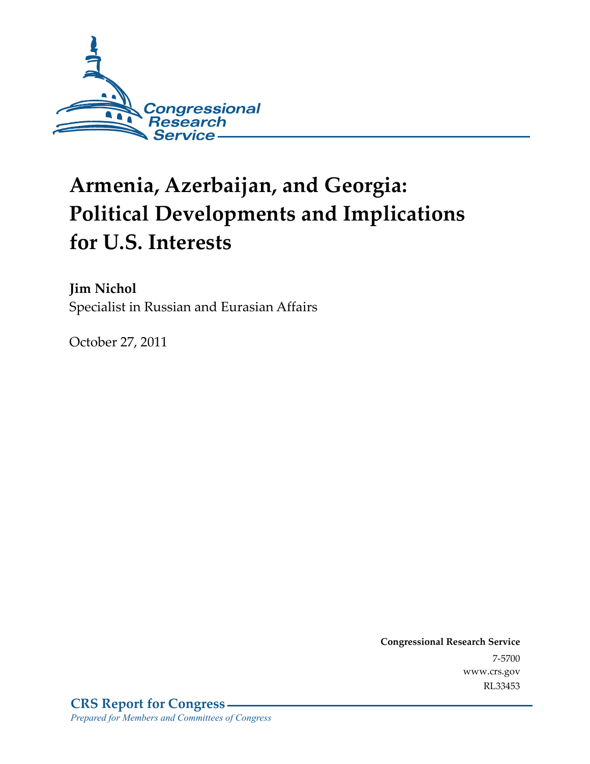Congressional Research Service

# Armenia, Azerbaijan, and Georgia: Political Developments and Implications for U.S. Interests

**Jim Nichol**
Specialist in Russian and Eurasian Affairs

October 27, 2011

**Congressional Research Service**
7-5700
www.crs.gov
RL33453

**CRS Report for Congress**
*Prepared for Members and Committees of Congress*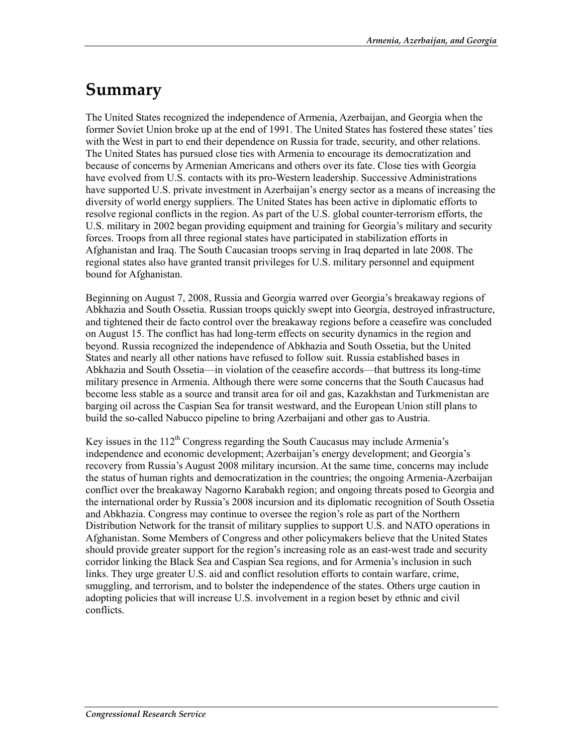# Summary

The United States recognized the independence of Armenia, Azerbaijan, and Georgia when the former Soviet Union broke up at the end of 1991. The United States has fostered these states' ties with the West in part to end their dependence on Russia for trade, security, and other relations. The United States has pursued close ties with Armenia to encourage its democratization and because of concerns by Armenian Americans and others over its fate. Close ties with Georgia have evolved from U.S. contacts with its pro-Western leadership. Successive Administrations have supported U.S. private investment in Azerbaijan's energy sector as a means of increasing the diversity of world energy suppliers. The United States has been active in diplomatic efforts to resolve regional conflicts in the region. As part of the U.S. global counter-terrorism efforts, the U.S. military in 2002 began providing equipment and training for Georgia's military and security forces. Troops from all three regional states have participated in stabilization efforts in Afghanistan and Iraq. The South Caucasian troops serving in Iraq departed in late 2008. The regional states also have granted transit privileges for U.S. military personnel and equipment bound for Afghanistan.

Beginning on August 7, 2008, Russia and Georgia warred over Georgia's breakaway regions of Abkhazia and South Ossetia. Russian troops quickly swept into Georgia, destroyed infrastructure, and tightened their de facto control over the breakaway regions before a ceasefire was concluded on August 15. The conflict has had long-term effects on security dynamics in the region and beyond. Russia recognized the independence of Abkhazia and South Ossetia, but the United States and nearly all other nations have refused to follow suit. Russia established bases in Abkhazia and South Ossetia—in violation of the ceasefire accords—that buttress its long-time military presence in Armenia. Although there were some concerns that the South Caucasus had become less stable as a source and transit area for oil and gas, Kazakhstan and Turkmenistan are barging oil across the Caspian Sea for transit westward, and the European Union still plans to build the so-called Nabucco pipeline to bring Azerbaijani and other gas to Austria.

Key issues in the 112th Congress regarding the South Caucasus may include Armenia's independence and economic development; Azerbaijan's energy development; and Georgia's recovery from Russia's August 2008 military incursion. At the same time, concerns may include the status of human rights and democratization in the countries; the ongoing Armenia-Azerbaijan conflict over the breakaway Nagorno Karabakh region; and ongoing threats posed to Georgia and the international order by Russia's 2008 incursion and its diplomatic recognition of South Ossetia and Abkhazia. Congress may continue to oversee the region's role as part of the Northern Distribution Network for the transit of military supplies to support U.S. and NATO operations in Afghanistan. Some Members of Congress and other policymakers believe that the United States should provide greater support for the region's increasing role as an east-west trade and security corridor linking the Black Sea and Caspian Sea regions, and for Armenia's inclusion in such links. They urge greater U.S. aid and conflict resolution efforts to contain warfare, crime, smuggling, and terrorism, and to bolster the independence of the states. Others urge caution in adopting policies that will increase U.S. involvement in a region beset by ethnic and civil conflicts.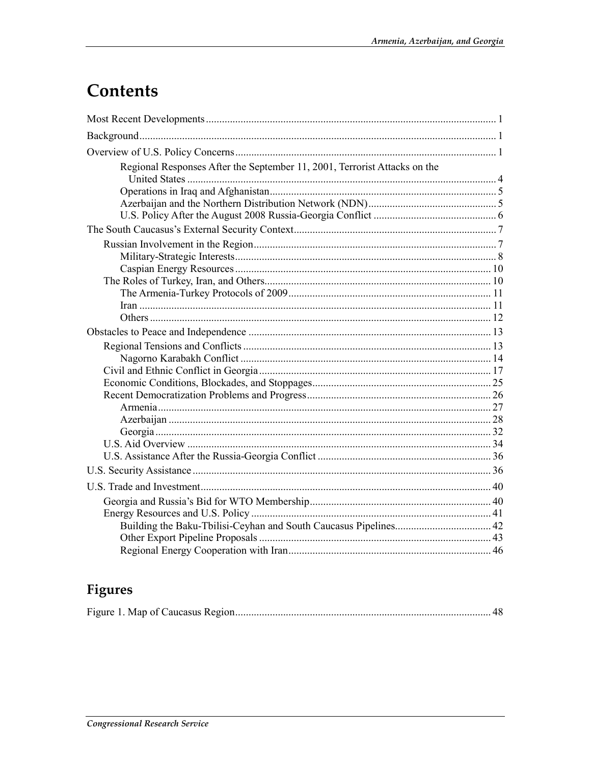# Contents

Most Recent Developments ........................................................................................................ 1

Background ................................................................................................................................ 1

Overview of U.S. Policy Concerns ............................................................................................. 1

- Regional Responses After the September 11, 2001, Terrorist Attacks on the United States ..................................................................................................................... 4
- Operations in Iraq and Afghanistan ....................................................................................... 5
- Azerbaijan and the Northern Distribution Network (NDN) ................................................... 5
- U.S. Policy After the August 2008 Russia-Georgia Conflict ................................................ 6

The South Caucasus's External Security Context ....................................................................... 7

- Russian Involvement in the Region ......................................................................................... 7
  - Military-Strategic Interests ................................................................................................ 8
  - Caspian Energy Resources ............................................................................................... 10
- The Roles of Turkey, Iran, and Others ................................................................................... 10
  - The Armenia-Turkey Protocols of 2009 ........................................................................... 11
  - Iran .................................................................................................................................... 11
  - Others ................................................................................................................................ 12

Obstacles to Peace and Independence ....................................................................................... 13

- Regional Tensions and Conflicts ............................................................................................ 13
  - Nagorno Karabakh Conflict ............................................................................................. 14
- Civil and Ethnic Conflict in Georgia ...................................................................................... 17
- Economic Conditions, Blockades, and Stoppages .................................................................. 25
- Recent Democratization Problems and Progress .................................................................... 26
  - Armenia ............................................................................................................................ 27
  - Azerbaijan ........................................................................................................................ 28
  - Georgia ............................................................................................................................. 32
- U.S. Aid Overview .................................................................................................................. 34
- U.S. Assistance After the Russia-Georgia Conflict ................................................................ 36

U.S. Security Assistance ............................................................................................................ 36

U.S. Trade and Investment ......................................................................................................... 40

- Georgia and Russia's Bid for WTO Membership ................................................................... 40
- Energy Resources and U.S. Policy ......................................................................................... 41
  - Building the Baku-Tbilisi-Ceyhan and South Caucasus Pipelines .................................... 42
  - Other Export Pipeline Proposals ....................................................................................... 43
  - Regional Energy Cooperation with Iran ........................................................................... 46

## Figures

Figure 1. Map of Caucasus Region ............................................................................................. 48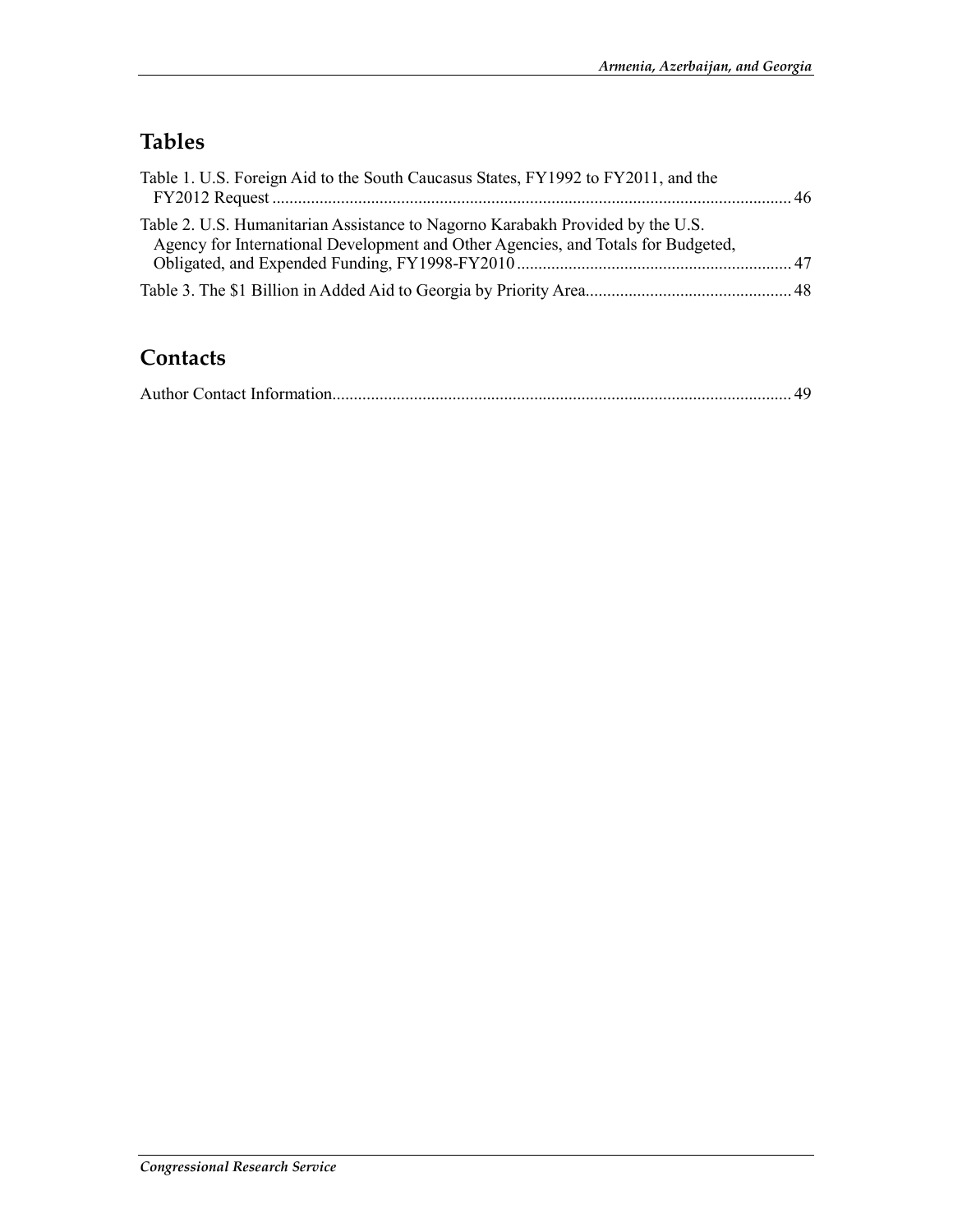## Tables

Table 1. U.S. Foreign Aid to the South Caucasus States, FY1992 to FY2011, and the FY2012 Request ........................................................................................................................ 46

Table 2. U.S. Humanitarian Assistance to Nagorno Karabakh Provided by the U.S. Agency for International Development and Other Agencies, and Totals for Budgeted, Obligated, and Expended Funding, FY1998-FY2010 ............................................................... 47

Table 3. The $1 Billion in Added Aid to Georgia by Priority Area................................................ 48

## Contacts

Author Contact Information........................................................................................................... 49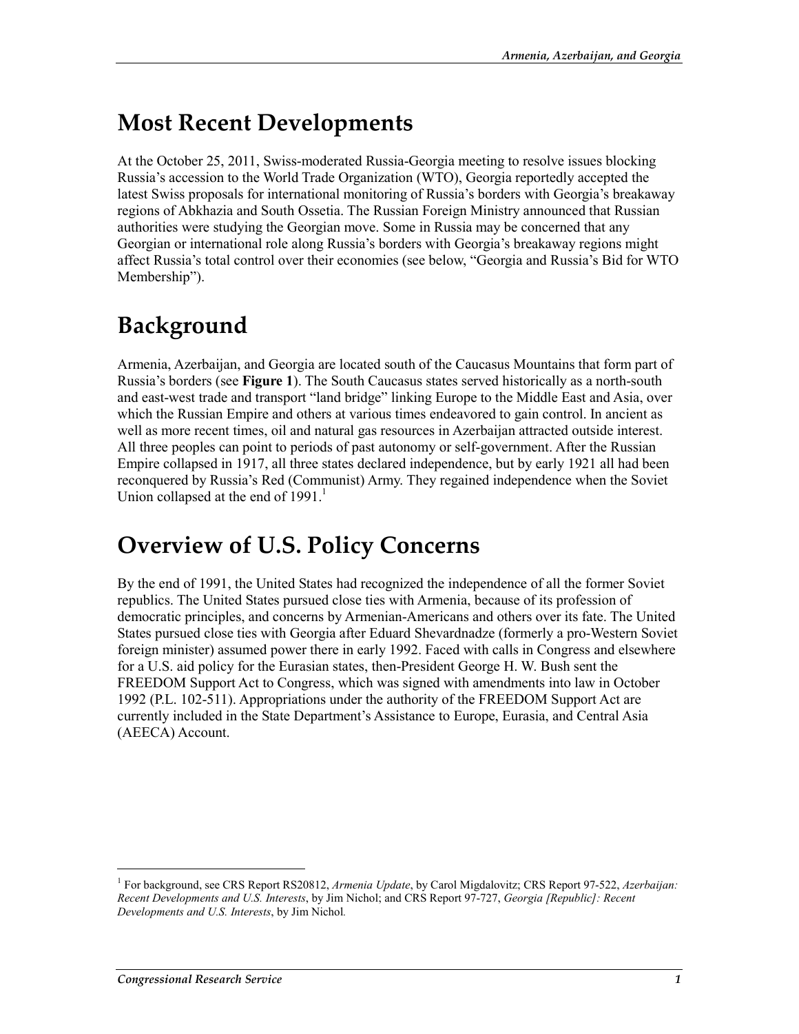## Most Recent Developments

At the October 25, 2011, Swiss-moderated Russia-Georgia meeting to resolve issues blocking Russia's accession to the World Trade Organization (WTO), Georgia reportedly accepted the latest Swiss proposals for international monitoring of Russia's borders with Georgia's breakaway regions of Abkhazia and South Ossetia. The Russian Foreign Ministry announced that Russian authorities were studying the Georgian move. Some in Russia may be concerned that any Georgian or international role along Russia's borders with Georgia's breakaway regions might affect Russia's total control over their economies (see below, "Georgia and Russia's Bid for WTO Membership").

## Background

Armenia, Azerbaijan, and Georgia are located south of the Caucasus Mountains that form part of Russia's borders (see **Figure 1**). The South Caucasus states served historically as a north-south and east-west trade and transport "land bridge" linking Europe to the Middle East and Asia, over which the Russian Empire and others at various times endeavored to gain control. In ancient as well as more recent times, oil and natural gas resources in Azerbaijan attracted outside interest. All three peoples can point to periods of past autonomy or self-government. After the Russian Empire collapsed in 1917, all three states declared independence, but by early 1921 all had been reconquered by Russia's Red (Communist) Army. They regained independence when the Soviet Union collapsed at the end of 1991.[1]

## Overview of U.S. Policy Concerns

By the end of 1991, the United States had recognized the independence of all the former Soviet republics. The United States pursued close ties with Armenia, because of its profession of democratic principles, and concerns by Armenian-Americans and others over its fate. The United States pursued close ties with Georgia after Eduard Shevardnadze (formerly a pro-Western Soviet foreign minister) assumed power there in early 1992. Faced with calls in Congress and elsewhere for a U.S. aid policy for the Eurasian states, then-President George H. W. Bush sent the FREEDOM Support Act to Congress, which was signed with amendments into law in October 1992 (P.L. 102-511). Appropriations under the authority of the FREEDOM Support Act are currently included in the State Department's Assistance to Europe, Eurasia, and Central Asia (AEECA) Account.

---

[1] For background, see CRS Report RS20812, *Armenia Update*, by Carol Migdalovitz; CRS Report 97-522, *Azerbaijan: Recent Developments and U.S. Interests*, by Jim Nichol; and CRS Report 97-727, *Georgia [Republic]: Recent Developments and U.S. Interests*, by Jim Nichol.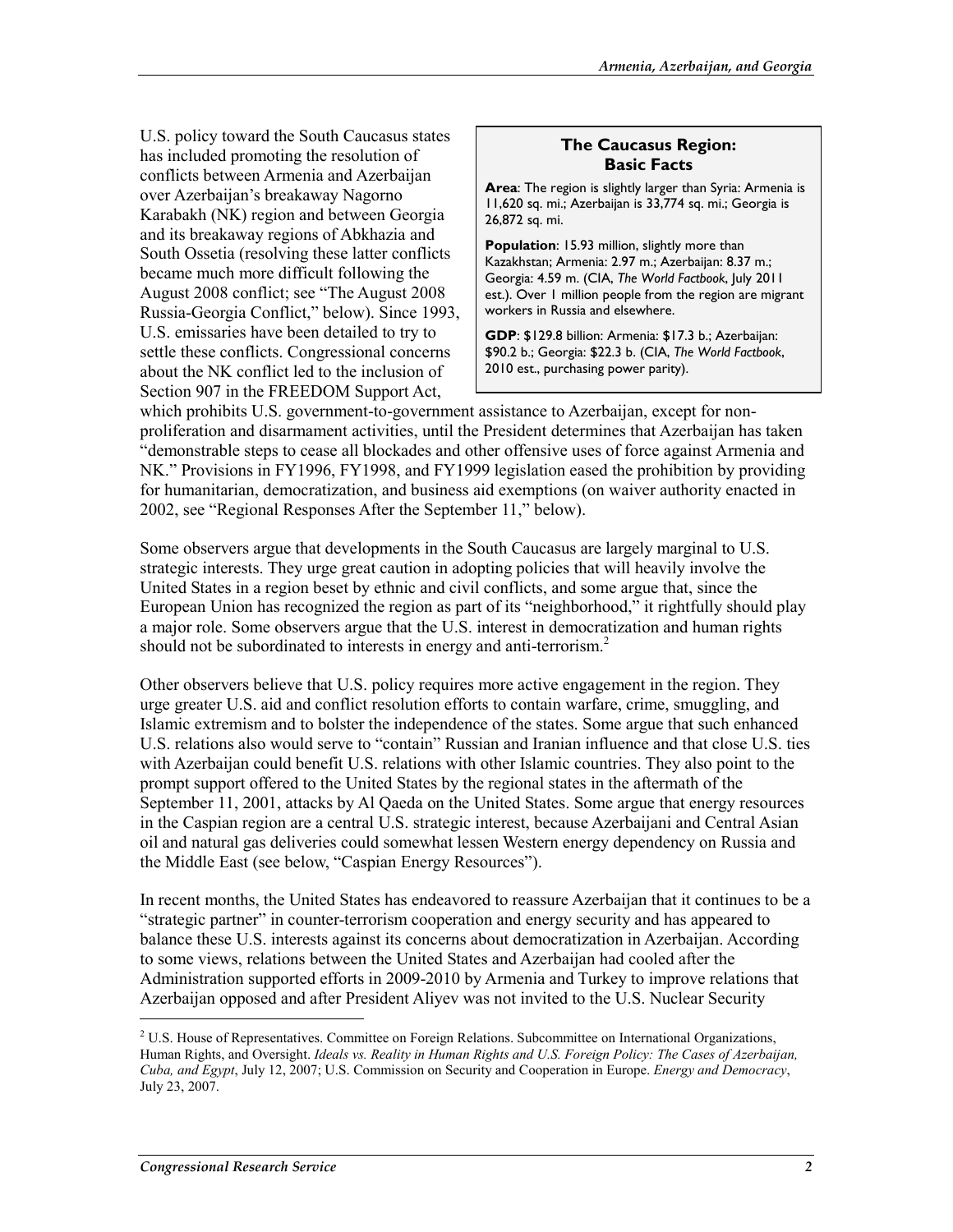U.S. policy toward the South Caucasus states has included promoting the resolution of conflicts between Armenia and Azerbaijan over Azerbaijan's breakaway Nagorno Karabakh (NK) region and between Georgia and its breakaway regions of Abkhazia and South Ossetia (resolving these latter conflicts became much more difficult following the August 2008 conflict; see "The August 2008 Russia-Georgia Conflict," below). Since 1993, U.S. emissaries have been detailed to try to settle these conflicts. Congressional concerns about the NK conflict led to the inclusion of Section 907 in the FREEDOM Support Act, which prohibits U.S. government-to-government assistance to Azerbaijan, except for non-proliferation and disarmament activities, until the President determines that Azerbaijan has taken "demonstrable steps to cease all blockades and other offensive uses of force against Armenia and NK." Provisions in FY1996, FY1998, and FY1999 legislation eased the prohibition by providing for humanitarian, democratization, and business aid exemptions (on waiver authority enacted in 2002, see "Regional Responses After the September 11," below).

> **The Caucasus Region: Basic Facts**
>
> **Area**: The region is slightly larger than Syria: Armenia is 11,620 sq. mi.; Azerbaijan is 33,774 sq. mi.; Georgia is 26,872 sq. mi.
>
> **Population**: 15.93 million, slightly more than Kazakhstan; Armenia: 2.97 m.; Azerbaijan: 8.37 m.; Georgia: 4.59 m. (CIA, *The World Factbook*, July 2011 est.). Over 1 million people from the region are migrant workers in Russia and elsewhere.
>
> **GDP**: $129.8 billion: Armenia: $17.3 b.; Azerbaijan: $90.2 b.; Georgia: $22.3 b. (CIA, *The World Factbook*, 2010 est., purchasing power parity).

Some observers argue that developments in the South Caucasus are largely marginal to U.S. strategic interests. They urge great caution in adopting policies that will heavily involve the United States in a region beset by ethnic and civil conflicts, and some argue that, since the European Union has recognized the region as part of its "neighborhood," it rightfully should play a major role. Some observers argue that the U.S. interest in democratization and human rights should not be subordinated to interests in energy and anti-terrorism.[2]

Other observers believe that U.S. policy requires more active engagement in the region. They urge greater U.S. aid and conflict resolution efforts to contain warfare, crime, smuggling, and Islamic extremism and to bolster the independence of the states. Some argue that such enhanced U.S. relations also would serve to "contain" Russian and Iranian influence and that close U.S. ties with Azerbaijan could benefit U.S. relations with other Islamic countries. They also point to the prompt support offered to the United States by the regional states in the aftermath of the September 11, 2001, attacks by Al Qaeda on the United States. Some argue that energy resources in the Caspian region are a central U.S. strategic interest, because Azerbaijani and Central Asian oil and natural gas deliveries could somewhat lessen Western energy dependency on Russia and the Middle East (see below, "Caspian Energy Resources").

In recent months, the United States has endeavored to reassure Azerbaijan that it continues to be a "strategic partner" in counter-terrorism cooperation and energy security and has appeared to balance these U.S. interests against its concerns about democratization in Azerbaijan. According to some views, relations between the United States and Azerbaijan had cooled after the Administration supported efforts in 2009-2010 by Armenia and Turkey to improve relations that Azerbaijan opposed and after President Aliyev was not invited to the U.S. Nuclear Security

---

[2] U.S. House of Representatives. Committee on Foreign Relations. Subcommittee on International Organizations, Human Rights, and Oversight. *Ideals vs. Reality in Human Rights and U.S. Foreign Policy: The Cases of Azerbaijan, Cuba, and Egypt*, July 12, 2007; U.S. Commission on Security and Cooperation in Europe. *Energy and Democracy*, July 23, 2007.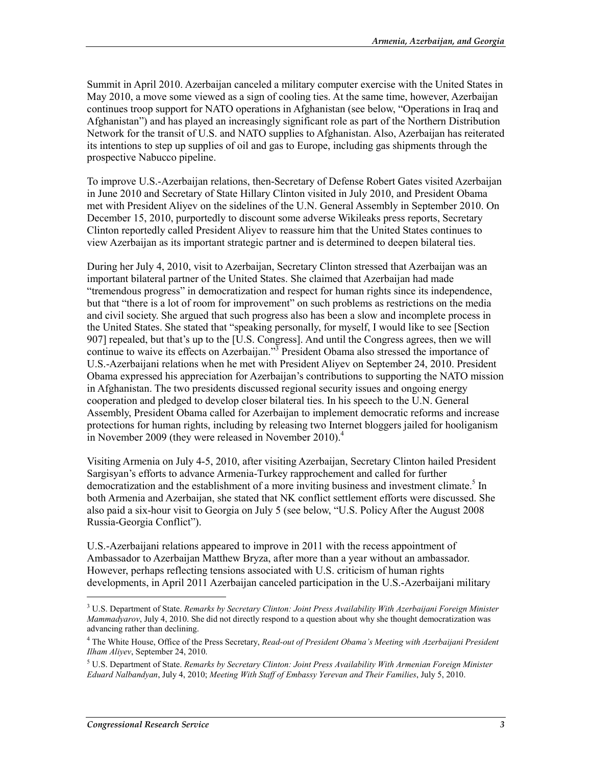Summit in April 2010. Azerbaijan canceled a military computer exercise with the United States in May 2010, a move some viewed as a sign of cooling ties. At the same time, however, Azerbaijan continues troop support for NATO operations in Afghanistan (see below, "Operations in Iraq and Afghanistan") and has played an increasingly significant role as part of the Northern Distribution Network for the transit of U.S. and NATO supplies to Afghanistan. Also, Azerbaijan has reiterated its intentions to step up supplies of oil and gas to Europe, including gas shipments through the prospective Nabucco pipeline.

To improve U.S.-Azerbaijan relations, then-Secretary of Defense Robert Gates visited Azerbaijan in June 2010 and Secretary of State Hillary Clinton visited in July 2010, and President Obama met with President Aliyev on the sidelines of the U.N. General Assembly in September 2010. On December 15, 2010, purportedly to discount some adverse Wikileaks press reports, Secretary Clinton reportedly called President Aliyev to reassure him that the United States continues to view Azerbaijan as its important strategic partner and is determined to deepen bilateral ties.

During her July 4, 2010, visit to Azerbaijan, Secretary Clinton stressed that Azerbaijan was an important bilateral partner of the United States. She claimed that Azerbaijan had made "tremendous progress" in democratization and respect for human rights since its independence, but that "there is a lot of room for improvement" on such problems as restrictions on the media and civil society. She argued that such progress also has been a slow and incomplete process in the United States. She stated that "speaking personally, for myself, I would like to see [Section 907] repealed, but that's up to the [U.S. Congress]. And until the Congress agrees, then we will continue to waive its effects on Azerbaijan."[3] President Obama also stressed the importance of U.S.-Azerbaijani relations when he met with President Aliyev on September 24, 2010. President Obama expressed his appreciation for Azerbaijan's contributions to supporting the NATO mission in Afghanistan. The two presidents discussed regional security issues and ongoing energy cooperation and pledged to develop closer bilateral ties. In his speech to the U.N. General Assembly, President Obama called for Azerbaijan to implement democratic reforms and increase protections for human rights, including by releasing two Internet bloggers jailed for hooliganism in November 2009 (they were released in November 2010).[4]

Visiting Armenia on July 4-5, 2010, after visiting Azerbaijan, Secretary Clinton hailed President Sargisyan's efforts to advance Armenia-Turkey rapprochement and called for further democratization and the establishment of a more inviting business and investment climate.[5] In both Armenia and Azerbaijan, she stated that NK conflict settlement efforts were discussed. She also paid a six-hour visit to Georgia on July 5 (see below, "U.S. Policy After the August 2008 Russia-Georgia Conflict").

U.S.-Azerbaijani relations appeared to improve in 2011 with the recess appointment of Ambassador to Azerbaijan Matthew Bryza, after more than a year without an ambassador. However, perhaps reflecting tensions associated with U.S. criticism of human rights developments, in April 2011 Azerbaijan canceled participation in the U.S.-Azerbaijani military

---

[3] U.S. Department of State. *Remarks by Secretary Clinton: Joint Press Availability With Azerbaijani Foreign Minister Mammadyarov*, July 4, 2010. She did not directly respond to a question about why she thought democratization was advancing rather than declining.

[4] The White House, Office of the Press Secretary, *Read-out of President Obama's Meeting with Azerbaijani President Ilham Aliyev*, September 24, 2010.

[5] U.S. Department of State. *Remarks by Secretary Clinton: Joint Press Availability With Armenian Foreign Minister Eduard Nalbandyan*, July 4, 2010; *Meeting With Staff of Embassy Yerevan and Their Families*, July 5, 2010.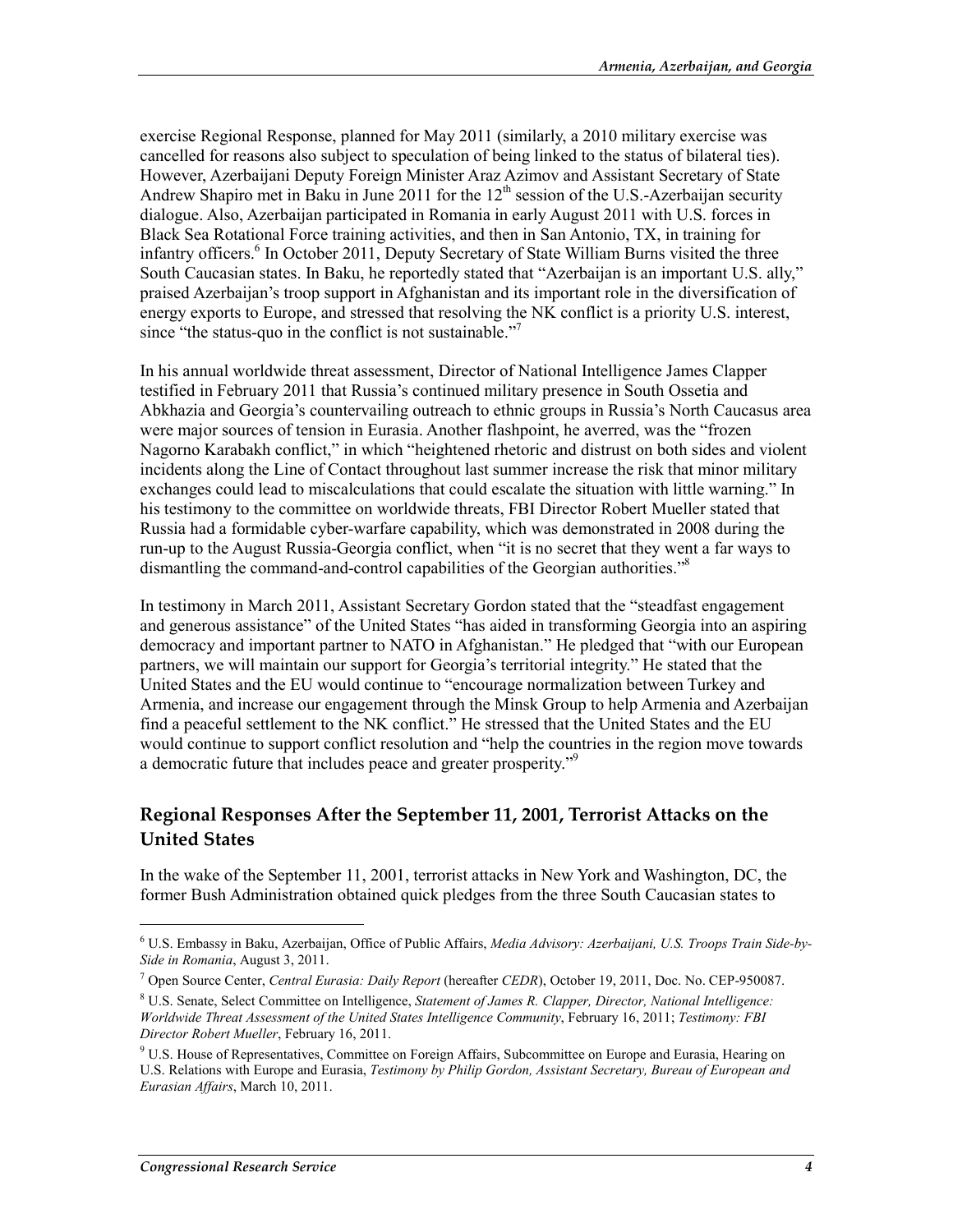exercise Regional Response, planned for May 2011 (similarly, a 2010 military exercise was cancelled for reasons also subject to speculation of being linked to the status of bilateral ties). However, Azerbaijani Deputy Foreign Minister Araz Azimov and Assistant Secretary of State Andrew Shapiro met in Baku in June 2011 for the 12th session of the U.S.-Azerbaijan security dialogue. Also, Azerbaijan participated in Romania in early August 2011 with U.S. forces in Black Sea Rotational Force training activities, and then in San Antonio, TX, in training for infantry officers.[6] In October 2011, Deputy Secretary of State William Burns visited the three South Caucasian states. In Baku, he reportedly stated that "Azerbaijan is an important U.S. ally," praised Azerbaijan's troop support in Afghanistan and its important role in the diversification of energy exports to Europe, and stressed that resolving the NK conflict is a priority U.S. interest, since "the status-quo in the conflict is not sustainable."[7]

In his annual worldwide threat assessment, Director of National Intelligence James Clapper testified in February 2011 that Russia's continued military presence in South Ossetia and Abkhazia and Georgia's countervailing outreach to ethnic groups in Russia's North Caucasus area were major sources of tension in Eurasia. Another flashpoint, he averred, was the "frozen Nagorno Karabakh conflict," in which "heightened rhetoric and distrust on both sides and violent incidents along the Line of Contact throughout last summer increase the risk that minor military exchanges could lead to miscalculations that could escalate the situation with little warning." In his testimony to the committee on worldwide threats, FBI Director Robert Mueller stated that Russia had a formidable cyber-warfare capability, which was demonstrated in 2008 during the run-up to the August Russia-Georgia conflict, when "it is no secret that they went a far ways to dismantling the command-and-control capabilities of the Georgian authorities."[8]

In testimony in March 2011, Assistant Secretary Gordon stated that the "steadfast engagement and generous assistance" of the United States "has aided in transforming Georgia into an aspiring democracy and important partner to NATO in Afghanistan." He pledged that "with our European partners, we will maintain our support for Georgia's territorial integrity." He stated that the United States and the EU would continue to "encourage normalization between Turkey and Armenia, and increase our engagement through the Minsk Group to help Armenia and Azerbaijan find a peaceful settlement to the NK conflict." He stressed that the United States and the EU would continue to support conflict resolution and "help the countries in the region move towards a democratic future that includes peace and greater prosperity."[9]

## Regional Responses After the September 11, 2001, Terrorist Attacks on the United States

In the wake of the September 11, 2001, terrorist attacks in New York and Washington, DC, the former Bush Administration obtained quick pledges from the three South Caucasian states to

---

[6] U.S. Embassy in Baku, Azerbaijan, Office of Public Affairs, *Media Advisory: Azerbaijani, U.S. Troops Train Side-by-Side in Romania*, August 3, 2011.

[7] Open Source Center, *Central Eurasia: Daily Report* (hereafter *CEDR*), October 19, 2011, Doc. No. CEP-950087.

[8] U.S. Senate, Select Committee on Intelligence, *Statement of James R. Clapper, Director, National Intelligence: Worldwide Threat Assessment of the United States Intelligence Community*, February 16, 2011; *Testimony: FBI Director Robert Mueller*, February 16, 2011.

[9] U.S. House of Representatives, Committee on Foreign Affairs, Subcommittee on Europe and Eurasia, Hearing on U.S. Relations with Europe and Eurasia, *Testimony by Philip Gordon, Assistant Secretary, Bureau of European and Eurasian Affairs*, March 10, 2011.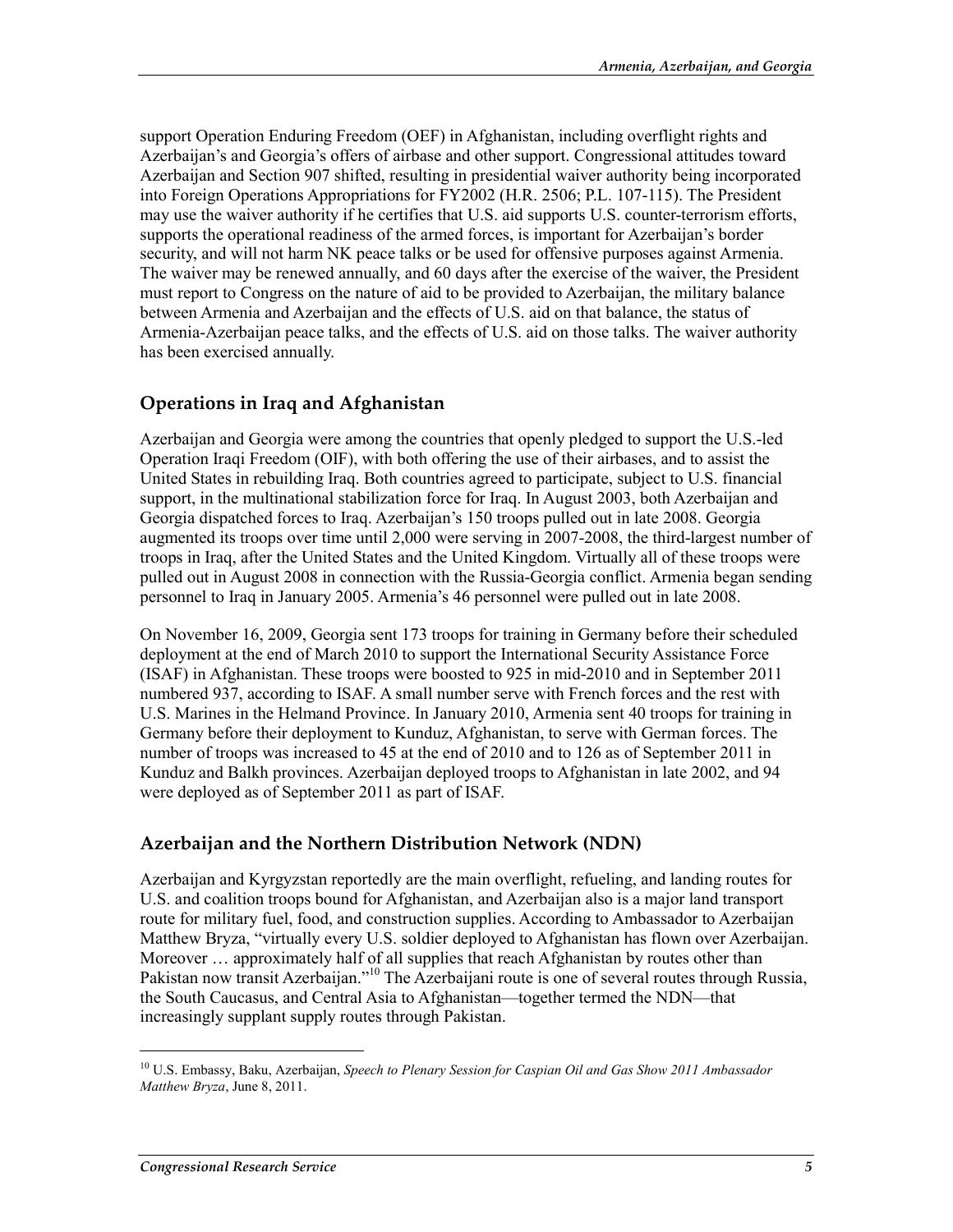support Operation Enduring Freedom (OEF) in Afghanistan, including overflight rights and Azerbaijan's and Georgia's offers of airbase and other support. Congressional attitudes toward Azerbaijan and Section 907 shifted, resulting in presidential waiver authority being incorporated into Foreign Operations Appropriations for FY2002 (H.R. 2506; P.L. 107-115). The President may use the waiver authority if he certifies that U.S. aid supports U.S. counter-terrorism efforts, supports the operational readiness of the armed forces, is important for Azerbaijan's border security, and will not harm NK peace talks or be used for offensive purposes against Armenia. The waiver may be renewed annually, and 60 days after the exercise of the waiver, the President must report to Congress on the nature of aid to be provided to Azerbaijan, the military balance between Armenia and Azerbaijan and the effects of U.S. aid on that balance, the status of Armenia-Azerbaijan peace talks, and the effects of U.S. aid on those talks. The waiver authority has been exercised annually.

## Operations in Iraq and Afghanistan

Azerbaijan and Georgia were among the countries that openly pledged to support the U.S.-led Operation Iraqi Freedom (OIF), with both offering the use of their airbases, and to assist the United States in rebuilding Iraq. Both countries agreed to participate, subject to U.S. financial support, in the multinational stabilization force for Iraq. In August 2003, both Azerbaijan and Georgia dispatched forces to Iraq. Azerbaijan's 150 troops pulled out in late 2008. Georgia augmented its troops over time until 2,000 were serving in 2007-2008, the third-largest number of troops in Iraq, after the United States and the United Kingdom. Virtually all of these troops were pulled out in August 2008 in connection with the Russia-Georgia conflict. Armenia began sending personnel to Iraq in January 2005. Armenia's 46 personnel were pulled out in late 2008.

On November 16, 2009, Georgia sent 173 troops for training in Germany before their scheduled deployment at the end of March 2010 to support the International Security Assistance Force (ISAF) in Afghanistan. These troops were boosted to 925 in mid-2010 and in September 2011 numbered 937, according to ISAF. A small number serve with French forces and the rest with U.S. Marines in the Helmand Province. In January 2010, Armenia sent 40 troops for training in Germany before their deployment to Kunduz, Afghanistan, to serve with German forces. The number of troops was increased to 45 at the end of 2010 and to 126 as of September 2011 in Kunduz and Balkh provinces. Azerbaijan deployed troops to Afghanistan in late 2002, and 94 were deployed as of September 2011 as part of ISAF.

## Azerbaijan and the Northern Distribution Network (NDN)

Azerbaijan and Kyrgyzstan reportedly are the main overflight, refueling, and landing routes for U.S. and coalition troops bound for Afghanistan, and Azerbaijan also is a major land transport route for military fuel, food, and construction supplies. According to Ambassador to Azerbaijan Matthew Bryza, "virtually every U.S. soldier deployed to Afghanistan has flown over Azerbaijan. Moreover … approximately half of all supplies that reach Afghanistan by routes other than Pakistan now transit Azerbaijan."[10] The Azerbaijani route is one of several routes through Russia, the South Caucasus, and Central Asia to Afghanistan—together termed the NDN—that increasingly supplant supply routes through Pakistan.

[10] U.S. Embassy, Baku, Azerbaijan, *Speech to Plenary Session for Caspian Oil and Gas Show 2011 Ambassador Matthew Bryza*, June 8, 2011.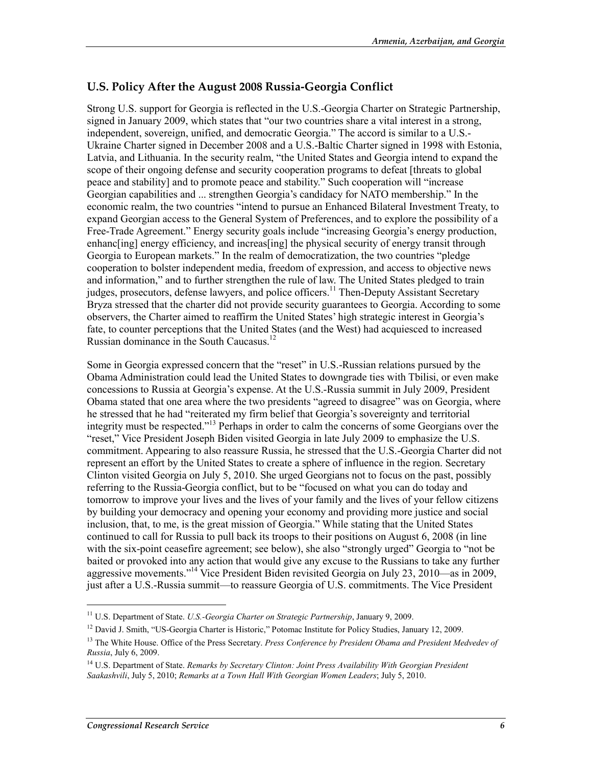## U.S. Policy After the August 2008 Russia-Georgia Conflict

Strong U.S. support for Georgia is reflected in the U.S.-Georgia Charter on Strategic Partnership, signed in January 2009, which states that "our two countries share a vital interest in a strong, independent, sovereign, unified, and democratic Georgia." The accord is similar to a U.S.-Ukraine Charter signed in December 2008 and a U.S.-Baltic Charter signed in 1998 with Estonia, Latvia, and Lithuania. In the security realm, "the United States and Georgia intend to expand the scope of their ongoing defense and security cooperation programs to defeat [threats to global peace and stability] and to promote peace and stability." Such cooperation will "increase Georgian capabilities and ... strengthen Georgia's candidacy for NATO membership." In the economic realm, the two countries "intend to pursue an Enhanced Bilateral Investment Treaty, to expand Georgian access to the General System of Preferences, and to explore the possibility of a Free-Trade Agreement." Energy security goals include "increasing Georgia's energy production, enhanc[ing] energy efficiency, and increas[ing] the physical security of energy transit through Georgia to European markets." In the realm of democratization, the two countries "pledge cooperation to bolster independent media, freedom of expression, and access to objective news and information," and to further strengthen the rule of law. The United States pledged to train judges, prosecutors, defense lawyers, and police officers.[11] Then-Deputy Assistant Secretary Bryza stressed that the charter did not provide security guarantees to Georgia. According to some observers, the Charter aimed to reaffirm the United States' high strategic interest in Georgia's fate, to counter perceptions that the United States (and the West) had acquiesced to increased Russian dominance in the South Caucasus.[12]

Some in Georgia expressed concern that the "reset" in U.S.-Russian relations pursued by the Obama Administration could lead the United States to downgrade ties with Tbilisi, or even make concessions to Russia at Georgia's expense. At the U.S.-Russia summit in July 2009, President Obama stated that one area where the two presidents "agreed to disagree" was on Georgia, where he stressed that he had "reiterated my firm belief that Georgia's sovereignty and territorial integrity must be respected."[13] Perhaps in order to calm the concerns of some Georgians over the "reset," Vice President Joseph Biden visited Georgia in late July 2009 to emphasize the U.S. commitment. Appearing to also reassure Russia, he stressed that the U.S.-Georgia Charter did not represent an effort by the United States to create a sphere of influence in the region. Secretary Clinton visited Georgia on July 5, 2010. She urged Georgians not to focus on the past, possibly referring to the Russia-Georgia conflict, but to be "focused on what you can do today and tomorrow to improve your lives and the lives of your family and the lives of your fellow citizens by building your democracy and opening your economy and providing more justice and social inclusion, that, to me, is the great mission of Georgia." While stating that the United States continued to call for Russia to pull back its troops to their positions on August 6, 2008 (in line with the six-point ceasefire agreement; see below), she also "strongly urged" Georgia to "not be baited or provoked into any action that would give any excuse to the Russians to take any further aggressive movements."[14] Vice President Biden revisited Georgia on July 23, 2010—as in 2009, just after a U.S.-Russia summit—to reassure Georgia of U.S. commitments. The Vice President

---

[11] U.S. Department of State. *U.S.-Georgia Charter on Strategic Partnership*, January 9, 2009.

[12] David J. Smith, "US-Georgia Charter is Historic," Potomac Institute for Policy Studies, January 12, 2009.

[13] The White House. Office of the Press Secretary. *Press Conference by President Obama and President Medvedev of Russia*, July 6, 2009.

[14] U.S. Department of State. *Remarks by Secretary Clinton: Joint Press Availability With Georgian President Saakashvili*, July 5, 2010; *Remarks at a Town Hall With Georgian Women Leaders*; July 5, 2010.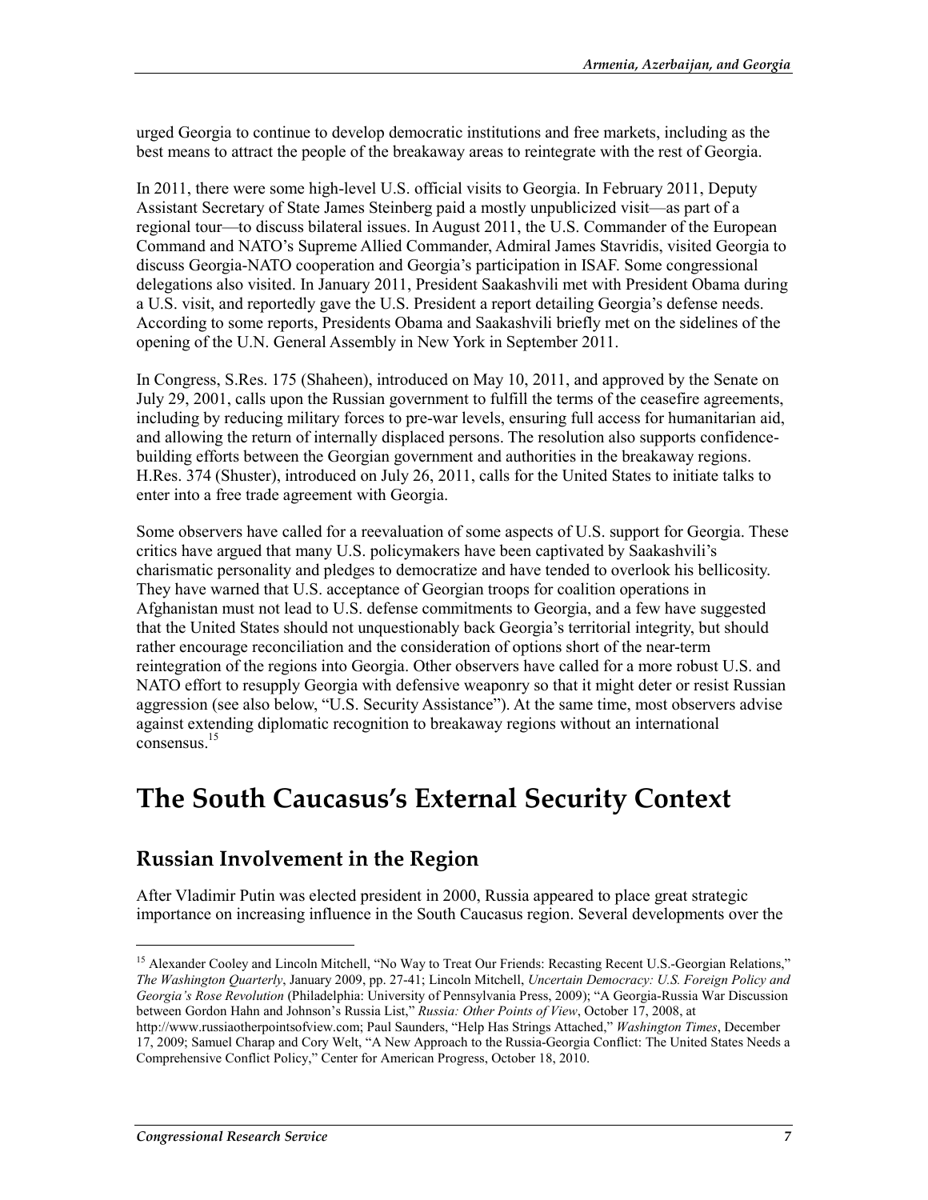urged Georgia to continue to develop democratic institutions and free markets, including as the best means to attract the people of the breakaway areas to reintegrate with the rest of Georgia.

In 2011, there were some high-level U.S. official visits to Georgia. In February 2011, Deputy Assistant Secretary of State James Steinberg paid a mostly unpublicized visit—as part of a regional tour—to discuss bilateral issues. In August 2011, the U.S. Commander of the European Command and NATO's Supreme Allied Commander, Admiral James Stavridis, visited Georgia to discuss Georgia-NATO cooperation and Georgia's participation in ISAF. Some congressional delegations also visited. In January 2011, President Saakashvili met with President Obama during a U.S. visit, and reportedly gave the U.S. President a report detailing Georgia's defense needs. According to some reports, Presidents Obama and Saakashvili briefly met on the sidelines of the opening of the U.N. General Assembly in New York in September 2011.

In Congress, S.Res. 175 (Shaheen), introduced on May 10, 2011, and approved by the Senate on July 29, 2001, calls upon the Russian government to fulfill the terms of the ceasefire agreements, including by reducing military forces to pre-war levels, ensuring full access for humanitarian aid, and allowing the return of internally displaced persons. The resolution also supports confidence-building efforts between the Georgian government and authorities in the breakaway regions. H.Res. 374 (Shuster), introduced on July 26, 2011, calls for the United States to initiate talks to enter into a free trade agreement with Georgia.

Some observers have called for a reevaluation of some aspects of U.S. support for Georgia. These critics have argued that many U.S. policymakers have been captivated by Saakashvili's charismatic personality and pledges to democratize and have tended to overlook his bellicosity. They have warned that U.S. acceptance of Georgian troops for coalition operations in Afghanistan must not lead to U.S. defense commitments to Georgia, and a few have suggested that the United States should not unquestionably back Georgia's territorial integrity, but should rather encourage reconciliation and the consideration of options short of the near-term reintegration of the regions into Georgia. Other observers have called for a more robust U.S. and NATO effort to resupply Georgia with defensive weaponry so that it might deter or resist Russian aggression (see also below, "U.S. Security Assistance"). At the same time, most observers advise against extending diplomatic recognition to breakaway regions without an international consensus.[15]

# The South Caucasus's External Security Context

## Russian Involvement in the Region

After Vladimir Putin was elected president in 2000, Russia appeared to place great strategic importance on increasing influence in the South Caucasus region. Several developments over the

---

[15] Alexander Cooley and Lincoln Mitchell, "No Way to Treat Our Friends: Recasting Recent U.S.-Georgian Relations," *The Washington Quarterly*, January 2009, pp. 27-41; Lincoln Mitchell, *Uncertain Democracy: U.S. Foreign Policy and Georgia's Rose Revolution* (Philadelphia: University of Pennsylvania Press, 2009); "A Georgia-Russia War Discussion between Gordon Hahn and Johnson's Russia List," *Russia: Other Points of View*, October 17, 2008, at http://www.russiaotherpointsofview.com; Paul Saunders, "Help Has Strings Attached," *Washington Times*, December 17, 2009; Samuel Charap and Cory Welt, "A New Approach to the Russia-Georgia Conflict: The United States Needs a Comprehensive Conflict Policy," Center for American Progress, October 18, 2010.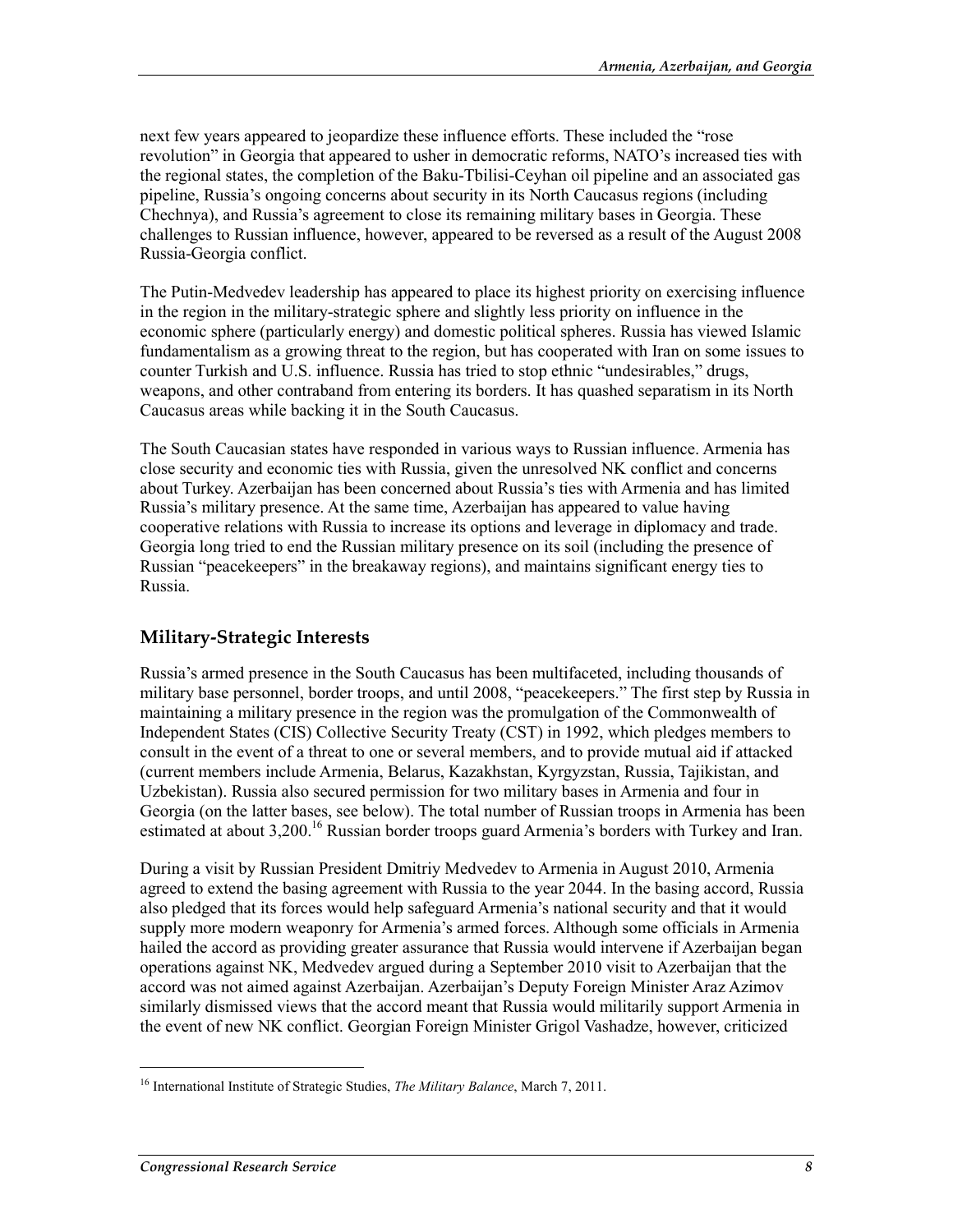next few years appeared to jeopardize these influence efforts. These included the "rose revolution" in Georgia that appeared to usher in democratic reforms, NATO's increased ties with the regional states, the completion of the Baku-Tbilisi-Ceyhan oil pipeline and an associated gas pipeline, Russia's ongoing concerns about security in its North Caucasus regions (including Chechnya), and Russia's agreement to close its remaining military bases in Georgia. These challenges to Russian influence, however, appeared to be reversed as a result of the August 2008 Russia-Georgia conflict.

The Putin-Medvedev leadership has appeared to place its highest priority on exercising influence in the region in the military-strategic sphere and slightly less priority on influence in the economic sphere (particularly energy) and domestic political spheres. Russia has viewed Islamic fundamentalism as a growing threat to the region, but has cooperated with Iran on some issues to counter Turkish and U.S. influence. Russia has tried to stop ethnic "undesirables," drugs, weapons, and other contraband from entering its borders. It has quashed separatism in its North Caucasus areas while backing it in the South Caucasus.

The South Caucasian states have responded in various ways to Russian influence. Armenia has close security and economic ties with Russia, given the unresolved NK conflict and concerns about Turkey. Azerbaijan has been concerned about Russia's ties with Armenia and has limited Russia's military presence. At the same time, Azerbaijan has appeared to value having cooperative relations with Russia to increase its options and leverage in diplomacy and trade. Georgia long tried to end the Russian military presence on its soil (including the presence of Russian "peacekeepers" in the breakaway regions), and maintains significant energy ties to Russia.

## Military-Strategic Interests

Russia's armed presence in the South Caucasus has been multifaceted, including thousands of military base personnel, border troops, and until 2008, "peacekeepers." The first step by Russia in maintaining a military presence in the region was the promulgation of the Commonwealth of Independent States (CIS) Collective Security Treaty (CST) in 1992, which pledges members to consult in the event of a threat to one or several members, and to provide mutual aid if attacked (current members include Armenia, Belarus, Kazakhstan, Kyrgyzstan, Russia, Tajikistan, and Uzbekistan). Russia also secured permission for two military bases in Armenia and four in Georgia (on the latter bases, see below). The total number of Russian troops in Armenia has been estimated at about 3,200.[16] Russian border troops guard Armenia's borders with Turkey and Iran.

During a visit by Russian President Dmitriy Medvedev to Armenia in August 2010, Armenia agreed to extend the basing agreement with Russia to the year 2044. In the basing accord, Russia also pledged that its forces would help safeguard Armenia's national security and that it would supply more modern weaponry for Armenia's armed forces. Although some officials in Armenia hailed the accord as providing greater assurance that Russia would intervene if Azerbaijan began operations against NK, Medvedev argued during a September 2010 visit to Azerbaijan that the accord was not aimed against Azerbaijan. Azerbaijan's Deputy Foreign Minister Araz Azimov similarly dismissed views that the accord meant that Russia would militarily support Armenia in the event of new NK conflict. Georgian Foreign Minister Grigol Vashadze, however, criticized

---

[16] International Institute of Strategic Studies, *The Military Balance*, March 7, 2011.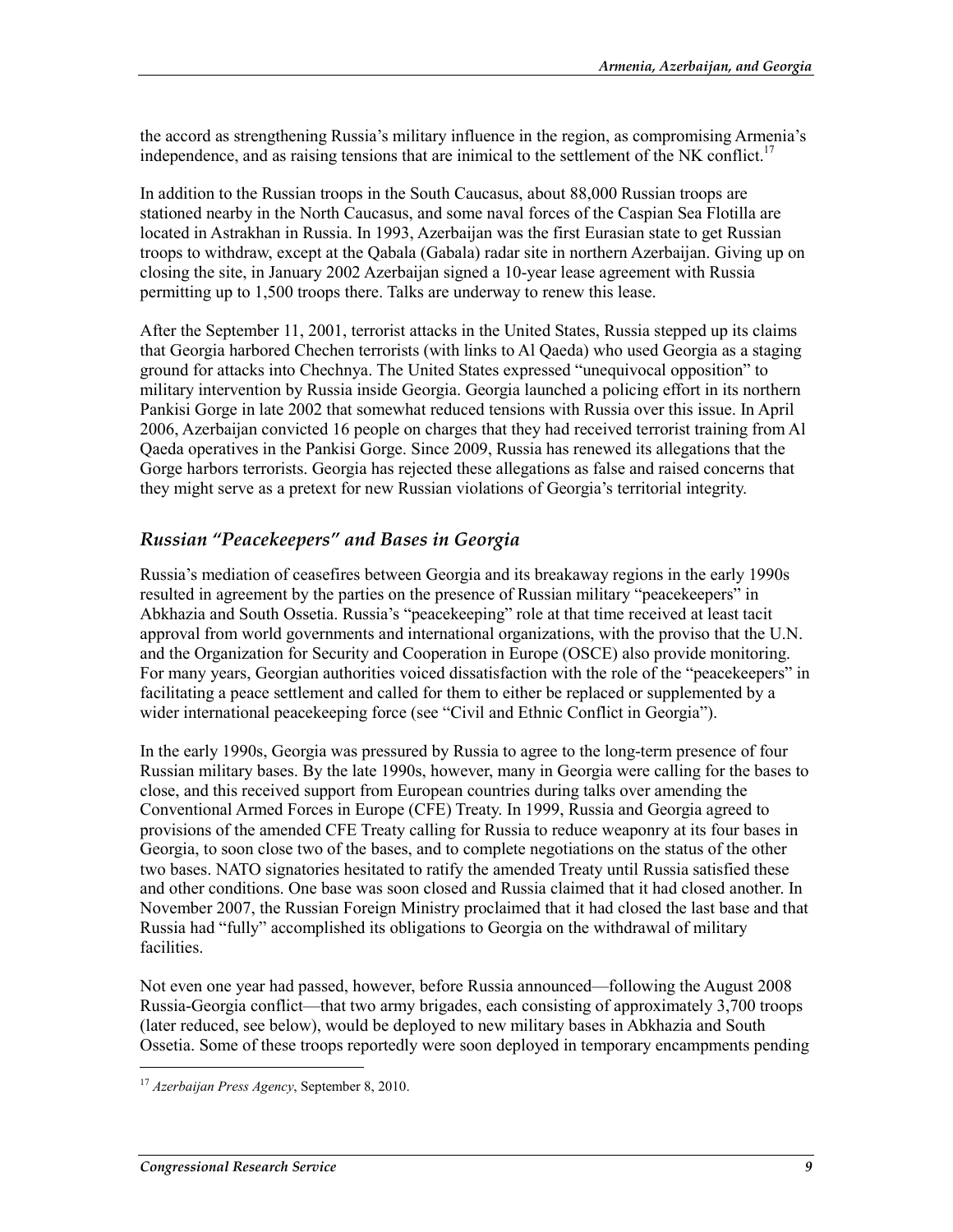the accord as strengthening Russia's military influence in the region, as compromising Armenia's independence, and as raising tensions that are inimical to the settlement of the NK conflict.[17]

In addition to the Russian troops in the South Caucasus, about 88,000 Russian troops are stationed nearby in the North Caucasus, and some naval forces of the Caspian Sea Flotilla are located in Astrakhan in Russia. In 1993, Azerbaijan was the first Eurasian state to get Russian troops to withdraw, except at the Qabala (Gabala) radar site in northern Azerbaijan. Giving up on closing the site, in January 2002 Azerbaijan signed a 10-year lease agreement with Russia permitting up to 1,500 troops there. Talks are underway to renew this lease.

After the September 11, 2001, terrorist attacks in the United States, Russia stepped up its claims that Georgia harbored Chechen terrorists (with links to Al Qaeda) who used Georgia as a staging ground for attacks into Chechnya. The United States expressed "unequivocal opposition" to military intervention by Russia inside Georgia. Georgia launched a policing effort in its northern Pankisi Gorge in late 2002 that somewhat reduced tensions with Russia over this issue. In April 2006, Azerbaijan convicted 16 people on charges that they had received terrorist training from Al Qaeda operatives in the Pankisi Gorge. Since 2009, Russia has renewed its allegations that the Gorge harbors terrorists. Georgia has rejected these allegations as false and raised concerns that they might serve as a pretext for new Russian violations of Georgia's territorial integrity.

### *Russian "Peacekeepers" and Bases in Georgia*

Russia's mediation of ceasefires between Georgia and its breakaway regions in the early 1990s resulted in agreement by the parties on the presence of Russian military "peacekeepers" in Abkhazia and South Ossetia. Russia's "peacekeeping" role at that time received at least tacit approval from world governments and international organizations, with the proviso that the U.N. and the Organization for Security and Cooperation in Europe (OSCE) also provide monitoring. For many years, Georgian authorities voiced dissatisfaction with the role of the "peacekeepers" in facilitating a peace settlement and called for them to either be replaced or supplemented by a wider international peacekeeping force (see "Civil and Ethnic Conflict in Georgia").

In the early 1990s, Georgia was pressured by Russia to agree to the long-term presence of four Russian military bases. By the late 1990s, however, many in Georgia were calling for the bases to close, and this received support from European countries during talks over amending the Conventional Armed Forces in Europe (CFE) Treaty. In 1999, Russia and Georgia agreed to provisions of the amended CFE Treaty calling for Russia to reduce weaponry at its four bases in Georgia, to soon close two of the bases, and to complete negotiations on the status of the other two bases. NATO signatories hesitated to ratify the amended Treaty until Russia satisfied these and other conditions. One base was soon closed and Russia claimed that it had closed another. In November 2007, the Russian Foreign Ministry proclaimed that it had closed the last base and that Russia had "fully" accomplished its obligations to Georgia on the withdrawal of military facilities.

Not even one year had passed, however, before Russia announced—following the August 2008 Russia-Georgia conflict—that two army brigades, each consisting of approximately 3,700 troops (later reduced, see below), would be deployed to new military bases in Abkhazia and South Ossetia. Some of these troops reportedly were soon deployed in temporary encampments pending

[17] *Azerbaijan Press Agency*, September 8, 2010.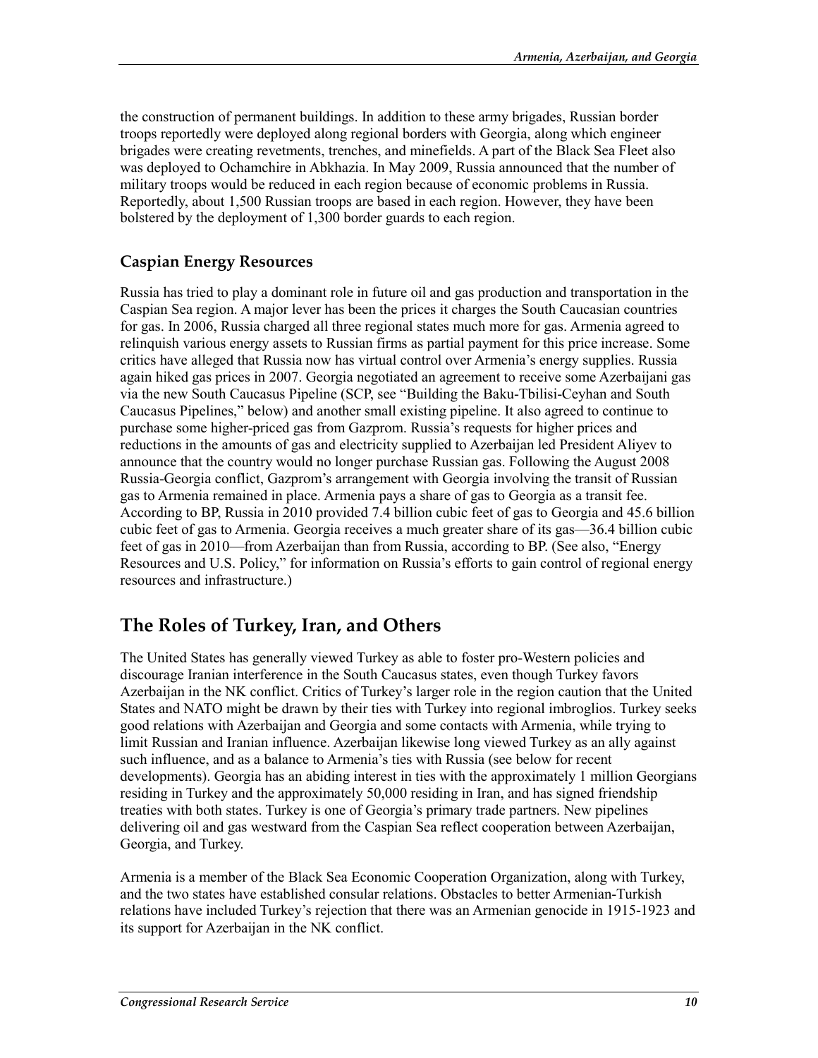the construction of permanent buildings. In addition to these army brigades, Russian border troops reportedly were deployed along regional borders with Georgia, along which engineer brigades were creating revetments, trenches, and minefields. A part of the Black Sea Fleet also was deployed to Ochamchire in Abkhazia. In May 2009, Russia announced that the number of military troops would be reduced in each region because of economic problems in Russia. Reportedly, about 1,500 Russian troops are based in each region. However, they have been bolstered by the deployment of 1,300 border guards to each region.

### Caspian Energy Resources

Russia has tried to play a dominant role in future oil and gas production and transportation in the Caspian Sea region. A major lever has been the prices it charges the South Caucasian countries for gas. In 2006, Russia charged all three regional states much more for gas. Armenia agreed to relinquish various energy assets to Russian firms as partial payment for this price increase. Some critics have alleged that Russia now has virtual control over Armenia's energy supplies. Russia again hiked gas prices in 2007. Georgia negotiated an agreement to receive some Azerbaijani gas via the new South Caucasus Pipeline (SCP, see "Building the Baku-Tbilisi-Ceyhan and South Caucasus Pipelines," below) and another small existing pipeline. It also agreed to continue to purchase some higher-priced gas from Gazprom. Russia's requests for higher prices and reductions in the amounts of gas and electricity supplied to Azerbaijan led President Aliyev to announce that the country would no longer purchase Russian gas. Following the August 2008 Russia-Georgia conflict, Gazprom's arrangement with Georgia involving the transit of Russian gas to Armenia remained in place. Armenia pays a share of gas to Georgia as a transit fee. According to BP, Russia in 2010 provided 7.4 billion cubic feet of gas to Georgia and 45.6 billion cubic feet of gas to Armenia. Georgia receives a much greater share of its gas—36.4 billion cubic feet of gas in 2010—from Azerbaijan than from Russia, according to BP. (See also, "Energy Resources and U.S. Policy," for information on Russia's efforts to gain control of regional energy resources and infrastructure.)

## The Roles of Turkey, Iran, and Others

The United States has generally viewed Turkey as able to foster pro-Western policies and discourage Iranian interference in the South Caucasus states, even though Turkey favors Azerbaijan in the NK conflict. Critics of Turkey's larger role in the region caution that the United States and NATO might be drawn by their ties with Turkey into regional imbroglios. Turkey seeks good relations with Azerbaijan and Georgia and some contacts with Armenia, while trying to limit Russian and Iranian influence. Azerbaijan likewise long viewed Turkey as an ally against such influence, and as a balance to Armenia's ties with Russia (see below for recent developments). Georgia has an abiding interest in ties with the approximately 1 million Georgians residing in Turkey and the approximately 50,000 residing in Iran, and has signed friendship treaties with both states. Turkey is one of Georgia's primary trade partners. New pipelines delivering oil and gas westward from the Caspian Sea reflect cooperation between Azerbaijan, Georgia, and Turkey.

Armenia is a member of the Black Sea Economic Cooperation Organization, along with Turkey, and the two states have established consular relations. Obstacles to better Armenian-Turkish relations have included Turkey's rejection that there was an Armenian genocide in 1915-1923 and its support for Azerbaijan in the NK conflict.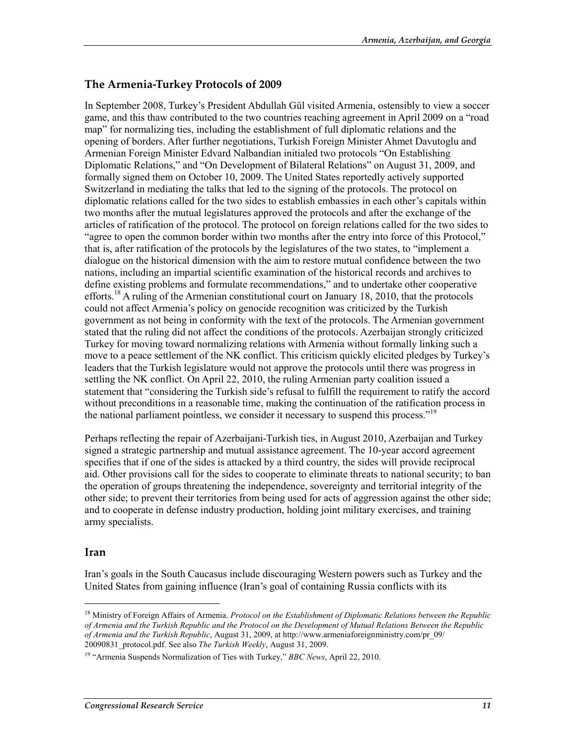### The Armenia-Turkey Protocols of 2009

In September 2008, Turkey's President Abdullah Gül visited Armenia, ostensibly to view a soccer game, and this thaw contributed to the two countries reaching agreement in April 2009 on a "road map" for normalizing ties, including the establishment of full diplomatic relations and the opening of borders. After further negotiations, Turkish Foreign Minister Ahmet Davutoglu and Armenian Foreign Minister Edvard Nalbandian initialed two protocols "On Establishing Diplomatic Relations," and "On Development of Bilateral Relations" on August 31, 2009, and formally signed them on October 10, 2009. The United States reportedly actively supported Switzerland in mediating the talks that led to the signing of the protocols. The protocol on diplomatic relations called for the two sides to establish embassies in each other's capitals within two months after the mutual legislatures approved the protocols and after the exchange of the articles of ratification of the protocol. The protocol on foreign relations called for the two sides to "agree to open the common border within two months after the entry into force of this Protocol," that is, after ratification of the protocols by the legislatures of the two states, to "implement a dialogue on the historical dimension with the aim to restore mutual confidence between the two nations, including an impartial scientific examination of the historical records and archives to define existing problems and formulate recommendations," and to undertake other cooperative efforts.[18] A ruling of the Armenian constitutional court on January 18, 2010, that the protocols could not affect Armenia's policy on genocide recognition was criticized by the Turkish government as not being in conformity with the text of the protocols. The Armenian government stated that the ruling did not affect the conditions of the protocols. Azerbaijan strongly criticized Turkey for moving toward normalizing relations with Armenia without formally linking such a move to a peace settlement of the NK conflict. This criticism quickly elicited pledges by Turkey's leaders that the Turkish legislature would not approve the protocols until there was progress in settling the NK conflict. On April 22, 2010, the ruling Armenian party coalition issued a statement that "considering the Turkish side's refusal to fulfill the requirement to ratify the accord without preconditions in a reasonable time, making the continuation of the ratification process in the national parliament pointless, we consider it necessary to suspend this process."[19]

Perhaps reflecting the repair of Azerbaijani-Turkish ties, in August 2010, Azerbaijan and Turkey signed a strategic partnership and mutual assistance agreement. The 10-year accord agreement specifies that if one of the sides is attacked by a third country, the sides will provide reciprocal aid. Other provisions call for the sides to cooperate to eliminate threats to national security; to ban the operation of groups threatening the independence, sovereignty and territorial integrity of the other side; to prevent their territories from being used for acts of aggression against the other side; and to cooperate in defense industry production, holding joint military exercises, and training army specialists.

## Iran

Iran's goals in the South Caucasus include discouraging Western powers such as Turkey and the United States from gaining influence (Iran's goal of containing Russia conflicts with its

---

[18] Ministry of Foreign Affairs of Armenia. *Protocol on the Establishment of Diplomatic Relations between the Republic of Armenia and the Turkish Republic and the Protocol on the Development of Mutual Relations Between the Republic of Armenia and the Turkish Republic*, August 31, 2009, at http://www.armeniaforeignministry.com/pr_09/20090831_protocol.pdf. See also *The Turkish Weekly*, August 31, 2009.

[19] "Armenia Suspends Normalization of Ties with Turkey," *BBC News*, April 22, 2010.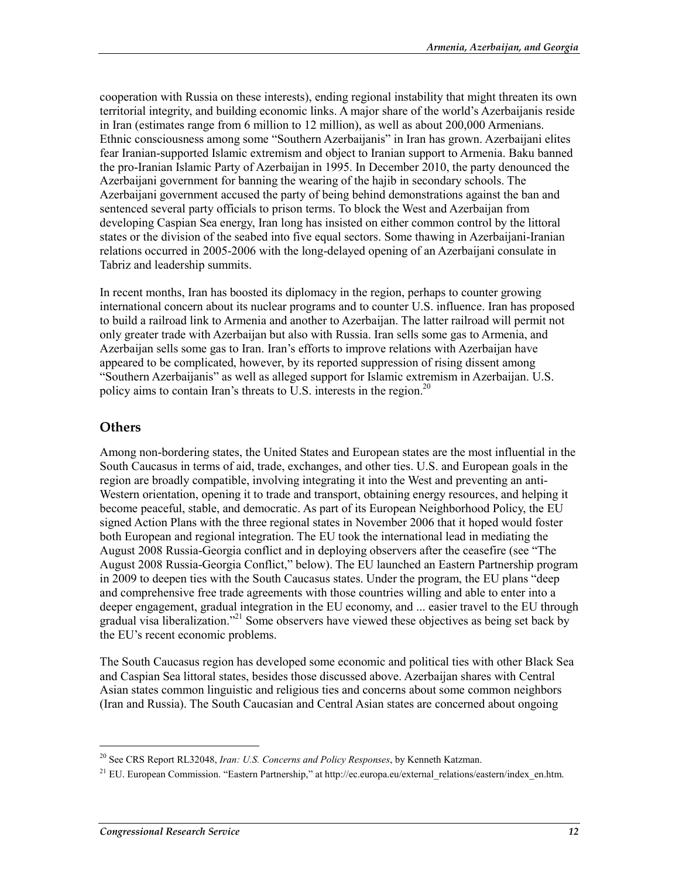cooperation with Russia on these interests), ending regional instability that might threaten its own territorial integrity, and building economic links. A major share of the world's Azerbaijanis reside in Iran (estimates range from 6 million to 12 million), as well as about 200,000 Armenians. Ethnic consciousness among some "Southern Azerbaijanis" in Iran has grown. Azerbaijani elites fear Iranian-supported Islamic extremism and object to Iranian support to Armenia. Baku banned the pro-Iranian Islamic Party of Azerbaijan in 1995. In December 2010, the party denounced the Azerbaijani government for banning the wearing of the hajib in secondary schools. The Azerbaijani government accused the party of being behind demonstrations against the ban and sentenced several party officials to prison terms. To block the West and Azerbaijan from developing Caspian Sea energy, Iran long has insisted on either common control by the littoral states or the division of the seabed into five equal sectors. Some thawing in Azerbaijani-Iranian relations occurred in 2005-2006 with the long-delayed opening of an Azerbaijani consulate in Tabriz and leadership summits.

In recent months, Iran has boosted its diplomacy in the region, perhaps to counter growing international concern about its nuclear programs and to counter U.S. influence. Iran has proposed to build a railroad link to Armenia and another to Azerbaijan. The latter railroad will permit not only greater trade with Azerbaijan but also with Russia. Iran sells some gas to Armenia, and Azerbaijan sells some gas to Iran. Iran's efforts to improve relations with Azerbaijan have appeared to be complicated, however, by its reported suppression of rising dissent among "Southern Azerbaijanis" as well as alleged support for Islamic extremism in Azerbaijan. U.S. policy aims to contain Iran's threats to U.S. interests in the region.[20]

## Others

Among non-bordering states, the United States and European states are the most influential in the South Caucasus in terms of aid, trade, exchanges, and other ties. U.S. and European goals in the region are broadly compatible, involving integrating it into the West and preventing an anti-Western orientation, opening it to trade and transport, obtaining energy resources, and helping it become peaceful, stable, and democratic. As part of its European Neighborhood Policy, the EU signed Action Plans with the three regional states in November 2006 that it hoped would foster both European and regional integration. The EU took the international lead in mediating the August 2008 Russia-Georgia conflict and in deploying observers after the ceasefire (see "The August 2008 Russia-Georgia Conflict," below). The EU launched an Eastern Partnership program in 2009 to deepen ties with the South Caucasus states. Under the program, the EU plans "deep and comprehensive free trade agreements with those countries willing and able to enter into a deeper engagement, gradual integration in the EU economy, and ... easier travel to the EU through gradual visa liberalization."[21] Some observers have viewed these objectives as being set back by the EU's recent economic problems.

The South Caucasus region has developed some economic and political ties with other Black Sea and Caspian Sea littoral states, besides those discussed above. Azerbaijan shares with Central Asian states common linguistic and religious ties and concerns about some common neighbors (Iran and Russia). The South Caucasian and Central Asian states are concerned about ongoing

---

[20] See CRS Report RL32048, *Iran: U.S. Concerns and Policy Responses*, by Kenneth Katzman.

[21] EU. European Commission. "Eastern Partnership," at http://ec.europa.eu/external_relations/eastern/index_en.htm.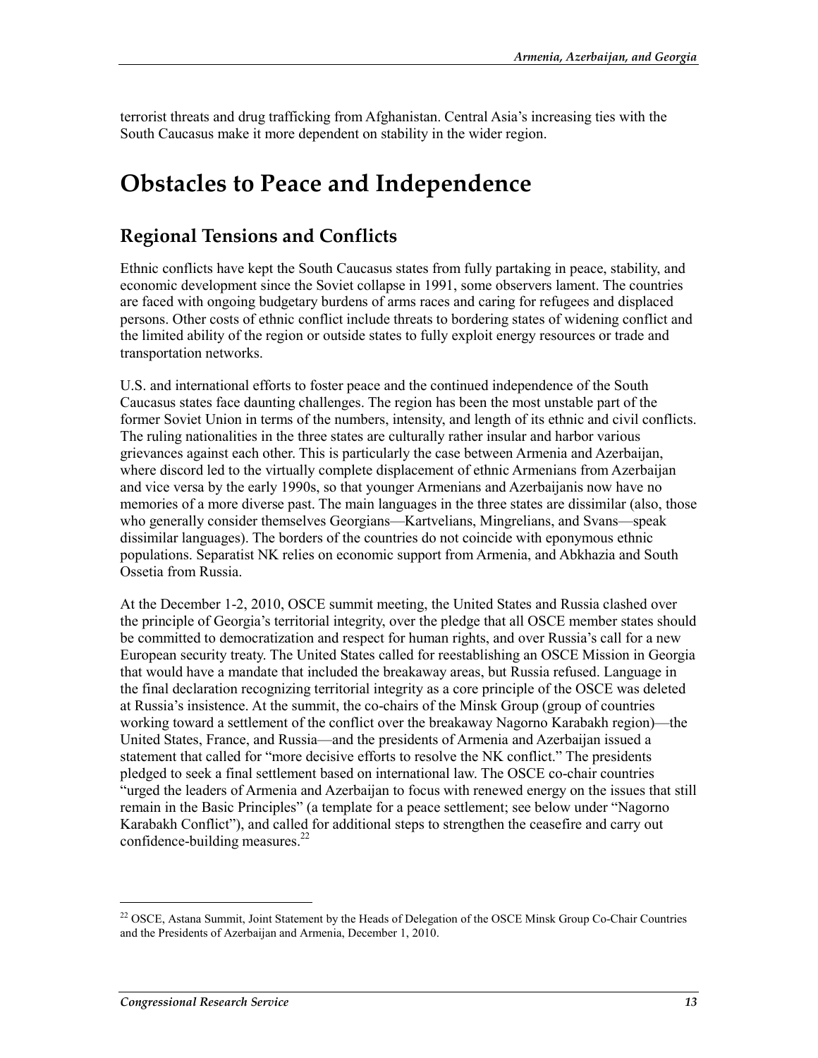terrorist threats and drug trafficking from Afghanistan. Central Asia's increasing ties with the South Caucasus make it more dependent on stability in the wider region.

# Obstacles to Peace and Independence

## Regional Tensions and Conflicts

Ethnic conflicts have kept the South Caucasus states from fully partaking in peace, stability, and economic development since the Soviet collapse in 1991, some observers lament. The countries are faced with ongoing budgetary burdens of arms races and caring for refugees and displaced persons. Other costs of ethnic conflict include threats to bordering states of widening conflict and the limited ability of the region or outside states to fully exploit energy resources or trade and transportation networks.

U.S. and international efforts to foster peace and the continued independence of the South Caucasus states face daunting challenges. The region has been the most unstable part of the former Soviet Union in terms of the numbers, intensity, and length of its ethnic and civil conflicts. The ruling nationalities in the three states are culturally rather insular and harbor various grievances against each other. This is particularly the case between Armenia and Azerbaijan, where discord led to the virtually complete displacement of ethnic Armenians from Azerbaijan and vice versa by the early 1990s, so that younger Armenians and Azerbaijanis now have no memories of a more diverse past. The main languages in the three states are dissimilar (also, those who generally consider themselves Georgians—Kartvelians, Mingrelians, and Svans—speak dissimilar languages). The borders of the countries do not coincide with eponymous ethnic populations. Separatist NK relies on economic support from Armenia, and Abkhazia and South Ossetia from Russia.

At the December 1-2, 2010, OSCE summit meeting, the United States and Russia clashed over the principle of Georgia's territorial integrity, over the pledge that all OSCE member states should be committed to democratization and respect for human rights, and over Russia's call for a new European security treaty. The United States called for reestablishing an OSCE Mission in Georgia that would have a mandate that included the breakaway areas, but Russia refused. Language in the final declaration recognizing territorial integrity as a core principle of the OSCE was deleted at Russia's insistence. At the summit, the co-chairs of the Minsk Group (group of countries working toward a settlement of the conflict over the breakaway Nagorno Karabakh region)—the United States, France, and Russia—and the presidents of Armenia and Azerbaijan issued a statement that called for "more decisive efforts to resolve the NK conflict." The presidents pledged to seek a final settlement based on international law. The OSCE co-chair countries "urged the leaders of Armenia and Azerbaijan to focus with renewed energy on the issues that still remain in the Basic Principles" (a template for a peace settlement; see below under "Nagorno Karabakh Conflict"), and called for additional steps to strengthen the ceasefire and carry out confidence-building measures.[22]

---

[22] OSCE, Astana Summit, Joint Statement by the Heads of Delegation of the OSCE Minsk Group Co-Chair Countries and the Presidents of Azerbaijan and Armenia, December 1, 2010.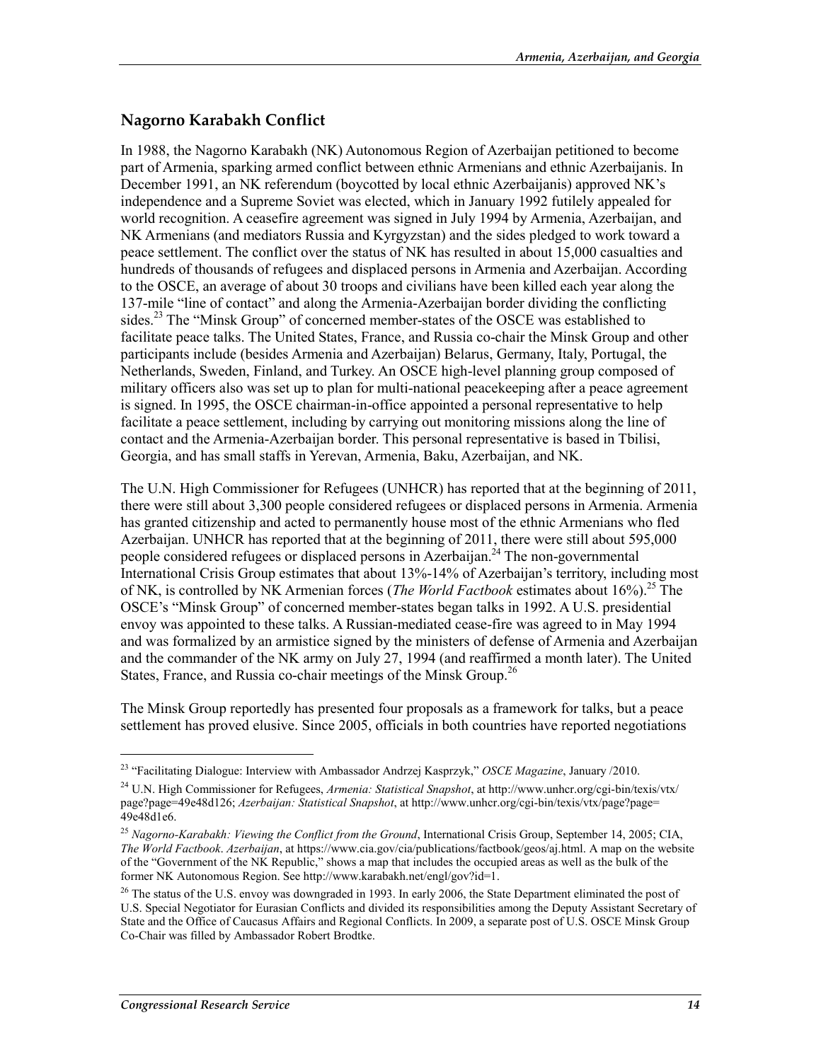## Nagorno Karabakh Conflict

In 1988, the Nagorno Karabakh (NK) Autonomous Region of Azerbaijan petitioned to become part of Armenia, sparking armed conflict between ethnic Armenians and ethnic Azerbaijanis. In December 1991, an NK referendum (boycotted by local ethnic Azerbaijanis) approved NK's independence and a Supreme Soviet was elected, which in January 1992 futilely appealed for world recognition. A ceasefire agreement was signed in July 1994 by Armenia, Azerbaijan, and NK Armenians (and mediators Russia and Kyrgyzstan) and the sides pledged to work toward a peace settlement. The conflict over the status of NK has resulted in about 15,000 casualties and hundreds of thousands of refugees and displaced persons in Armenia and Azerbaijan. According to the OSCE, an average of about 30 troops and civilians have been killed each year along the 137-mile "line of contact" and along the Armenia-Azerbaijan border dividing the conflicting sides.[23] The "Minsk Group" of concerned member-states of the OSCE was established to facilitate peace talks. The United States, France, and Russia co-chair the Minsk Group and other participants include (besides Armenia and Azerbaijan) Belarus, Germany, Italy, Portugal, the Netherlands, Sweden, Finland, and Turkey. An OSCE high-level planning group composed of military officers also was set up to plan for multi-national peacekeeping after a peace agreement is signed. In 1995, the OSCE chairman-in-office appointed a personal representative to help facilitate a peace settlement, including by carrying out monitoring missions along the line of contact and the Armenia-Azerbaijan border. This personal representative is based in Tbilisi, Georgia, and has small staffs in Yerevan, Armenia, Baku, Azerbaijan, and NK.

The U.N. High Commissioner for Refugees (UNHCR) has reported that at the beginning of 2011, there were still about 3,300 people considered refugees or displaced persons in Armenia. Armenia has granted citizenship and acted to permanently house most of the ethnic Armenians who fled Azerbaijan. UNHCR has reported that at the beginning of 2011, there were still about 595,000 people considered refugees or displaced persons in Azerbaijan.[24] The non-governmental International Crisis Group estimates that about 13%-14% of Azerbaijan's territory, including most of NK, is controlled by NK Armenian forces (*The World Factbook* estimates about 16%).[25] The OSCE's "Minsk Group" of concerned member-states began talks in 1992. A U.S. presidential envoy was appointed to these talks. A Russian-mediated cease-fire was agreed to in May 1994 and was formalized by an armistice signed by the ministers of defense of Armenia and Azerbaijan and the commander of the NK army on July 27, 1994 (and reaffirmed a month later). The United States, France, and Russia co-chair meetings of the Minsk Group.[26]

The Minsk Group reportedly has presented four proposals as a framework for talks, but a peace settlement has proved elusive. Since 2005, officials in both countries have reported negotiations

---

[23] "Facilitating Dialogue: Interview with Ambassador Andrzej Kasprzyk," *OSCE Magazine*, January /2010.

[24] U.N. High Commissioner for Refugees, *Armenia: Statistical Snapshot*, at http://www.unhcr.org/cgi-bin/texis/vtx/page?page=49e48d126; *Azerbaijan: Statistical Snapshot*, at http://www.unhcr.org/cgi-bin/texis/vtx/page?page=49e48d1e6.

[25] *Nagorno-Karabakh: Viewing the Conflict from the Ground*, International Crisis Group, September 14, 2005; CIA, *The World Factbook*. *Azerbaijan*, at https://www.cia.gov/cia/publications/factbook/geos/aj.html. A map on the website of the "Government of the NK Republic," shows a map that includes the occupied areas as well as the bulk of the former NK Autonomous Region. See http://www.karabakh.net/engl/gov?id=1.

[26] The status of the U.S. envoy was downgraded in 1993. In early 2006, the State Department eliminated the post of U.S. Special Negotiator for Eurasian Conflicts and divided its responsibilities among the Deputy Assistant Secretary of State and the Office of Caucasus Affairs and Regional Conflicts. In 2009, a separate post of U.S. OSCE Minsk Group Co-Chair was filled by Ambassador Robert Brodtke.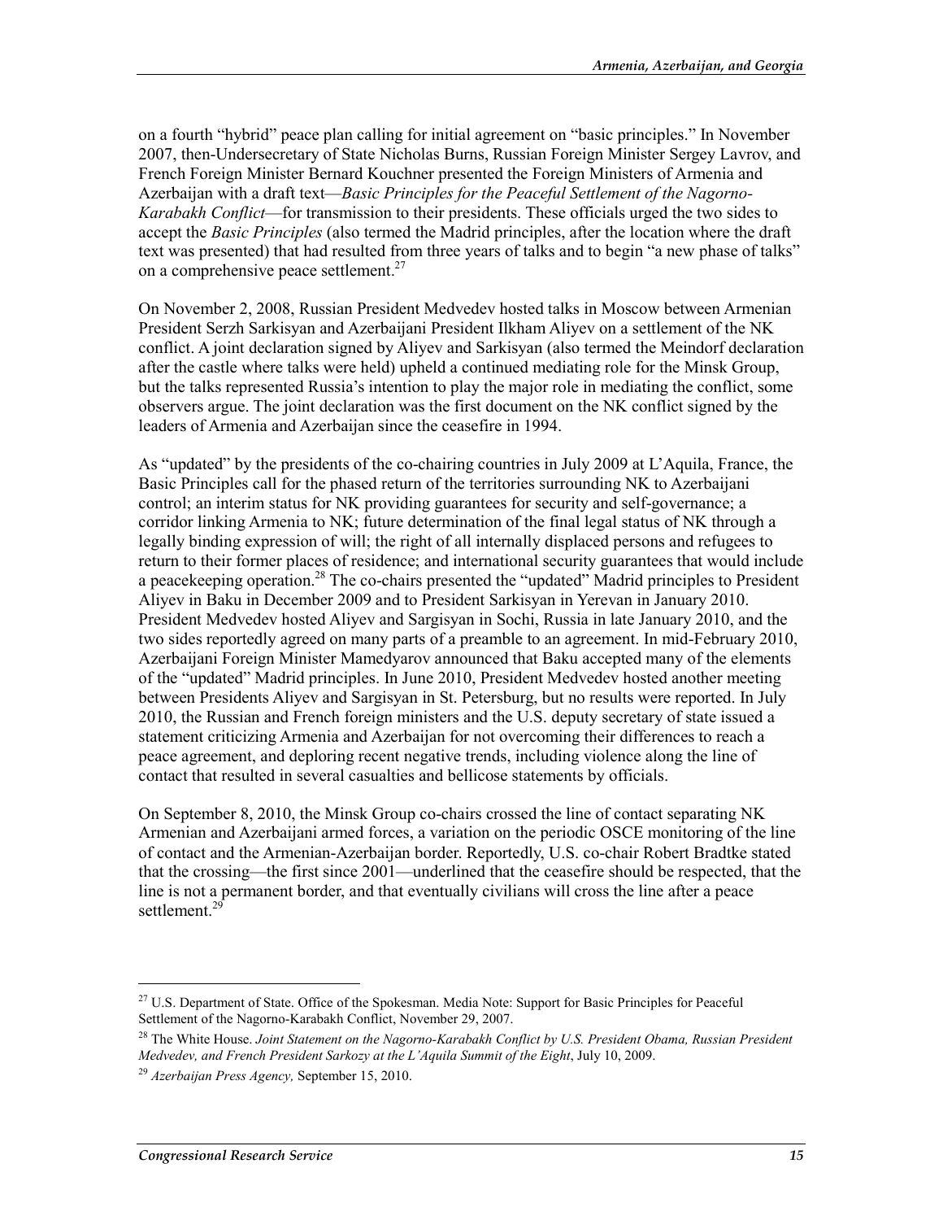on a fourth "hybrid" peace plan calling for initial agreement on "basic principles." In November 2007, then-Undersecretary of State Nicholas Burns, Russian Foreign Minister Sergey Lavrov, and French Foreign Minister Bernard Kouchner presented the Foreign Ministers of Armenia and Azerbaijan with a draft text—*Basic Principles for the Peaceful Settlement of the Nagorno-Karabakh Conflict*—for transmission to their presidents. These officials urged the two sides to accept the *Basic Principles* (also termed the Madrid principles, after the location where the draft text was presented) that had resulted from three years of talks and to begin "a new phase of talks" on a comprehensive peace settlement.[27]

On November 2, 2008, Russian President Medvedev hosted talks in Moscow between Armenian President Serzh Sarkisyan and Azerbaijani President Ilkham Aliyev on a settlement of the NK conflict. A joint declaration signed by Aliyev and Sarkisyan (also termed the Meindorf declaration after the castle where talks were held) upheld a continued mediating role for the Minsk Group, but the talks represented Russia's intention to play the major role in mediating the conflict, some observers argue. The joint declaration was the first document on the NK conflict signed by the leaders of Armenia and Azerbaijan since the ceasefire in 1994.

As "updated" by the presidents of the co-chairing countries in July 2009 at L'Aquila, France, the Basic Principles call for the phased return of the territories surrounding NK to Azerbaijani control; an interim status for NK providing guarantees for security and self-governance; a corridor linking Armenia to NK; future determination of the final legal status of NK through a legally binding expression of will; the right of all internally displaced persons and refugees to return to their former places of residence; and international security guarantees that would include a peacekeeping operation.[28] The co-chairs presented the "updated" Madrid principles to President Aliyev in Baku in December 2009 and to President Sarkisyan in Yerevan in January 2010. President Medvedev hosted Aliyev and Sargisyan in Sochi, Russia in late January 2010, and the two sides reportedly agreed on many parts of a preamble to an agreement. In mid-February 2010, Azerbaijani Foreign Minister Mamedyarov announced that Baku accepted many of the elements of the "updated" Madrid principles. In June 2010, President Medvedev hosted another meeting between Presidents Aliyev and Sargisyan in St. Petersburg, but no results were reported. In July 2010, the Russian and French foreign ministers and the U.S. deputy secretary of state issued a statement criticizing Armenia and Azerbaijan for not overcoming their differences to reach a peace agreement, and deploring recent negative trends, including violence along the line of contact that resulted in several casualties and bellicose statements by officials.

On September 8, 2010, the Minsk Group co-chairs crossed the line of contact separating NK Armenian and Azerbaijani armed forces, a variation on the periodic OSCE monitoring of the line of contact and the Armenian-Azerbaijan border. Reportedly, U.S. co-chair Robert Bradtke stated that the crossing—the first since 2001—underlined that the ceasefire should be respected, that the line is not a permanent border, and that eventually civilians will cross the line after a peace settlement.[29]

[27] U.S. Department of State. Office of the Spokesman. Media Note: Support for Basic Principles for Peaceful Settlement of the Nagorno-Karabakh Conflict, November 29, 2007.

[28] The White House. *Joint Statement on the Nagorno-Karabakh Conflict by U.S. President Obama, Russian President Medvedev, and French President Sarkozy at the L'Aquila Summit of the Eight*, July 10, 2009.

[29] *Azerbaijan Press Agency,* September 15, 2010.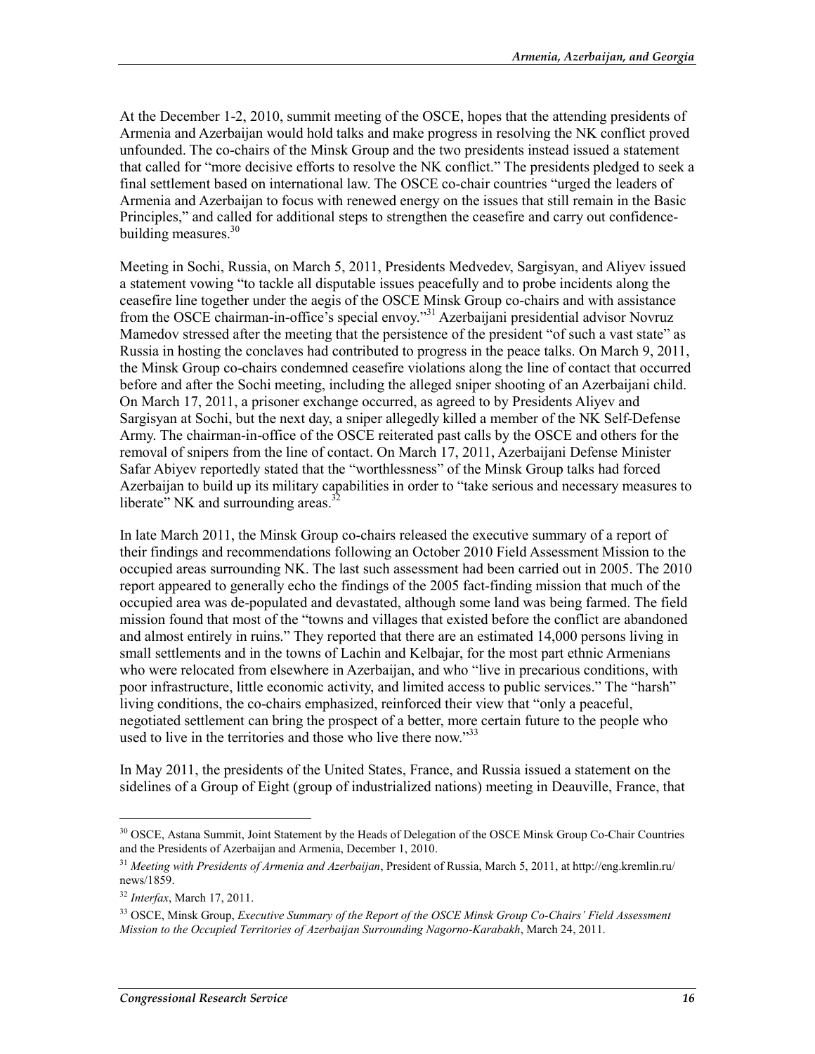At the December 1-2, 2010, summit meeting of the OSCE, hopes that the attending presidents of Armenia and Azerbaijan would hold talks and make progress in resolving the NK conflict proved unfounded. The co-chairs of the Minsk Group and the two presidents instead issued a statement that called for "more decisive efforts to resolve the NK conflict." The presidents pledged to seek a final settlement based on international law. The OSCE co-chair countries "urged the leaders of Armenia and Azerbaijan to focus with renewed energy on the issues that still remain in the Basic Principles," and called for additional steps to strengthen the ceasefire and carry out confidence-building measures.[30]

Meeting in Sochi, Russia, on March 5, 2011, Presidents Medvedev, Sargisyan, and Aliyev issued a statement vowing "to tackle all disputable issues peacefully and to probe incidents along the ceasefire line together under the aegis of the OSCE Minsk Group co-chairs and with assistance from the OSCE chairman-in-office's special envoy."[31] Azerbaijani presidential advisor Novruz Mamedov stressed after the meeting that the persistence of the president "of such a vast state" as Russia in hosting the conclaves had contributed to progress in the peace talks. On March 9, 2011, the Minsk Group co-chairs condemned ceasefire violations along the line of contact that occurred before and after the Sochi meeting, including the alleged sniper shooting of an Azerbaijani child. On March 17, 2011, a prisoner exchange occurred, as agreed to by Presidents Aliyev and Sargisyan at Sochi, but the next day, a sniper allegedly killed a member of the NK Self-Defense Army. The chairman-in-office of the OSCE reiterated past calls by the OSCE and others for the removal of snipers from the line of contact. On March 17, 2011, Azerbaijani Defense Minister Safar Abiyev reportedly stated that the "worthlessness" of the Minsk Group talks had forced Azerbaijan to build up its military capabilities in order to "take serious and necessary measures to liberate" NK and surrounding areas.[32]

In late March 2011, the Minsk Group co-chairs released the executive summary of a report of their findings and recommendations following an October 2010 Field Assessment Mission to the occupied areas surrounding NK. The last such assessment had been carried out in 2005. The 2010 report appeared to generally echo the findings of the 2005 fact-finding mission that much of the occupied area was de-populated and devastated, although some land was being farmed. The field mission found that most of the "towns and villages that existed before the conflict are abandoned and almost entirely in ruins." They reported that there are an estimated 14,000 persons living in small settlements and in the towns of Lachin and Kelbajar, for the most part ethnic Armenians who were relocated from elsewhere in Azerbaijan, and who "live in precarious conditions, with poor infrastructure, little economic activity, and limited access to public services." The "harsh" living conditions, the co-chairs emphasized, reinforced their view that "only a peaceful, negotiated settlement can bring the prospect of a better, more certain future to the people who used to live in the territories and those who live there now."[33]

In May 2011, the presidents of the United States, France, and Russia issued a statement on the sidelines of a Group of Eight (group of industrialized nations) meeting in Deauville, France, that

---

[30] OSCE, Astana Summit, Joint Statement by the Heads of Delegation of the OSCE Minsk Group Co-Chair Countries and the Presidents of Azerbaijan and Armenia, December 1, 2010.

[31] *Meeting with Presidents of Armenia and Azerbaijan*, President of Russia, March 5, 2011, at http://eng.kremlin.ru/news/1859.

[32] *Interfax*, March 17, 2011.

[33] OSCE, Minsk Group, *Executive Summary of the Report of the OSCE Minsk Group Co-Chairs' Field Assessment Mission to the Occupied Territories of Azerbaijan Surrounding Nagorno-Karabakh*, March 24, 2011.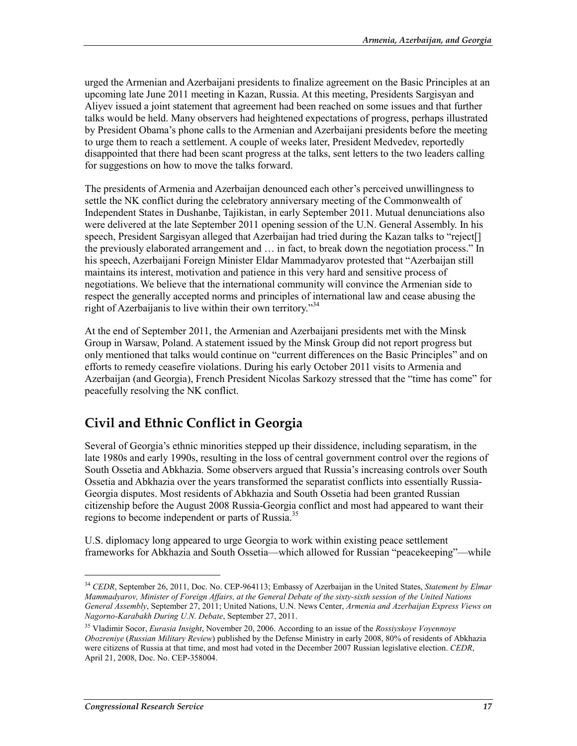urged the Armenian and Azerbaijani presidents to finalize agreement on the Basic Principles at an upcoming late June 2011 meeting in Kazan, Russia. At this meeting, Presidents Sargisyan and Aliyev issued a joint statement that agreement had been reached on some issues and that further talks would be held. Many observers had heightened expectations of progress, perhaps illustrated by President Obama's phone calls to the Armenian and Azerbaijani presidents before the meeting to urge them to reach a settlement. A couple of weeks later, President Medvedev, reportedly disappointed that there had been scant progress at the talks, sent letters to the two leaders calling for suggestions on how to move the talks forward.

The presidents of Armenia and Azerbaijan denounced each other's perceived unwillingness to settle the NK conflict during the celebratory anniversary meeting of the Commonwealth of Independent States in Dushanbe, Tajikistan, in early September 2011. Mutual denunciations also were delivered at the late September 2011 opening session of the U.N. General Assembly. In his speech, President Sargisyan alleged that Azerbaijan had tried during the Kazan talks to "reject[] the previously elaborated arrangement and … in fact, to break down the negotiation process." In his speech, Azerbaijani Foreign Minister Eldar Mammadyarov protested that "Azerbaijan still maintains its interest, motivation and patience in this very hard and sensitive process of negotiations. We believe that the international community will convince the Armenian side to respect the generally accepted norms and principles of international law and cease abusing the right of Azerbaijanis to live within their own territory."[34]

At the end of September 2011, the Armenian and Azerbaijani presidents met with the Minsk Group in Warsaw, Poland. A statement issued by the Minsk Group did not report progress but only mentioned that talks would continue on "current differences on the Basic Principles" and on efforts to remedy ceasefire violations. During his early October 2011 visits to Armenia and Azerbaijan (and Georgia), French President Nicolas Sarkozy stressed that the "time has come" for peacefully resolving the NK conflict.

## Civil and Ethnic Conflict in Georgia

Several of Georgia's ethnic minorities stepped up their dissidence, including separatism, in the late 1980s and early 1990s, resulting in the loss of central government control over the regions of South Ossetia and Abkhazia. Some observers argued that Russia's increasing controls over South Ossetia and Abkhazia over the years transformed the separatist conflicts into essentially Russia-Georgia disputes. Most residents of Abkhazia and South Ossetia had been granted Russian citizenship before the August 2008 Russia-Georgia conflict and most had appeared to want their regions to become independent or parts of Russia.[35]

U.S. diplomacy long appeared to urge Georgia to work within existing peace settlement frameworks for Abkhazia and South Ossetia—which allowed for Russian "peacekeeping"—while

---

[34] *CEDR*, September 26, 2011, Doc. No. CEP-964113; Embassy of Azerbaijan in the United States, *Statement by Elmar Mammadyarov, Minister of Foreign Affairs, at the General Debate of the sixty-sixth session of the United Nations General Assembly*, September 27, 2011; United Nations, U.N. News Center, *Armenia and Azerbaijan Express Views on Nagorno-Karabakh During U.N. Debate*, September 27, 2011.

[35] Vladimir Socor, *Eurasia Insight*, November 20, 2006. According to an issue of the *Rossiyskoye Voyennoye Obozreniye* (*Russian Military Review*) published by the Defense Ministry in early 2008, 80% of residents of Abkhazia were citizens of Russia at that time, and most had voted in the December 2007 Russian legislative election. *CEDR*, April 21, 2008, Doc. No. CEP-358004.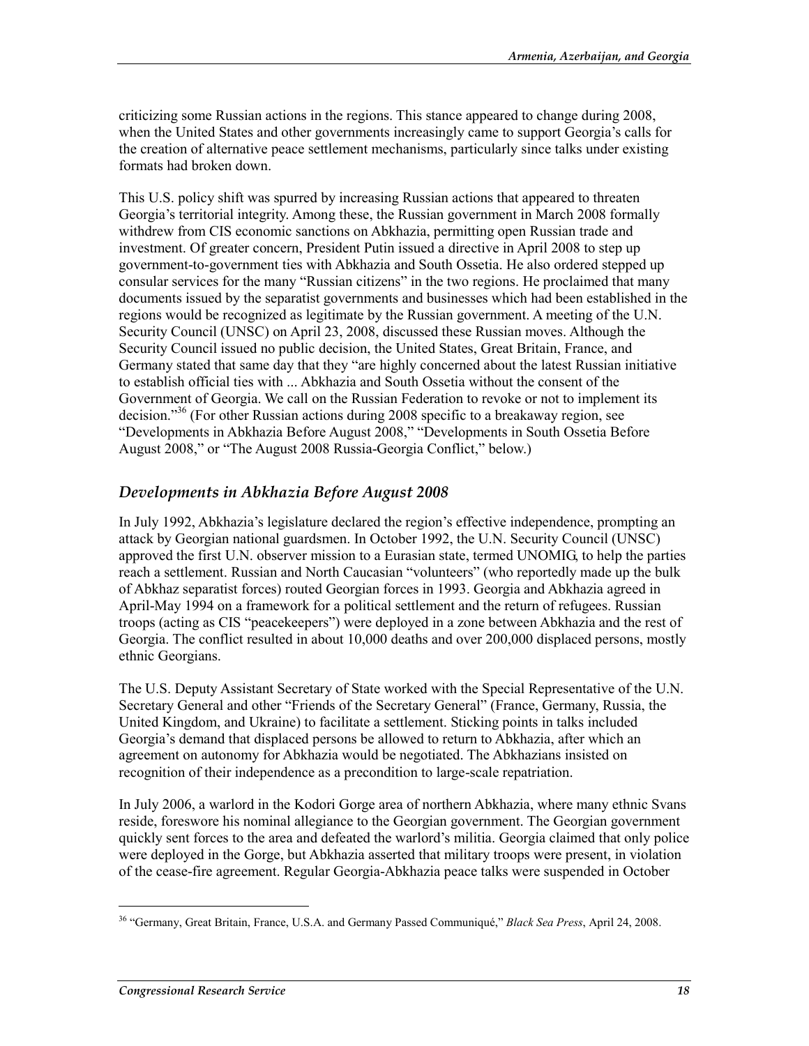criticizing some Russian actions in the regions. This stance appeared to change during 2008, when the United States and other governments increasingly came to support Georgia's calls for the creation of alternative peace settlement mechanisms, particularly since talks under existing formats had broken down.

This U.S. policy shift was spurred by increasing Russian actions that appeared to threaten Georgia's territorial integrity. Among these, the Russian government in March 2008 formally withdrew from CIS economic sanctions on Abkhazia, permitting open Russian trade and investment. Of greater concern, President Putin issued a directive in April 2008 to step up government-to-government ties with Abkhazia and South Ossetia. He also ordered stepped up consular services for the many "Russian citizens" in the two regions. He proclaimed that many documents issued by the separatist governments and businesses which had been established in the regions would be recognized as legitimate by the Russian government. A meeting of the U.N. Security Council (UNSC) on April 23, 2008, discussed these Russian moves. Although the Security Council issued no public decision, the United States, Great Britain, France, and Germany stated that same day that they "are highly concerned about the latest Russian initiative to establish official ties with ... Abkhazia and South Ossetia without the consent of the Government of Georgia. We call on the Russian Federation to revoke or not to implement its decision."[36] (For other Russian actions during 2008 specific to a breakaway region, see "Developments in Abkhazia Before August 2008," "Developments in South Ossetia Before August 2008," or "The August 2008 Russia-Georgia Conflict," below.)

## *Developments in Abkhazia Before August 2008*

In July 1992, Abkhazia's legislature declared the region's effective independence, prompting an attack by Georgian national guardsmen. In October 1992, the U.N. Security Council (UNSC) approved the first U.N. observer mission to a Eurasian state, termed UNOMIG, to help the parties reach a settlement. Russian and North Caucasian "volunteers" (who reportedly made up the bulk of Abkhaz separatist forces) routed Georgian forces in 1993. Georgia and Abkhazia agreed in April-May 1994 on a framework for a political settlement and the return of refugees. Russian troops (acting as CIS "peacekeepers") were deployed in a zone between Abkhazia and the rest of Georgia. The conflict resulted in about 10,000 deaths and over 200,000 displaced persons, mostly ethnic Georgians.

The U.S. Deputy Assistant Secretary of State worked with the Special Representative of the U.N. Secretary General and other "Friends of the Secretary General" (France, Germany, Russia, the United Kingdom, and Ukraine) to facilitate a settlement. Sticking points in talks included Georgia's demand that displaced persons be allowed to return to Abkhazia, after which an agreement on autonomy for Abkhazia would be negotiated. The Abkhazians insisted on recognition of their independence as a precondition to large-scale repatriation.

In July 2006, a warlord in the Kodori Gorge area of northern Abkhazia, where many ethnic Svans reside, foreswore his nominal allegiance to the Georgian government. The Georgian government quickly sent forces to the area and defeated the warlord's militia. Georgia claimed that only police were deployed in the Gorge, but Abkhazia asserted that military troops were present, in violation of the cease-fire agreement. Regular Georgia-Abkhazia peace talks were suspended in October

[36] "Germany, Great Britain, France, U.S.A. and Germany Passed Communiqué," *Black Sea Press*, April 24, 2008.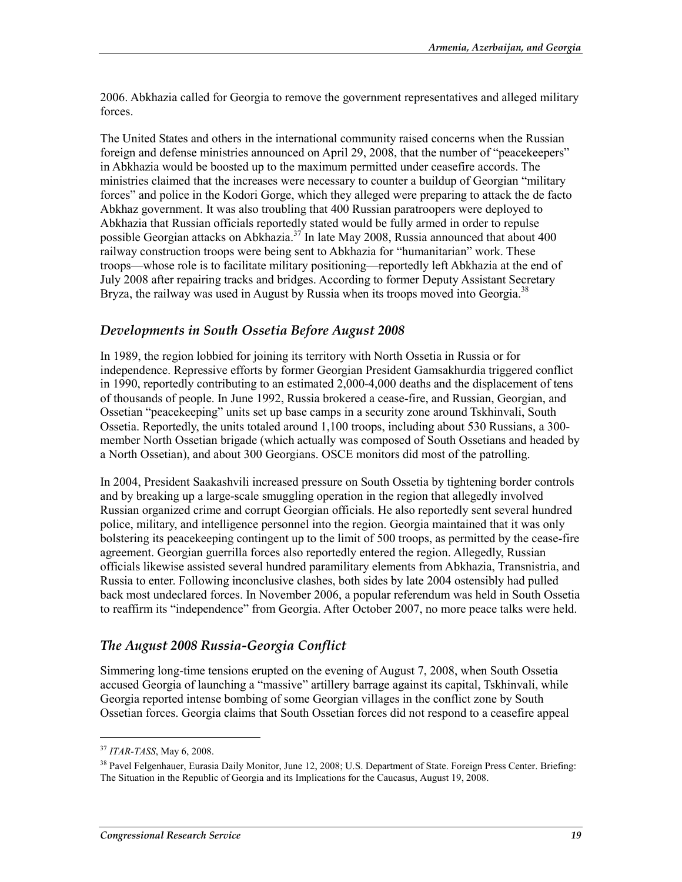2006. Abkhazia called for Georgia to remove the government representatives and alleged military forces.

The United States and others in the international community raised concerns when the Russian foreign and defense ministries announced on April 29, 2008, that the number of "peacekeepers" in Abkhazia would be boosted up to the maximum permitted under ceasefire accords. The ministries claimed that the increases were necessary to counter a buildup of Georgian "military forces" and police in the Kodori Gorge, which they alleged were preparing to attack the de facto Abkhaz government. It was also troubling that 400 Russian paratroopers were deployed to Abkhazia that Russian officials reportedly stated would be fully armed in order to repulse possible Georgian attacks on Abkhazia.[37] In late May 2008, Russia announced that about 400 railway construction troops were being sent to Abkhazia for "humanitarian" work. These troops—whose role is to facilitate military positioning—reportedly left Abkhazia at the end of July 2008 after repairing tracks and bridges. According to former Deputy Assistant Secretary Bryza, the railway was used in August by Russia when its troops moved into Georgia.[38]

## *Developments in South Ossetia Before August 2008*

In 1989, the region lobbied for joining its territory with North Ossetia in Russia or for independence. Repressive efforts by former Georgian President Gamsakhurdia triggered conflict in 1990, reportedly contributing to an estimated 2,000-4,000 deaths and the displacement of tens of thousands of people. In June 1992, Russia brokered a cease-fire, and Russian, Georgian, and Ossetian "peacekeeping" units set up base camps in a security zone around Tskhinvali, South Ossetia. Reportedly, the units totaled around 1,100 troops, including about 530 Russians, a 300-member North Ossetian brigade (which actually was composed of South Ossetians and headed by a North Ossetian), and about 300 Georgians. OSCE monitors did most of the patrolling.

In 2004, President Saakashvili increased pressure on South Ossetia by tightening border controls and by breaking up a large-scale smuggling operation in the region that allegedly involved Russian organized crime and corrupt Georgian officials. He also reportedly sent several hundred police, military, and intelligence personnel into the region. Georgia maintained that it was only bolstering its peacekeeping contingent up to the limit of 500 troops, as permitted by the cease-fire agreement. Georgian guerrilla forces also reportedly entered the region. Allegedly, Russian officials likewise assisted several hundred paramilitary elements from Abkhazia, Transnistria, and Russia to enter. Following inconclusive clashes, both sides by late 2004 ostensibly had pulled back most undeclared forces. In November 2006, a popular referendum was held in South Ossetia to reaffirm its "independence" from Georgia. After October 2007, no more peace talks were held.

## *The August 2008 Russia-Georgia Conflict*

Simmering long-time tensions erupted on the evening of August 7, 2008, when South Ossetia accused Georgia of launching a "massive" artillery barrage against its capital, Tskhinvali, while Georgia reported intense bombing of some Georgian villages in the conflict zone by South Ossetian forces. Georgia claims that South Ossetian forces did not respond to a ceasefire appeal

---

[37] *ITAR-TASS*, May 6, 2008.

[38] Pavel Felgenhauer, Eurasia Daily Monitor, June 12, 2008; U.S. Department of State. Foreign Press Center. Briefing: The Situation in the Republic of Georgia and its Implications for the Caucasus, August 19, 2008.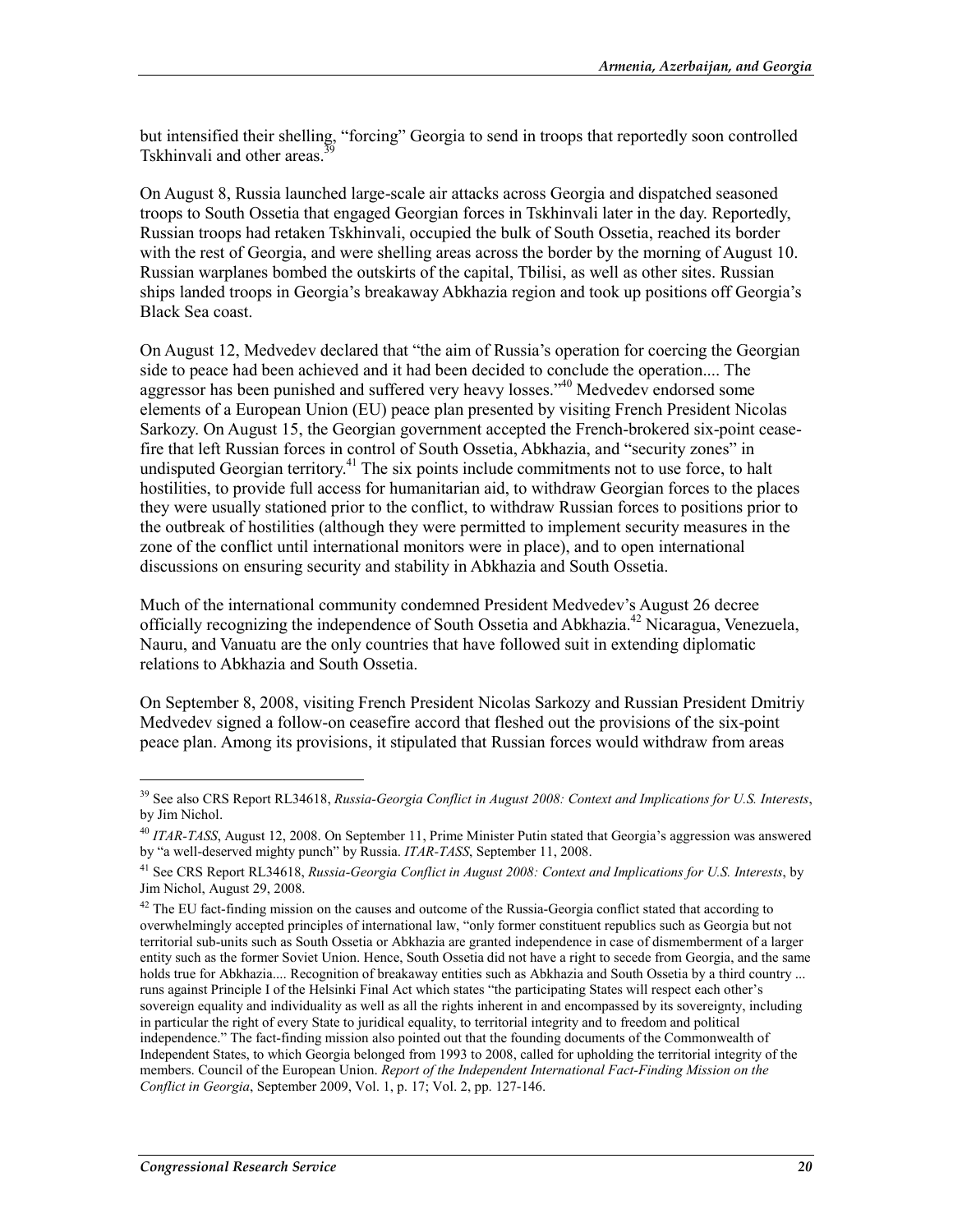but intensified their shelling, "forcing" Georgia to send in troops that reportedly soon controlled Tskhinvali and other areas.[39]

On August 8, Russia launched large-scale air attacks across Georgia and dispatched seasoned troops to South Ossetia that engaged Georgian forces in Tskhinvali later in the day. Reportedly, Russian troops had retaken Tskhinvali, occupied the bulk of South Ossetia, reached its border with the rest of Georgia, and were shelling areas across the border by the morning of August 10. Russian warplanes bombed the outskirts of the capital, Tbilisi, as well as other sites. Russian ships landed troops in Georgia's breakaway Abkhazia region and took up positions off Georgia's Black Sea coast.

On August 12, Medvedev declared that "the aim of Russia's operation for coercing the Georgian side to peace had been achieved and it had been decided to conclude the operation.... The aggressor has been punished and suffered very heavy losses."[40] Medvedev endorsed some elements of a European Union (EU) peace plan presented by visiting French President Nicolas Sarkozy. On August 15, the Georgian government accepted the French-brokered six-point cease-fire that left Russian forces in control of South Ossetia, Abkhazia, and "security zones" in undisputed Georgian territory.[41] The six points include commitments not to use force, to halt hostilities, to provide full access for humanitarian aid, to withdraw Georgian forces to the places they were usually stationed prior to the conflict, to withdraw Russian forces to positions prior to the outbreak of hostilities (although they were permitted to implement security measures in the zone of the conflict until international monitors were in place), and to open international discussions on ensuring security and stability in Abkhazia and South Ossetia.

Much of the international community condemned President Medvedev's August 26 decree officially recognizing the independence of South Ossetia and Abkhazia.[42] Nicaragua, Venezuela, Nauru, and Vanuatu are the only countries that have followed suit in extending diplomatic relations to Abkhazia and South Ossetia.

On September 8, 2008, visiting French President Nicolas Sarkozy and Russian President Dmitriy Medvedev signed a follow-on ceasefire accord that fleshed out the provisions of the six-point peace plan. Among its provisions, it stipulated that Russian forces would withdraw from areas

---

[39] See also CRS Report RL34618, *Russia-Georgia Conflict in August 2008: Context and Implications for U.S. Interests*, by Jim Nichol.

[40] *ITAR-TASS*, August 12, 2008. On September 11, Prime Minister Putin stated that Georgia's aggression was answered by "a well-deserved mighty punch" by Russia. *ITAR-TASS*, September 11, 2008.

[41] See CRS Report RL34618, *Russia-Georgia Conflict in August 2008: Context and Implications for U.S. Interests*, by Jim Nichol, August 29, 2008.

[42] The EU fact-finding mission on the causes and outcome of the Russia-Georgia conflict stated that according to overwhelmingly accepted principles of international law, "only former constituent republics such as Georgia but not territorial sub-units such as South Ossetia or Abkhazia are granted independence in case of dismemberment of a larger entity such as the former Soviet Union. Hence, South Ossetia did not have a right to secede from Georgia, and the same holds true for Abkhazia.... Recognition of breakaway entities such as Abkhazia and South Ossetia by a third country ... runs against Principle I of the Helsinki Final Act which states "the participating States will respect each other's sovereign equality and individuality as well as all the rights inherent in and encompassed by its sovereignty, including in particular the right of every State to juridical equality, to territorial integrity and to freedom and political independence." The fact-finding mission also pointed out that the founding documents of the Commonwealth of Independent States, to which Georgia belonged from 1993 to 2008, called for upholding the territorial integrity of the members. Council of the European Union. *Report of the Independent International Fact-Finding Mission on the Conflict in Georgia*, September 2009, Vol. 1, p. 17; Vol. 2, pp. 127-146.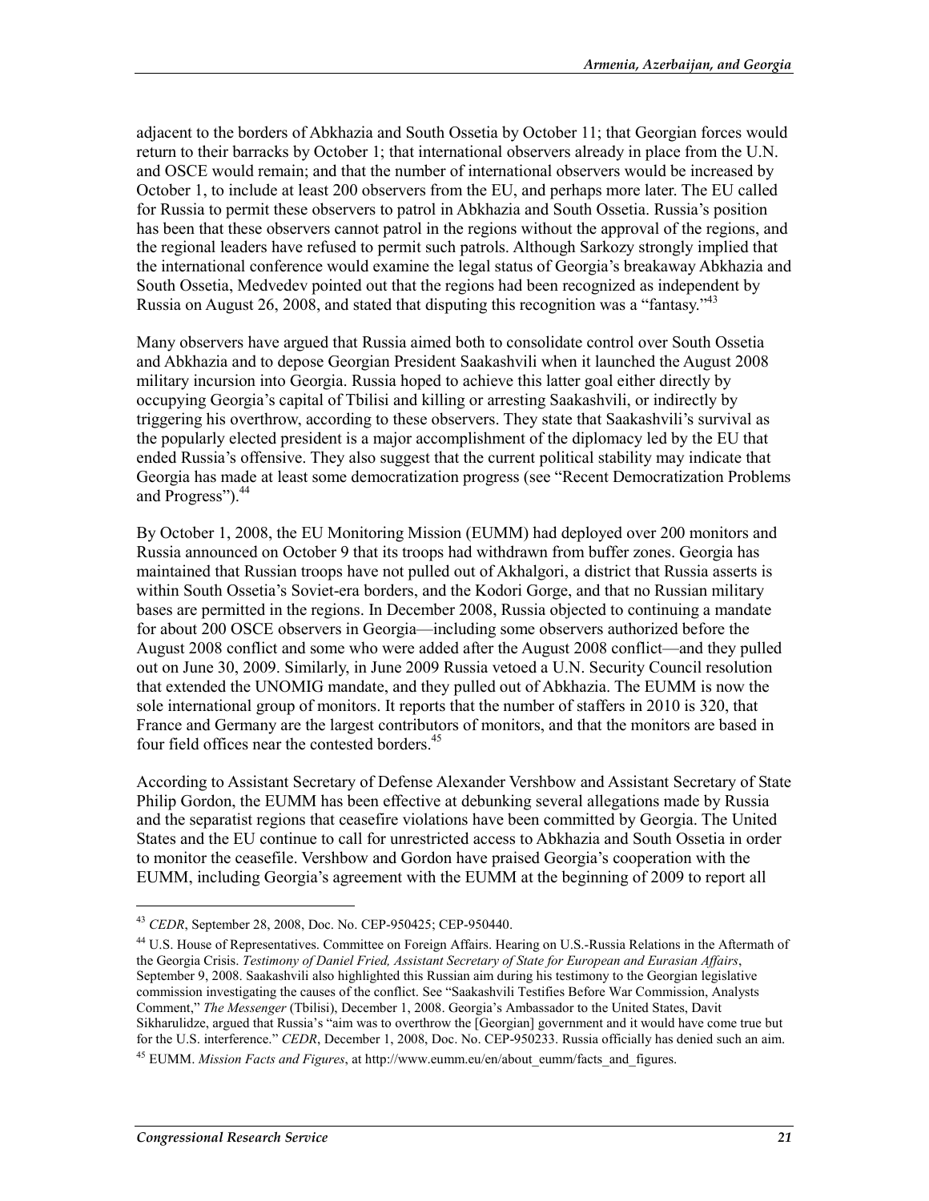adjacent to the borders of Abkhazia and South Ossetia by October 11; that Georgian forces would return to their barracks by October 1; that international observers already in place from the U.N. and OSCE would remain; and that the number of international observers would be increased by October 1, to include at least 200 observers from the EU, and perhaps more later. The EU called for Russia to permit these observers to patrol in Abkhazia and South Ossetia. Russia's position has been that these observers cannot patrol in the regions without the approval of the regions, and the regional leaders have refused to permit such patrols. Although Sarkozy strongly implied that the international conference would examine the legal status of Georgia's breakaway Abkhazia and South Ossetia, Medvedev pointed out that the regions had been recognized as independent by Russia on August 26, 2008, and stated that disputing this recognition was a "fantasy."[43]

Many observers have argued that Russia aimed both to consolidate control over South Ossetia and Abkhazia and to depose Georgian President Saakashvili when it launched the August 2008 military incursion into Georgia. Russia hoped to achieve this latter goal either directly by occupying Georgia's capital of Tbilisi and killing or arresting Saakashvili, or indirectly by triggering his overthrow, according to these observers. They state that Saakashvili's survival as the popularly elected president is a major accomplishment of the diplomacy led by the EU that ended Russia's offensive. They also suggest that the current political stability may indicate that Georgia has made at least some democratization progress (see "Recent Democratization Problems and Progress").[44]

By October 1, 2008, the EU Monitoring Mission (EUMM) had deployed over 200 monitors and Russia announced on October 9 that its troops had withdrawn from buffer zones. Georgia has maintained that Russian troops have not pulled out of Akhalgori, a district that Russia asserts is within South Ossetia's Soviet-era borders, and the Kodori Gorge, and that no Russian military bases are permitted in the regions. In December 2008, Russia objected to continuing a mandate for about 200 OSCE observers in Georgia—including some observers authorized before the August 2008 conflict and some who were added after the August 2008 conflict—and they pulled out on June 30, 2009. Similarly, in June 2009 Russia vetoed a U.N. Security Council resolution that extended the UNOMIG mandate, and they pulled out of Abkhazia. The EUMM is now the sole international group of monitors. It reports that the number of staffers in 2010 is 320, that France and Germany are the largest contributors of monitors, and that the monitors are based in four field offices near the contested borders.[45]

According to Assistant Secretary of Defense Alexander Vershbow and Assistant Secretary of State Philip Gordon, the EUMM has been effective at debunking several allegations made by Russia and the separatist regions that ceasefire violations have been committed by Georgia. The United States and the EU continue to call for unrestricted access to Abkhazia and South Ossetia in order to monitor the ceasefile. Vershbow and Gordon have praised Georgia's cooperation with the EUMM, including Georgia's agreement with the EUMM at the beginning of 2009 to report all

---

[43] *CEDR*, September 28, 2008, Doc. No. CEP-950425; CEP-950440.

[44] U.S. House of Representatives. Committee on Foreign Affairs. Hearing on U.S.-Russia Relations in the Aftermath of the Georgia Crisis. *Testimony of Daniel Fried, Assistant Secretary of State for European and Eurasian Affairs*, September 9, 2008. Saakashvili also highlighted this Russian aim during his testimony to the Georgian legislative commission investigating the causes of the conflict. See "Saakashvili Testifies Before War Commission, Analysts Comment," *The Messenger* (Tbilisi), December 1, 2008. Georgia's Ambassador to the United States, Davit Sikharulidze, argued that Russia's "aim was to overthrow the [Georgian] government and it would have come true but for the U.S. interference." *CEDR*, December 1, 2008, Doc. No. CEP-950233. Russia officially has denied such an aim.

[45] EUMM. *Mission Facts and Figures*, at http://www.eumm.eu/en/about_eumm/facts_and_figures.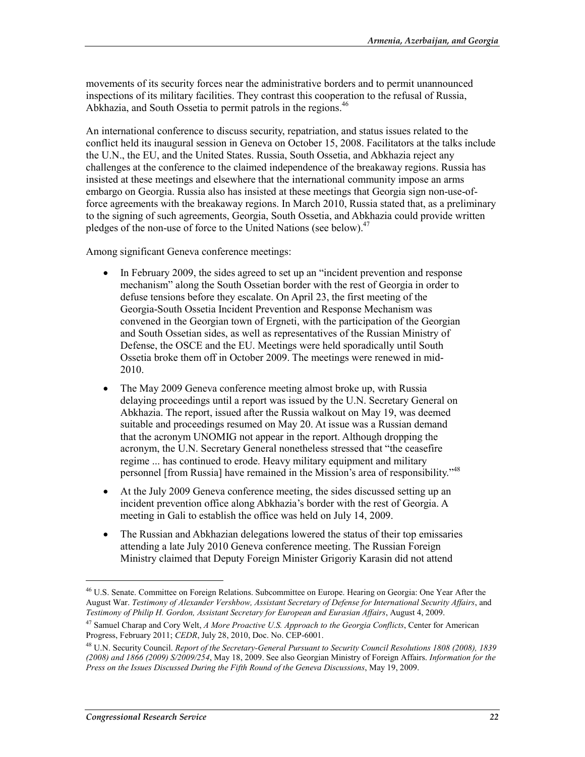movements of its security forces near the administrative borders and to permit unannounced inspections of its military facilities. They contrast this cooperation to the refusal of Russia, Abkhazia, and South Ossetia to permit patrols in the regions.[46]

An international conference to discuss security, repatriation, and status issues related to the conflict held its inaugural session in Geneva on October 15, 2008. Facilitators at the talks include the U.N., the EU, and the United States. Russia, South Ossetia, and Abkhazia reject any challenges at the conference to the claimed independence of the breakaway regions. Russia has insisted at these meetings and elsewhere that the international community impose an arms embargo on Georgia. Russia also has insisted at these meetings that Georgia sign non-use-of-force agreements with the breakaway regions. In March 2010, Russia stated that, as a preliminary to the signing of such agreements, Georgia, South Ossetia, and Abkhazia could provide written pledges of the non-use of force to the United Nations (see below).[47]

Among significant Geneva conference meetings:

- In February 2009, the sides agreed to set up an "incident prevention and response mechanism" along the South Ossetian border with the rest of Georgia in order to defuse tensions before they escalate. On April 23, the first meeting of the Georgia-South Ossetia Incident Prevention and Response Mechanism was convened in the Georgian town of Ergneti, with the participation of the Georgian and South Ossetian sides, as well as representatives of the Russian Ministry of Defense, the OSCE and the EU. Meetings were held sporadically until South Ossetia broke them off in October 2009. The meetings were renewed in mid-2010.
- The May 2009 Geneva conference meeting almost broke up, with Russia delaying proceedings until a report was issued by the U.N. Secretary General on Abkhazia. The report, issued after the Russia walkout on May 19, was deemed suitable and proceedings resumed on May 20. At issue was a Russian demand that the acronym UNOMIG not appear in the report. Although dropping the acronym, the U.N. Secretary General nonetheless stressed that "the ceasefire regime ... has continued to erode. Heavy military equipment and military personnel [from Russia] have remained in the Mission's area of responsibility."[48]
- At the July 2009 Geneva conference meeting, the sides discussed setting up an incident prevention office along Abkhazia's border with the rest of Georgia. A meeting in Gali to establish the office was held on July 14, 2009.
- The Russian and Abkhazian delegations lowered the status of their top emissaries attending a late July 2010 Geneva conference meeting. The Russian Foreign Ministry claimed that Deputy Foreign Minister Grigoriy Karasin did not attend

---

[46] U.S. Senate. Committee on Foreign Relations. Subcommittee on Europe. Hearing on Georgia: One Year After the August War. *Testimony of Alexander Vershbow, Assistant Secretary of Defense for International Security Affairs*, and *Testimony of Philip H. Gordon, Assistant Secretary for European and Eurasian Affairs*, August 4, 2009.

[47] Samuel Charap and Cory Welt, *A More Proactive U.S. Approach to the Georgia Conflicts*, Center for American Progress, February 2011; *CEDR*, July 28, 2010, Doc. No. CEP-6001.

[48] U.N. Security Council. *Report of the Secretary-General Pursuant to Security Council Resolutions 1808 (2008), 1839 (2008) and 1866 (2009) S/2009/254*, May 18, 2009. See also Georgian Ministry of Foreign Affairs. *Information for the Press on the Issues Discussed During the Fifth Round of the Geneva Discussions*, May 19, 2009.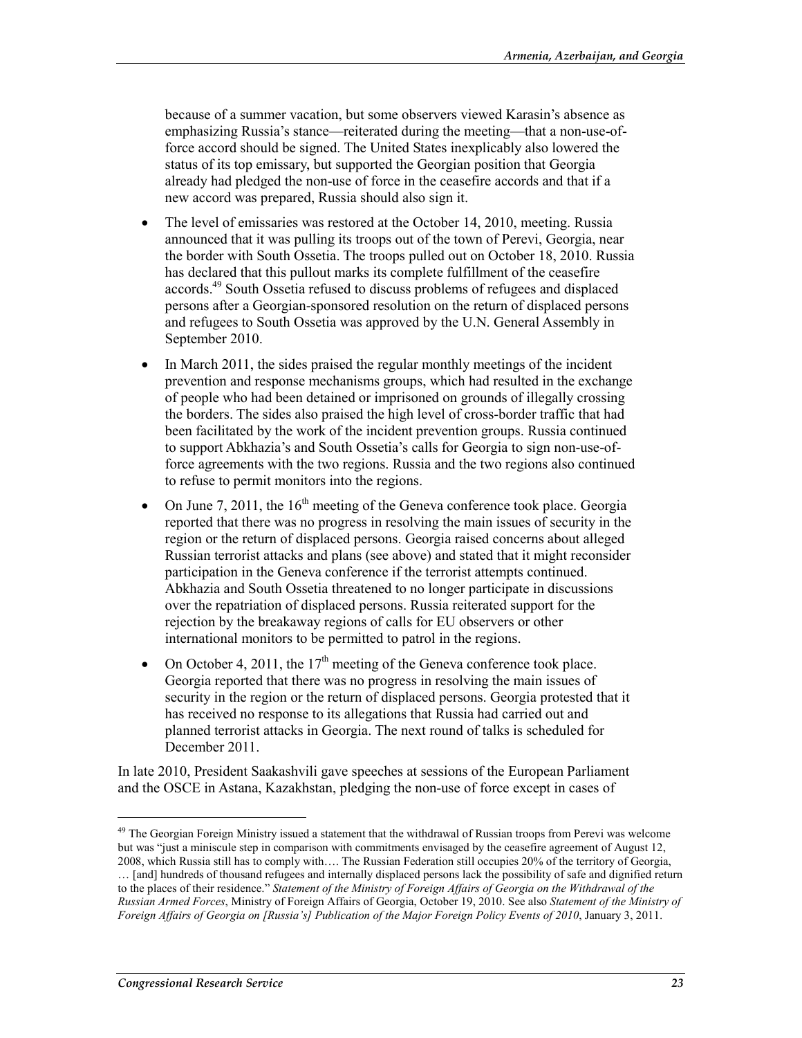because of a summer vacation, but some observers viewed Karasin's absence as emphasizing Russia's stance—reiterated during the meeting—that a non-use-of-force accord should be signed. The United States inexplicably also lowered the status of its top emissary, but supported the Georgian position that Georgia already had pledged the non-use of force in the ceasefire accords and that if a new accord was prepared, Russia should also sign it.

- The level of emissaries was restored at the October 14, 2010, meeting. Russia announced that it was pulling its troops out of the town of Perevi, Georgia, near the border with South Ossetia. The troops pulled out on October 18, 2010. Russia has declared that this pullout marks its complete fulfillment of the ceasefire accords.[49] South Ossetia refused to discuss problems of refugees and displaced persons after a Georgian-sponsored resolution on the return of displaced persons and refugees to South Ossetia was approved by the U.N. General Assembly in September 2010.
- In March 2011, the sides praised the regular monthly meetings of the incident prevention and response mechanisms groups, which had resulted in the exchange of people who had been detained or imprisoned on grounds of illegally crossing the borders. The sides also praised the high level of cross-border traffic that had been facilitated by the work of the incident prevention groups. Russia continued to support Abkhazia's and South Ossetia's calls for Georgia to sign non-use-of-force agreements with the two regions. Russia and the two regions also continued to refuse to permit monitors into the regions.
- On June 7, 2011, the 16th meeting of the Geneva conference took place. Georgia reported that there was no progress in resolving the main issues of security in the region or the return of displaced persons. Georgia raised concerns about alleged Russian terrorist attacks and plans (see above) and stated that it might reconsider participation in the Geneva conference if the terrorist attempts continued. Abkhazia and South Ossetia threatened to no longer participate in discussions over the repatriation of displaced persons. Russia reiterated support for the rejection by the breakaway regions of calls for EU observers or other international monitors to be permitted to patrol in the regions.
- On October 4, 2011, the 17th meeting of the Geneva conference took place. Georgia reported that there was no progress in resolving the main issues of security in the region or the return of displaced persons. Georgia protested that it has received no response to its allegations that Russia had carried out and planned terrorist attacks in Georgia. The next round of talks is scheduled for December 2011.

In late 2010, President Saakashvili gave speeches at sessions of the European Parliament and the OSCE in Astana, Kazakhstan, pledging the non-use of force except in cases of

---

[49] The Georgian Foreign Ministry issued a statement that the withdrawal of Russian troops from Perevi was welcome but was "just a miniscule step in comparison with commitments envisaged by the ceasefire agreement of August 12, 2008, which Russia still has to comply with…. The Russian Federation still occupies 20% of the territory of Georgia, … [and] hundreds of thousand refugees and internally displaced persons lack the possibility of safe and dignified return to the places of their residence." *Statement of the Ministry of Foreign Affairs of Georgia on the Withdrawal of the Russian Armed Forces*, Ministry of Foreign Affairs of Georgia, October 19, 2010. See also *Statement of the Ministry of Foreign Affairs of Georgia on [Russia's] Publication of the Major Foreign Policy Events of 2010*, January 3, 2011.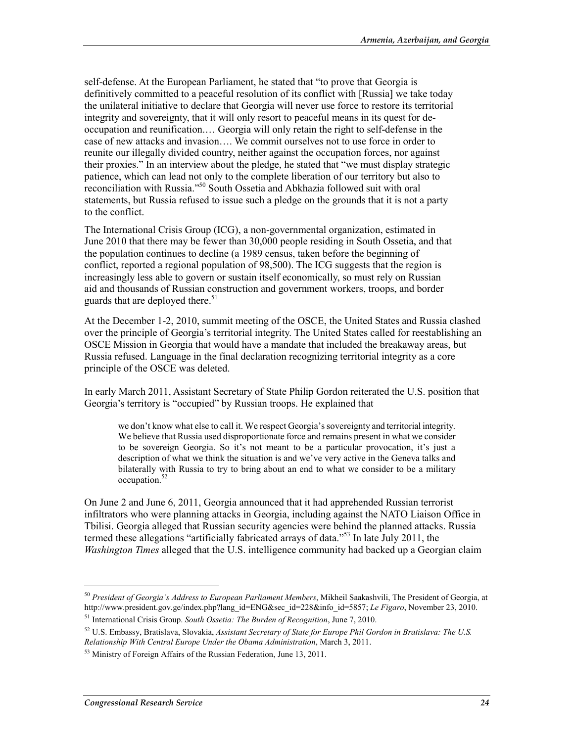self-defense. At the European Parliament, he stated that "to prove that Georgia is definitively committed to a peaceful resolution of its conflict with [Russia] we take today the unilateral initiative to declare that Georgia will never use force to restore its territorial integrity and sovereignty, that it will only resort to peaceful means in its quest for de-occupation and reunification.… Georgia will only retain the right to self-defense in the case of new attacks and invasion…. We commit ourselves not to use force in order to reunite our illegally divided country, neither against the occupation forces, nor against their proxies." In an interview about the pledge, he stated that "we must display strategic patience, which can lead not only to the complete liberation of our territory but also to reconciliation with Russia."[50] South Ossetia and Abkhazia followed suit with oral statements, but Russia refused to issue such a pledge on the grounds that it is not a party to the conflict.

The International Crisis Group (ICG), a non-governmental organization, estimated in June 2010 that there may be fewer than 30,000 people residing in South Ossetia, and that the population continues to decline (a 1989 census, taken before the beginning of conflict, reported a regional population of 98,500). The ICG suggests that the region is increasingly less able to govern or sustain itself economically, so must rely on Russian aid and thousands of Russian construction and government workers, troops, and border guards that are deployed there.[51]

At the December 1-2, 2010, summit meeting of the OSCE, the United States and Russia clashed over the principle of Georgia's territorial integrity. The United States called for reestablishing an OSCE Mission in Georgia that would have a mandate that included the breakaway areas, but Russia refused. Language in the final declaration recognizing territorial integrity as a core principle of the OSCE was deleted.

In early March 2011, Assistant Secretary of State Philip Gordon reiterated the U.S. position that Georgia's territory is "occupied" by Russian troops. He explained that

> we don't know what else to call it. We respect Georgia's sovereignty and territorial integrity. We believe that Russia used disproportionate force and remains present in what we consider to be sovereign Georgia. So it's not meant to be a particular provocation, it's just a description of what we think the situation is and we've very active in the Geneva talks and bilaterally with Russia to try to bring about an end to what we consider to be a military occupation.[52]

On June 2 and June 6, 2011, Georgia announced that it had apprehended Russian terrorist infiltrators who were planning attacks in Georgia, including against the NATO Liaison Office in Tbilisi. Georgia alleged that Russian security agencies were behind the planned attacks. Russia termed these allegations "artificially fabricated arrays of data."[53] In late July 2011, the *Washington Times* alleged that the U.S. intelligence community had backed up a Georgian claim

---

[50] *President of Georgia's Address to European Parliament Members*, Mikheil Saakashvili, The President of Georgia, at http://www.president.gov.ge/index.php?lang_id=ENG&sec_id=228&info_id=5857; *Le Figaro*, November 23, 2010.

[51] International Crisis Group. *South Ossetia: The Burden of Recognition*, June 7, 2010.

[52] U.S. Embassy, Bratislava, Slovakia, *Assistant Secretary of State for Europe Phil Gordon in Bratislava: The U.S. Relationship With Central Europe Under the Obama Administration*, March 3, 2011.

[53] Ministry of Foreign Affairs of the Russian Federation, June 13, 2011.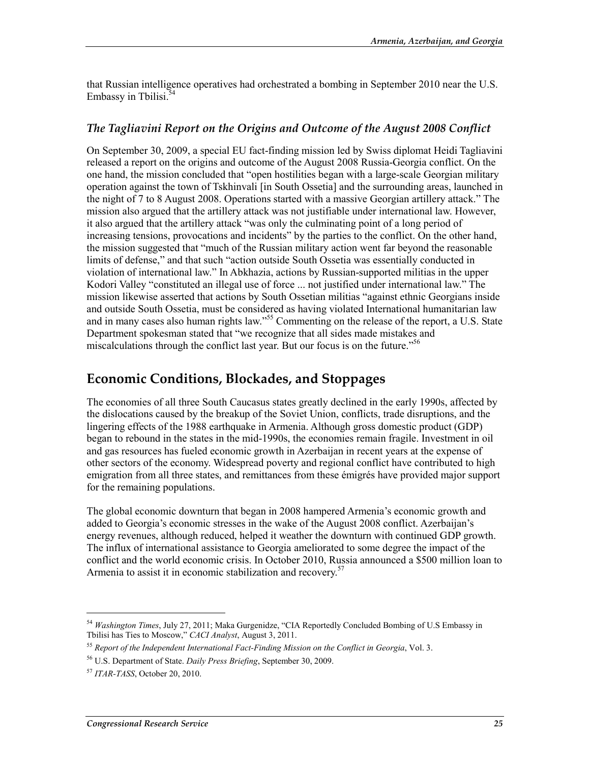that Russian intelligence operatives had orchestrated a bombing in September 2010 near the U.S. Embassy in Tbilisi.[54]

### *The Tagliavini Report on the Origins and Outcome of the August 2008 Conflict*

On September 30, 2009, a special EU fact-finding mission led by Swiss diplomat Heidi Tagliavini released a report on the origins and outcome of the August 2008 Russia-Georgia conflict. On the one hand, the mission concluded that "open hostilities began with a large-scale Georgian military operation against the town of Tskhinvali [in South Ossetia] and the surrounding areas, launched in the night of 7 to 8 August 2008. Operations started with a massive Georgian artillery attack." The mission also argued that the artillery attack was not justifiable under international law. However, it also argued that the artillery attack "was only the culminating point of a long period of increasing tensions, provocations and incidents" by the parties to the conflict. On the other hand, the mission suggested that "much of the Russian military action went far beyond the reasonable limits of defense," and that such "action outside South Ossetia was essentially conducted in violation of international law." In Abkhazia, actions by Russian-supported militias in the upper Kodori Valley "constituted an illegal use of force ... not justified under international law." The mission likewise asserted that actions by South Ossetian militias "against ethnic Georgians inside and outside South Ossetia, must be considered as having violated International humanitarian law and in many cases also human rights law."[55] Commenting on the release of the report, a U.S. State Department spokesman stated that "we recognize that all sides made mistakes and miscalculations through the conflict last year. But our focus is on the future."[56]

## Economic Conditions, Blockades, and Stoppages

The economies of all three South Caucasus states greatly declined in the early 1990s, affected by the dislocations caused by the breakup of the Soviet Union, conflicts, trade disruptions, and the lingering effects of the 1988 earthquake in Armenia. Although gross domestic product (GDP) began to rebound in the states in the mid-1990s, the economies remain fragile. Investment in oil and gas resources has fueled economic growth in Azerbaijan in recent years at the expense of other sectors of the economy. Widespread poverty and regional conflict have contributed to high emigration from all three states, and remittances from these émigrés have provided major support for the remaining populations.

The global economic downturn that began in 2008 hampered Armenia's economic growth and added to Georgia's economic stresses in the wake of the August 2008 conflict. Azerbaijan's energy revenues, although reduced, helped it weather the downturn with continued GDP growth. The influx of international assistance to Georgia ameliorated to some degree the impact of the conflict and the world economic crisis. In October 2010, Russia announced a $500 million loan to Armenia to assist it in economic stabilization and recovery.[57]

---

[54] *Washington Times*, July 27, 2011; Maka Gurgenidze, "CIA Reportedly Concluded Bombing of U.S Embassy in Tbilisi has Ties to Moscow," *CACI Analyst*, August 3, 2011.

[55] *Report of the Independent International Fact-Finding Mission on the Conflict in Georgia*, Vol. 3.

[56] U.S. Department of State. *Daily Press Briefing*, September 30, 2009.

[57] *ITAR-TASS*, October 20, 2010.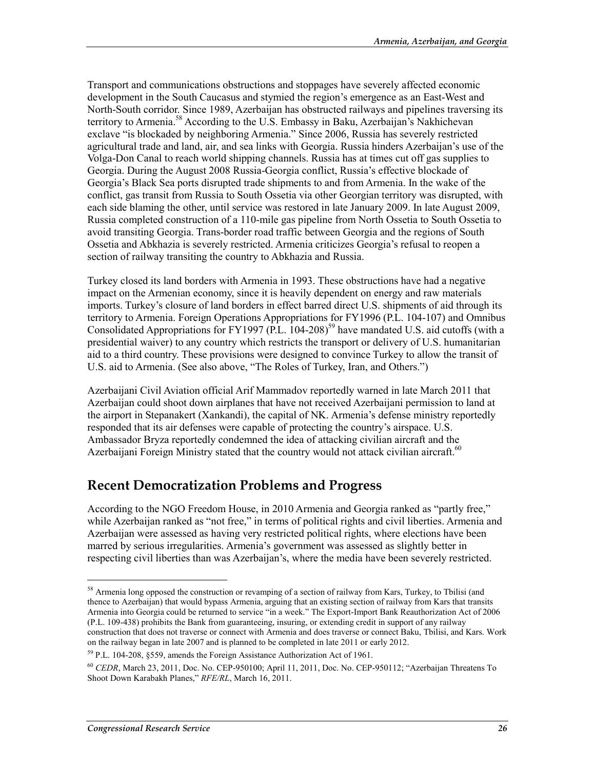Transport and communications obstructions and stoppages have severely affected economic development in the South Caucasus and stymied the region's emergence as an East-West and North-South corridor. Since 1989, Azerbaijan has obstructed railways and pipelines traversing its territory to Armenia.[58] According to the U.S. Embassy in Baku, Azerbaijan's Nakhichevan exclave "is blockaded by neighboring Armenia." Since 2006, Russia has severely restricted agricultural trade and land, air, and sea links with Georgia. Russia hinders Azerbaijan's use of the Volga-Don Canal to reach world shipping channels. Russia has at times cut off gas supplies to Georgia. During the August 2008 Russia-Georgia conflict, Russia's effective blockade of Georgia's Black Sea ports disrupted trade shipments to and from Armenia. In the wake of the conflict, gas transit from Russia to South Ossetia via other Georgian territory was disrupted, with each side blaming the other, until service was restored in late January 2009. In late August 2009, Russia completed construction of a 110-mile gas pipeline from North Ossetia to South Ossetia to avoid transiting Georgia. Trans-border road traffic between Georgia and the regions of South Ossetia and Abkhazia is severely restricted. Armenia criticizes Georgia's refusal to reopen a section of railway transiting the country to Abkhazia and Russia.

Turkey closed its land borders with Armenia in 1993. These obstructions have had a negative impact on the Armenian economy, since it is heavily dependent on energy and raw materials imports. Turkey's closure of land borders in effect barred direct U.S. shipments of aid through its territory to Armenia. Foreign Operations Appropriations for FY1996 (P.L. 104-107) and Omnibus Consolidated Appropriations for FY1997 (P.L. 104-208)[59] have mandated U.S. aid cutoffs (with a presidential waiver) to any country which restricts the transport or delivery of U.S. humanitarian aid to a third country. These provisions were designed to convince Turkey to allow the transit of U.S. aid to Armenia. (See also above, "The Roles of Turkey, Iran, and Others.")

Azerbaijani Civil Aviation official Arif Mammadov reportedly warned in late March 2011 that Azerbaijan could shoot down airplanes that have not received Azerbaijani permission to land at the airport in Stepanakert (Xankandi), the capital of NK. Armenia's defense ministry reportedly responded that its air defenses were capable of protecting the country's airspace. U.S. Ambassador Bryza reportedly condemned the idea of attacking civilian aircraft and the Azerbaijani Foreign Ministry stated that the country would not attack civilian aircraft.[60]

## Recent Democratization Problems and Progress

According to the NGO Freedom House, in 2010 Armenia and Georgia ranked as "partly free," while Azerbaijan ranked as "not free," in terms of political rights and civil liberties. Armenia and Azerbaijan were assessed as having very restricted political rights, where elections have been marred by serious irregularities. Armenia's government was assessed as slightly better in respecting civil liberties than was Azerbaijan's, where the media have been severely restricted.

---

[58] Armenia long opposed the construction or revamping of a section of railway from Kars, Turkey, to Tbilisi (and thence to Azerbaijan) that would bypass Armenia, arguing that an existing section of railway from Kars that transits Armenia into Georgia could be returned to service "in a week." The Export-Import Bank Reauthorization Act of 2006 (P.L. 109-438) prohibits the Bank from guaranteeing, insuring, or extending credit in support of any railway construction that does not traverse or connect with Armenia and does traverse or connect Baku, Tbilisi, and Kars. Work on the railway began in late 2007 and is planned to be completed in late 2011 or early 2012.

[59] P.L. 104-208, §559, amends the Foreign Assistance Authorization Act of 1961.

[60] *CEDR*, March 23, 2011, Doc. No. CEP-950100; April 11, 2011, Doc. No. CEP-950112; "Azerbaijan Threatens To Shoot Down Karabakh Planes," *RFE/RL*, March 16, 2011.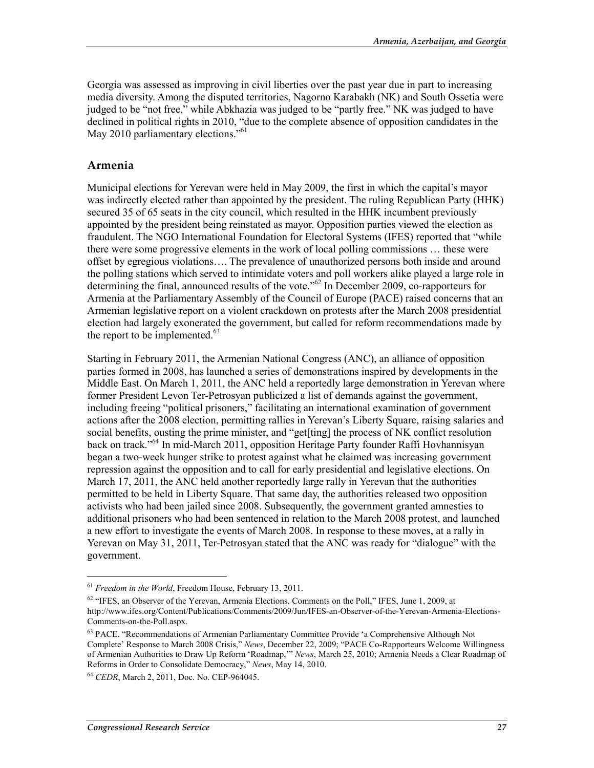Georgia was assessed as improving in civil liberties over the past year due in part to increasing media diversity. Among the disputed territories, Nagorno Karabakh (NK) and South Ossetia were judged to be "not free," while Abkhazia was judged to be "partly free." NK was judged to have declined in political rights in 2010, "due to the complete absence of opposition candidates in the May 2010 parliamentary elections."[61]

## Armenia

Municipal elections for Yerevan were held in May 2009, the first in which the capital's mayor was indirectly elected rather than appointed by the president. The ruling Republican Party (HHK) secured 35 of 65 seats in the city council, which resulted in the HHK incumbent previously appointed by the president being reinstated as mayor. Opposition parties viewed the election as fraudulent. The NGO International Foundation for Electoral Systems (IFES) reported that "while there were some progressive elements in the work of local polling commissions … these were offset by egregious violations…. The prevalence of unauthorized persons both inside and around the polling stations which served to intimidate voters and poll workers alike played a large role in determining the final, announced results of the vote."[62] In December 2009, co-rapporteurs for Armenia at the Parliamentary Assembly of the Council of Europe (PACE) raised concerns that an Armenian legislative report on a violent crackdown on protests after the March 2008 presidential election had largely exonerated the government, but called for reform recommendations made by the report to be implemented.[63]

Starting in February 2011, the Armenian National Congress (ANC), an alliance of opposition parties formed in 2008, has launched a series of demonstrations inspired by developments in the Middle East. On March 1, 2011, the ANC held a reportedly large demonstration in Yerevan where former President Levon Ter-Petrosyan publicized a list of demands against the government, including freeing "political prisoners," facilitating an international examination of government actions after the 2008 election, permitting rallies in Yerevan's Liberty Square, raising salaries and social benefits, ousting the prime minister, and "get[ting] the process of NK conflict resolution back on track."[64] In mid-March 2011, opposition Heritage Party founder Raffi Hovhannisyan began a two-week hunger strike to protest against what he claimed was increasing government repression against the opposition and to call for early presidential and legislative elections. On March 17, 2011, the ANC held another reportedly large rally in Yerevan that the authorities permitted to be held in Liberty Square. That same day, the authorities released two opposition activists who had been jailed since 2008. Subsequently, the government granted amnesties to additional prisoners who had been sentenced in relation to the March 2008 protest, and launched a new effort to investigate the events of March 2008. In response to these moves, at a rally in Yerevan on May 31, 2011, Ter-Petrosyan stated that the ANC was ready for "dialogue" with the government.

---

[61] *Freedom in the World*, Freedom House, February 13, 2011.

[62] "IFES, an Observer of the Yerevan, Armenia Elections, Comments on the Poll," IFES, June 1, 2009, at http://www.ifes.org/Content/Publications/Comments/2009/Jun/IFES-an-Observer-of-the-Yerevan-Armenia-Elections-Comments-on-the-Poll.aspx.

[63] PACE. "Recommendations of Armenian Parliamentary Committee Provide 'a Comprehensive Although Not Complete' Response to March 2008 Crisis," *News*, December 22, 2009; "PACE Co-Rapporteurs Welcome Willingness of Armenian Authorities to Draw Up Reform 'Roadmap,'" *News*, March 25, 2010; Armenia Needs a Clear Roadmap of Reforms in Order to Consolidate Democracy," *News*, May 14, 2010.

[64] *CEDR*, March 2, 2011, Doc. No. CEP-964045.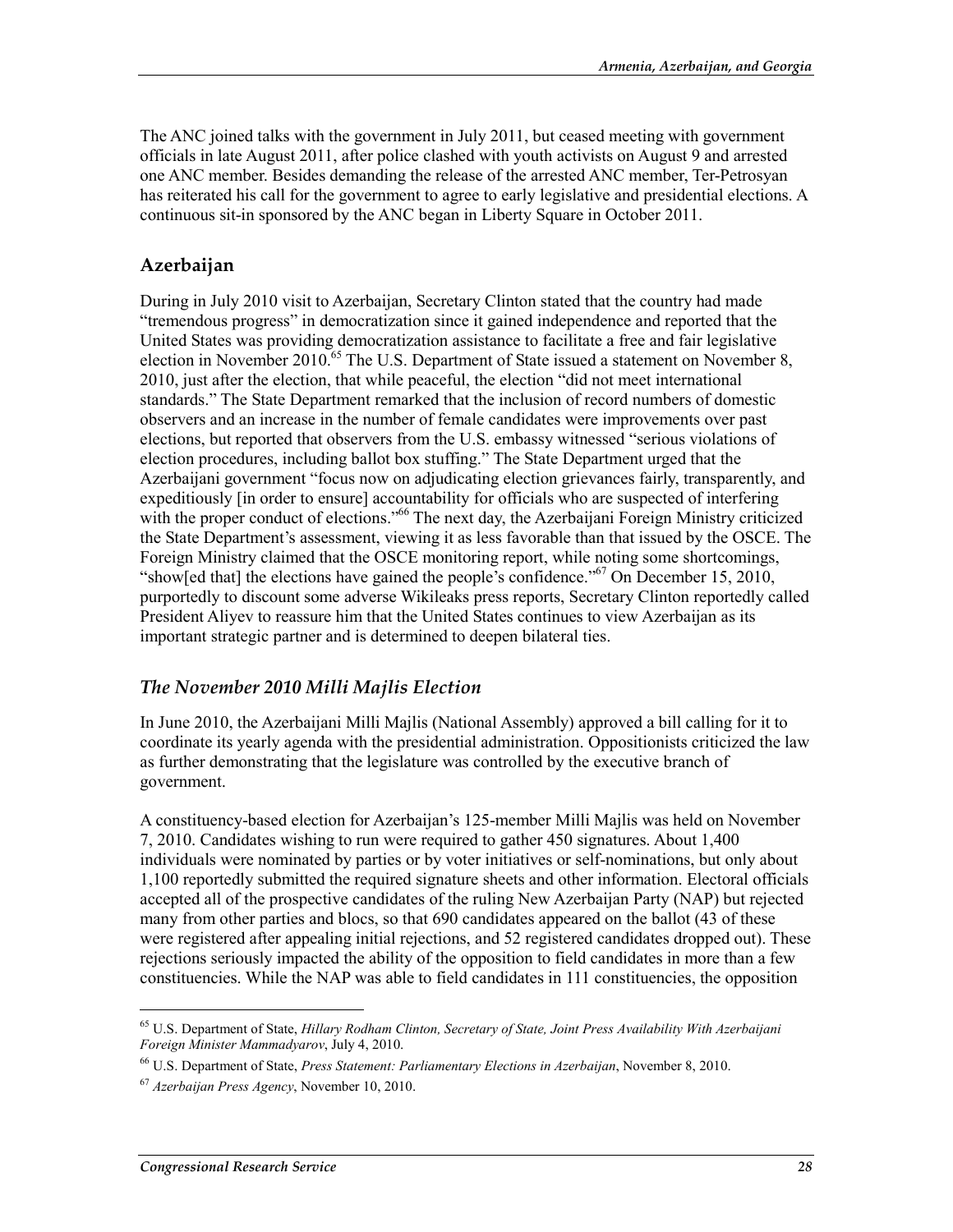The ANC joined talks with the government in July 2011, but ceased meeting with government officials in late August 2011, after police clashed with youth activists on August 9 and arrested one ANC member. Besides demanding the release of the arrested ANC member, Ter-Petrosyan has reiterated his call for the government to agree to early legislative and presidential elections. A continuous sit-in sponsored by the ANC began in Liberty Square in October 2011.

## Azerbaijan

During in July 2010 visit to Azerbaijan, Secretary Clinton stated that the country had made "tremendous progress" in democratization since it gained independence and reported that the United States was providing democratization assistance to facilitate a free and fair legislative election in November 2010.[65] The U.S. Department of State issued a statement on November 8, 2010, just after the election, that while peaceful, the election "did not meet international standards." The State Department remarked that the inclusion of record numbers of domestic observers and an increase in the number of female candidates were improvements over past elections, but reported that observers from the U.S. embassy witnessed "serious violations of election procedures, including ballot box stuffing." The State Department urged that the Azerbaijani government "focus now on adjudicating election grievances fairly, transparently, and expeditiously [in order to ensure] accountability for officials who are suspected of interfering with the proper conduct of elections."[66] The next day, the Azerbaijani Foreign Ministry criticized the State Department's assessment, viewing it as less favorable than that issued by the OSCE. The Foreign Ministry claimed that the OSCE monitoring report, while noting some shortcomings, "show[ed that] the elections have gained the people's confidence."[67] On December 15, 2010, purportedly to discount some adverse Wikileaks press reports, Secretary Clinton reportedly called President Aliyev to reassure him that the United States continues to view Azerbaijan as its important strategic partner and is determined to deepen bilateral ties.

### *The November 2010 Milli Majlis Election*

In June 2010, the Azerbaijani Milli Majlis (National Assembly) approved a bill calling for it to coordinate its yearly agenda with the presidential administration. Oppositionists criticized the law as further demonstrating that the legislature was controlled by the executive branch of government.

A constituency-based election for Azerbaijan's 125-member Milli Majlis was held on November 7, 2010. Candidates wishing to run were required to gather 450 signatures. About 1,400 individuals were nominated by parties or by voter initiatives or self-nominations, but only about 1,100 reportedly submitted the required signature sheets and other information. Electoral officials accepted all of the prospective candidates of the ruling New Azerbaijan Party (NAP) but rejected many from other parties and blocs, so that 690 candidates appeared on the ballot (43 of these were registered after appealing initial rejections, and 52 registered candidates dropped out). These rejections seriously impacted the ability of the opposition to field candidates in more than a few constituencies. While the NAP was able to field candidates in 111 constituencies, the opposition

---

[65] U.S. Department of State, *Hillary Rodham Clinton, Secretary of State, Joint Press Availability With Azerbaijani Foreign Minister Mammadyarov*, July 4, 2010.

[66] U.S. Department of State, *Press Statement: Parliamentary Elections in Azerbaijan*, November 8, 2010.

[67] *Azerbaijan Press Agency*, November 10, 2010.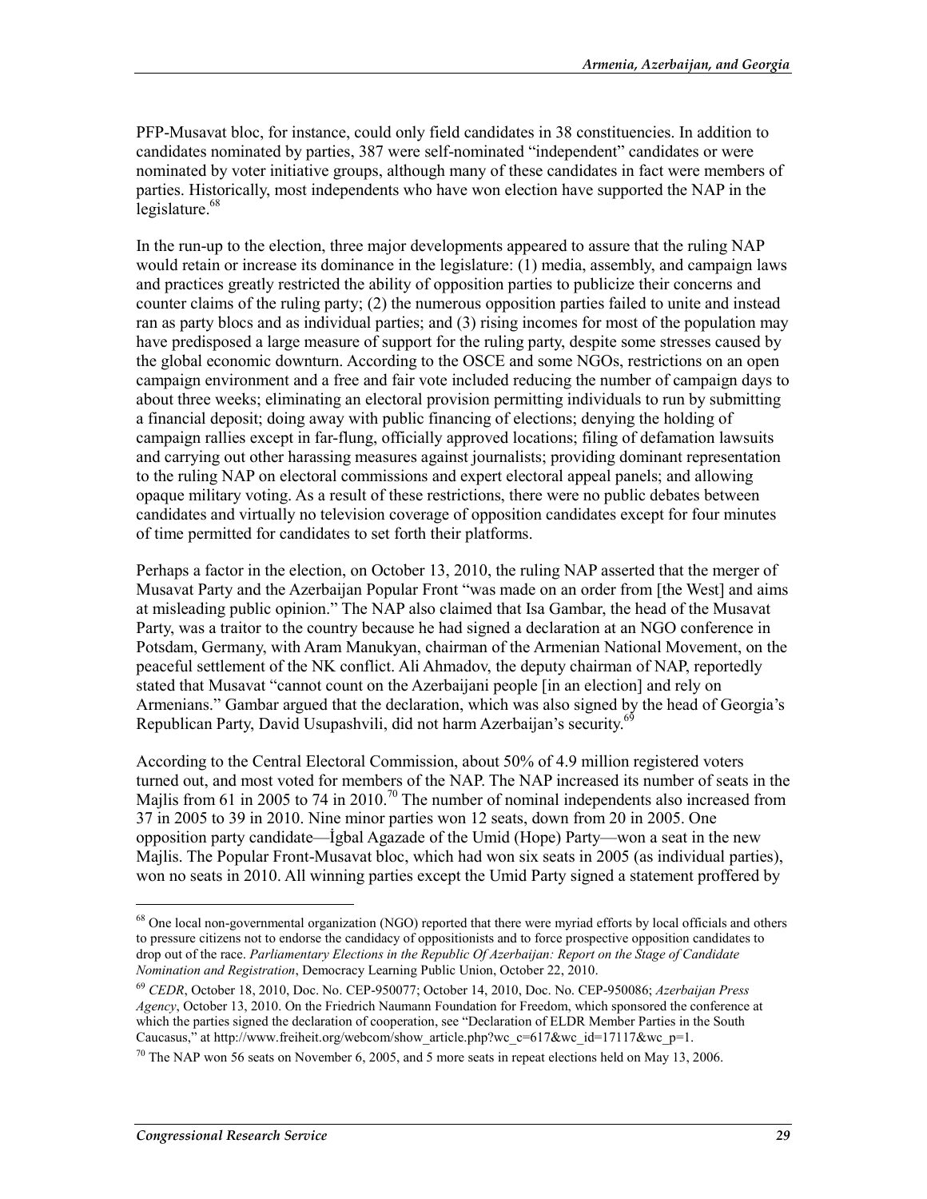PFP-Musavat bloc, for instance, could only field candidates in 38 constituencies. In addition to candidates nominated by parties, 387 were self-nominated "independent" candidates or were nominated by voter initiative groups, although many of these candidates in fact were members of parties. Historically, most independents who have won election have supported the NAP in the legislature.[68]

In the run-up to the election, three major developments appeared to assure that the ruling NAP would retain or increase its dominance in the legislature: (1) media, assembly, and campaign laws and practices greatly restricted the ability of opposition parties to publicize their concerns and counter claims of the ruling party; (2) the numerous opposition parties failed to unite and instead ran as party blocs and as individual parties; and (3) rising incomes for most of the population may have predisposed a large measure of support for the ruling party, despite some stresses caused by the global economic downturn. According to the OSCE and some NGOs, restrictions on an open campaign environment and a free and fair vote included reducing the number of campaign days to about three weeks; eliminating an electoral provision permitting individuals to run by submitting a financial deposit; doing away with public financing of elections; denying the holding of campaign rallies except in far-flung, officially approved locations; filing of defamation lawsuits and carrying out other harassing measures against journalists; providing dominant representation to the ruling NAP on electoral commissions and expert electoral appeal panels; and allowing opaque military voting. As a result of these restrictions, there were no public debates between candidates and virtually no television coverage of opposition candidates except for four minutes of time permitted for candidates to set forth their platforms.

Perhaps a factor in the election, on October 13, 2010, the ruling NAP asserted that the merger of Musavat Party and the Azerbaijan Popular Front "was made on an order from [the West] and aims at misleading public opinion." The NAP also claimed that Isa Gambar, the head of the Musavat Party, was a traitor to the country because he had signed a declaration at an NGO conference in Potsdam, Germany, with Aram Manukyan, chairman of the Armenian National Movement, on the peaceful settlement of the NK conflict. Ali Ahmadov, the deputy chairman of NAP, reportedly stated that Musavat "cannot count on the Azerbaijani people [in an election] and rely on Armenians." Gambar argued that the declaration, which was also signed by the head of Georgia's Republican Party, David Usupashvili, did not harm Azerbaijan's security.[69]

According to the Central Electoral Commission, about 50% of 4.9 million registered voters turned out, and most voted for members of the NAP. The NAP increased its number of seats in the Majlis from 61 in 2005 to 74 in 2010.[70] The number of nominal independents also increased from 37 in 2005 to 39 in 2010. Nine minor parties won 12 seats, down from 20 in 2005. One opposition party candidate—İgbal Agazade of the Umid (Hope) Party—won a seat in the new Majlis. The Popular Front-Musavat bloc, which had won six seats in 2005 (as individual parties), won no seats in 2010. All winning parties except the Umid Party signed a statement proffered by

---

[68] One local non-governmental organization (NGO) reported that there were myriad efforts by local officials and others to pressure citizens not to endorse the candidacy of oppositionists and to force prospective opposition candidates to drop out of the race. *Parliamentary Elections in the Republic Of Azerbaijan: Report on the Stage of Candidate Nomination and Registration*, Democracy Learning Public Union, October 22, 2010.

[69] *CEDR*, October 18, 2010, Doc. No. CEP-950077; October 14, 2010, Doc. No. CEP-950086; *Azerbaijan Press Agency*, October 13, 2010. On the Friedrich Naumann Foundation for Freedom, which sponsored the conference at which the parties signed the declaration of cooperation, see "Declaration of ELDR Member Parties in the South Caucasus," at http://www.freiheit.org/webcom/show_article.php?wc_c=617&wc_id=17117&wc_p=1.

[70] The NAP won 56 seats on November 6, 2005, and 5 more seats in repeat elections held on May 13, 2006.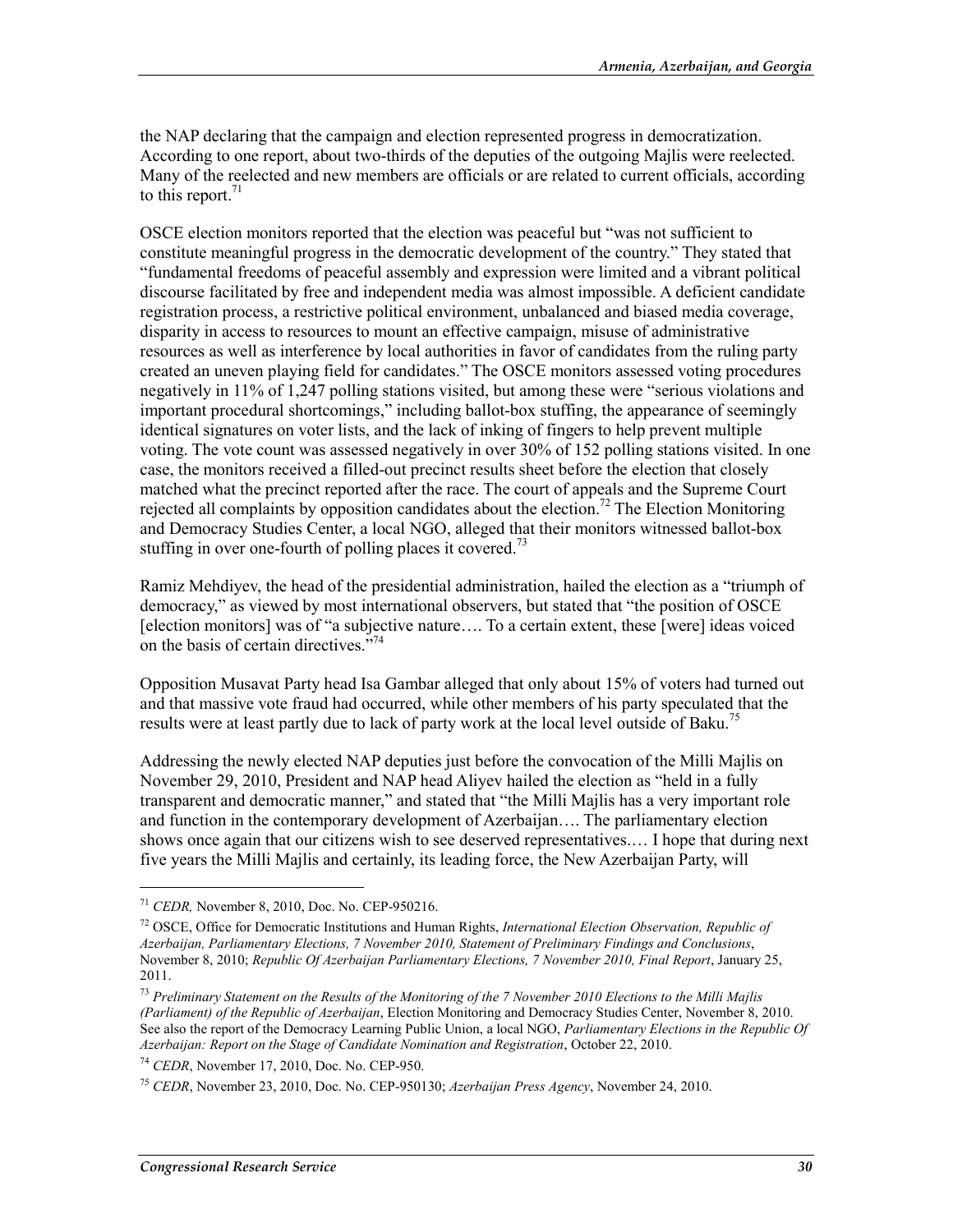the NAP declaring that the campaign and election represented progress in democratization. According to one report, about two-thirds of the deputies of the outgoing Majlis were reelected. Many of the reelected and new members are officials or are related to current officials, according to this report.[71]

OSCE election monitors reported that the election was peaceful but "was not sufficient to constitute meaningful progress in the democratic development of the country." They stated that "fundamental freedoms of peaceful assembly and expression were limited and a vibrant political discourse facilitated by free and independent media was almost impossible. A deficient candidate registration process, a restrictive political environment, unbalanced and biased media coverage, disparity in access to resources to mount an effective campaign, misuse of administrative resources as well as interference by local authorities in favor of candidates from the ruling party created an uneven playing field for candidates." The OSCE monitors assessed voting procedures negatively in 11% of 1,247 polling stations visited, but among these were "serious violations and important procedural shortcomings," including ballot-box stuffing, the appearance of seemingly identical signatures on voter lists, and the lack of inking of fingers to help prevent multiple voting. The vote count was assessed negatively in over 30% of 152 polling stations visited. In one case, the monitors received a filled-out precinct results sheet before the election that closely matched what the precinct reported after the race. The court of appeals and the Supreme Court rejected all complaints by opposition candidates about the election.[72] The Election Monitoring and Democracy Studies Center, a local NGO, alleged that their monitors witnessed ballot-box stuffing in over one-fourth of polling places it covered.[73]

Ramiz Mehdiyev, the head of the presidential administration, hailed the election as a "triumph of democracy," as viewed by most international observers, but stated that "the position of OSCE [election monitors] was of "a subjective nature…. To a certain extent, these [were] ideas voiced on the basis of certain directives."[74]

Opposition Musavat Party head Isa Gambar alleged that only about 15% of voters had turned out and that massive vote fraud had occurred, while other members of his party speculated that the results were at least partly due to lack of party work at the local level outside of Baku.[75]

Addressing the newly elected NAP deputies just before the convocation of the Milli Majlis on November 29, 2010, President and NAP head Aliyev hailed the election as "held in a fully transparent and democratic manner," and stated that "the Milli Majlis has a very important role and function in the contemporary development of Azerbaijan…. The parliamentary election shows once again that our citizens wish to see deserved representatives.… I hope that during next five years the Milli Majlis and certainly, its leading force, the New Azerbaijan Party, will

---

[71] *CEDR,* November 8, 2010, Doc. No. CEP-950216.

[72] OSCE, Office for Democratic Institutions and Human Rights, *International Election Observation, Republic of Azerbaijan, Parliamentary Elections, 7 November 2010, Statement of Preliminary Findings and Conclusions*, November 8, 2010; *Republic Of Azerbaijan Parliamentary Elections, 7 November 2010, Final Report*, January 25, 2011.

[73] *Preliminary Statement on the Results of the Monitoring of the 7 November 2010 Elections to the Milli Majlis (Parliament) of the Republic of Azerbaijan*, Election Monitoring and Democracy Studies Center, November 8, 2010. See also the report of the Democracy Learning Public Union, a local NGO, *Parliamentary Elections in the Republic Of Azerbaijan: Report on the Stage of Candidate Nomination and Registration*, October 22, 2010.

[74] *CEDR*, November 17, 2010, Doc. No. CEP-950.

[75] *CEDR*, November 23, 2010, Doc. No. CEP-950130; *Azerbaijan Press Agency*, November 24, 2010.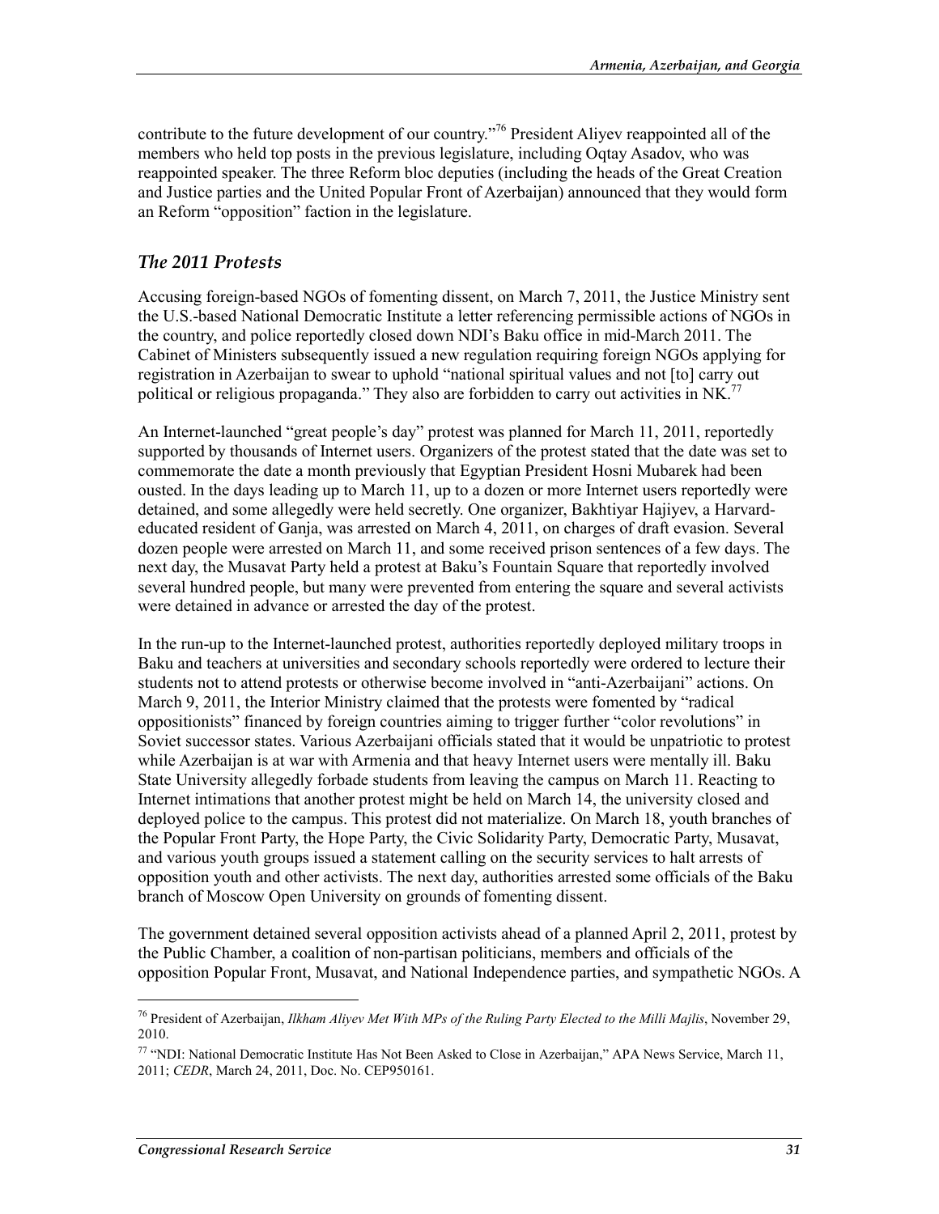contribute to the future development of our country."[76] President Aliyev reappointed all of the members who held top posts in the previous legislature, including Oqtay Asadov, who was reappointed speaker. The three Reform bloc deputies (including the heads of the Great Creation and Justice parties and the United Popular Front of Azerbaijan) announced that they would form an Reform "opposition" faction in the legislature.

### *The 2011 Protests*

Accusing foreign-based NGOs of fomenting dissent, on March 7, 2011, the Justice Ministry sent the U.S.-based National Democratic Institute a letter referencing permissible actions of NGOs in the country, and police reportedly closed down NDI's Baku office in mid-March 2011. The Cabinet of Ministers subsequently issued a new regulation requiring foreign NGOs applying for registration in Azerbaijan to swear to uphold "national spiritual values and not [to] carry out political or religious propaganda." They also are forbidden to carry out activities in NK.[77]

An Internet-launched "great people's day" protest was planned for March 11, 2011, reportedly supported by thousands of Internet users. Organizers of the protest stated that the date was set to commemorate the date a month previously that Egyptian President Hosni Mubarek had been ousted. In the days leading up to March 11, up to a dozen or more Internet users reportedly were detained, and some allegedly were held secretly. One organizer, Bakhtiyar Hajiyev, a Harvard-educated resident of Ganja, was arrested on March 4, 2011, on charges of draft evasion. Several dozen people were arrested on March 11, and some received prison sentences of a few days. The next day, the Musavat Party held a protest at Baku's Fountain Square that reportedly involved several hundred people, but many were prevented from entering the square and several activists were detained in advance or arrested the day of the protest.

In the run-up to the Internet-launched protest, authorities reportedly deployed military troops in Baku and teachers at universities and secondary schools reportedly were ordered to lecture their students not to attend protests or otherwise become involved in "anti-Azerbaijani" actions. On March 9, 2011, the Interior Ministry claimed that the protests were fomented by "radical oppositionists" financed by foreign countries aiming to trigger further "color revolutions" in Soviet successor states. Various Azerbaijani officials stated that it would be unpatriotic to protest while Azerbaijan is at war with Armenia and that heavy Internet users were mentally ill. Baku State University allegedly forbade students from leaving the campus on March 11. Reacting to Internet intimations that another protest might be held on March 14, the university closed and deployed police to the campus. This protest did not materialize. On March 18, youth branches of the Popular Front Party, the Hope Party, the Civic Solidarity Party, Democratic Party, Musavat, and various youth groups issued a statement calling on the security services to halt arrests of opposition youth and other activists. The next day, authorities arrested some officials of the Baku branch of Moscow Open University on grounds of fomenting dissent.

The government detained several opposition activists ahead of a planned April 2, 2011, protest by the Public Chamber, a coalition of non-partisan politicians, members and officials of the opposition Popular Front, Musavat, and National Independence parties, and sympathetic NGOs. A

---

[76] President of Azerbaijan, *Ilkham Aliyev Met With MPs of the Ruling Party Elected to the Milli Majlis*, November 29, 2010.

[77] "NDI: National Democratic Institute Has Not Been Asked to Close in Azerbaijan," APA News Service, March 11, 2011; *CEDR*, March 24, 2011, Doc. No. CEP950161.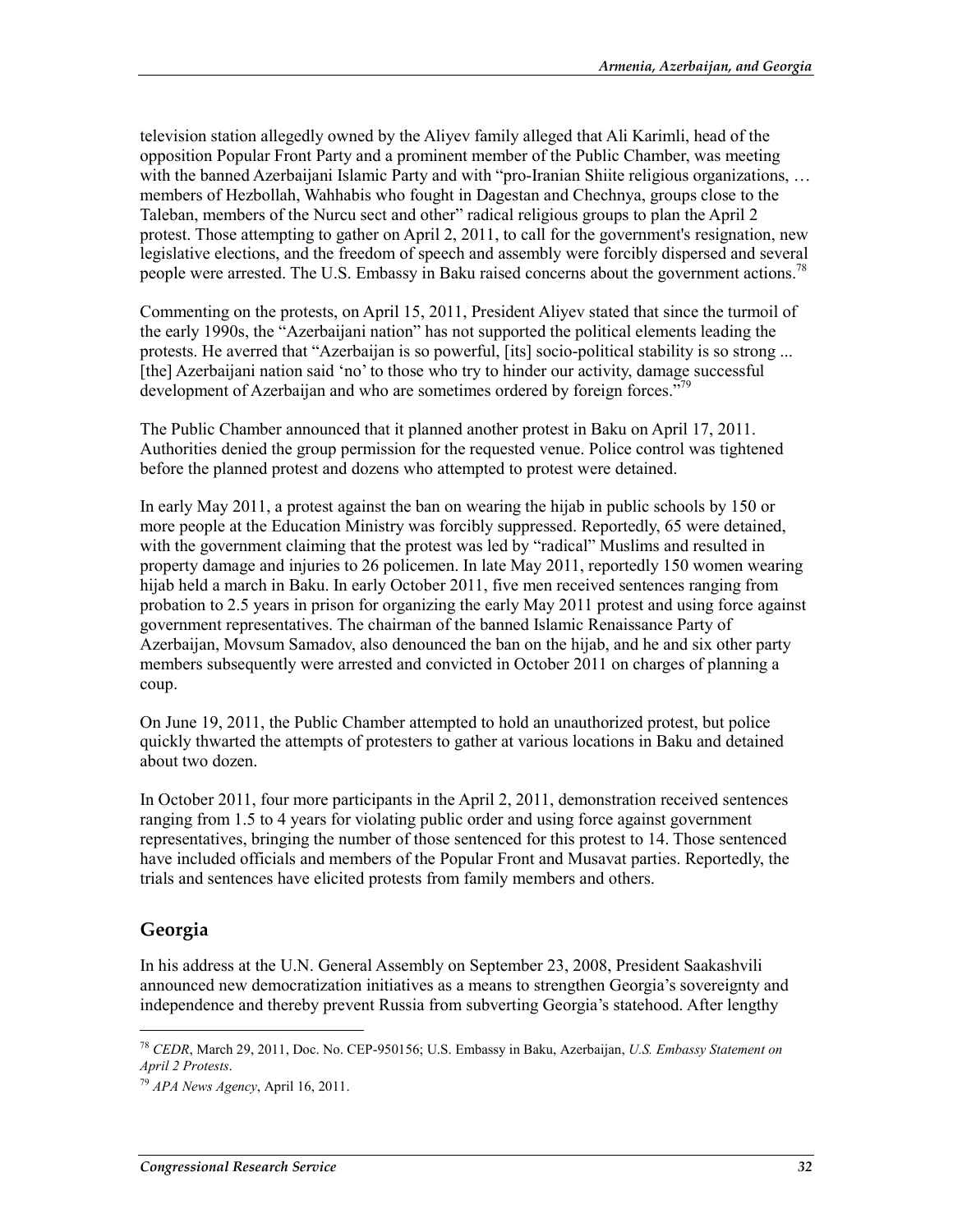television station allegedly owned by the Aliyev family alleged that Ali Karimli, head of the opposition Popular Front Party and a prominent member of the Public Chamber, was meeting with the banned Azerbaijani Islamic Party and with "pro-Iranian Shiite religious organizations, … members of Hezbollah, Wahhabis who fought in Dagestan and Chechnya, groups close to the Taleban, members of the Nurcu sect and other" radical religious groups to plan the April 2 protest. Those attempting to gather on April 2, 2011, to call for the government's resignation, new legislative elections, and the freedom of speech and assembly were forcibly dispersed and several people were arrested. The U.S. Embassy in Baku raised concerns about the government actions.[78]

Commenting on the protests, on April 15, 2011, President Aliyev stated that since the turmoil of the early 1990s, the "Azerbaijani nation" has not supported the political elements leading the protests. He averred that "Azerbaijan is so powerful, [its] socio-political stability is so strong ... [the] Azerbaijani nation said 'no' to those who try to hinder our activity, damage successful development of Azerbaijan and who are sometimes ordered by foreign forces."[79]

The Public Chamber announced that it planned another protest in Baku on April 17, 2011. Authorities denied the group permission for the requested venue. Police control was tightened before the planned protest and dozens who attempted to protest were detained.

In early May 2011, a protest against the ban on wearing the hijab in public schools by 150 or more people at the Education Ministry was forcibly suppressed. Reportedly, 65 were detained, with the government claiming that the protest was led by "radical" Muslims and resulted in property damage and injuries to 26 policemen. In late May 2011, reportedly 150 women wearing hijab held a march in Baku. In early October 2011, five men received sentences ranging from probation to 2.5 years in prison for organizing the early May 2011 protest and using force against government representatives. The chairman of the banned Islamic Renaissance Party of Azerbaijan, Movsum Samadov, also denounced the ban on the hijab, and he and six other party members subsequently were arrested and convicted in October 2011 on charges of planning a coup.

On June 19, 2011, the Public Chamber attempted to hold an unauthorized protest, but police quickly thwarted the attempts of protesters to gather at various locations in Baku and detained about two dozen.

In October 2011, four more participants in the April 2, 2011, demonstration received sentences ranging from 1.5 to 4 years for violating public order and using force against government representatives, bringing the number of those sentenced for this protest to 14. Those sentenced have included officials and members of the Popular Front and Musavat parties. Reportedly, the trials and sentences have elicited protests from family members and others.

## Georgia

In his address at the U.N. General Assembly on September 23, 2008, President Saakashvili announced new democratization initiatives as a means to strengthen Georgia's sovereignty and independence and thereby prevent Russia from subverting Georgia's statehood. After lengthy

---

[78] *CEDR*, March 29, 2011, Doc. No. CEP-950156; U.S. Embassy in Baku, Azerbaijan, *U.S. Embassy Statement on April 2 Protests*.

[79] *APA News Agency*, April 16, 2011.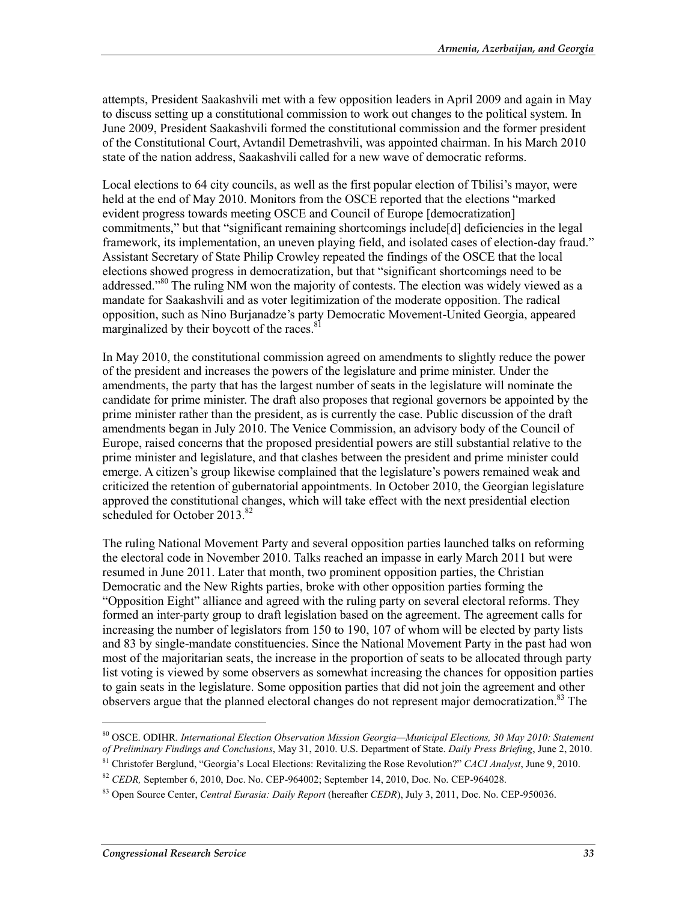attempts, President Saakashvili met with a few opposition leaders in April 2009 and again in May to discuss setting up a constitutional commission to work out changes to the political system. In June 2009, President Saakashvili formed the constitutional commission and the former president of the Constitutional Court, Avtandil Demetrashvili, was appointed chairman. In his March 2010 state of the nation address, Saakashvili called for a new wave of democratic reforms.

Local elections to 64 city councils, as well as the first popular election of Tbilisi's mayor, were held at the end of May 2010. Monitors from the OSCE reported that the elections "marked evident progress towards meeting OSCE and Council of Europe [democratization] commitments," but that "significant remaining shortcomings include[d] deficiencies in the legal framework, its implementation, an uneven playing field, and isolated cases of election-day fraud." Assistant Secretary of State Philip Crowley repeated the findings of the OSCE that the local elections showed progress in democratization, but that "significant shortcomings need to be addressed."[80] The ruling NM won the majority of contests. The election was widely viewed as a mandate for Saakashvili and as voter legitimization of the moderate opposition. The radical opposition, such as Nino Burjanadze's party Democratic Movement-United Georgia, appeared marginalized by their boycott of the races.[81]

In May 2010, the constitutional commission agreed on amendments to slightly reduce the power of the president and increases the powers of the legislature and prime minister. Under the amendments, the party that has the largest number of seats in the legislature will nominate the candidate for prime minister. The draft also proposes that regional governors be appointed by the prime minister rather than the president, as is currently the case. Public discussion of the draft amendments began in July 2010. The Venice Commission, an advisory body of the Council of Europe, raised concerns that the proposed presidential powers are still substantial relative to the prime minister and legislature, and that clashes between the president and prime minister could emerge. A citizen's group likewise complained that the legislature's powers remained weak and criticized the retention of gubernatorial appointments. In October 2010, the Georgian legislature approved the constitutional changes, which will take effect with the next presidential election scheduled for October 2013.[82]

The ruling National Movement Party and several opposition parties launched talks on reforming the electoral code in November 2010. Talks reached an impasse in early March 2011 but were resumed in June 2011. Later that month, two prominent opposition parties, the Christian Democratic and the New Rights parties, broke with other opposition parties forming the "Opposition Eight" alliance and agreed with the ruling party on several electoral reforms. They formed an inter-party group to draft legislation based on the agreement. The agreement calls for increasing the number of legislators from 150 to 190, 107 of whom will be elected by party lists and 83 by single-mandate constituencies. Since the National Movement Party in the past had won most of the majoritarian seats, the increase in the proportion of seats to be allocated through party list voting is viewed by some observers as somewhat increasing the chances for opposition parties to gain seats in the legislature. Some opposition parties that did not join the agreement and other observers argue that the planned electoral changes do not represent major democratization.[83] The

---

[80] OSCE. ODIHR. *International Election Observation Mission Georgia—Municipal Elections, 30 May 2010: Statement of Preliminary Findings and Conclusions*, May 31, 2010. U.S. Department of State. *Daily Press Briefing*, June 2, 2010.

[81] Christofer Berglund, "Georgia's Local Elections: Revitalizing the Rose Revolution?" *CACI Analyst*, June 9, 2010.

[82] *CEDR,* September 6, 2010, Doc. No. CEP-964002; September 14, 2010, Doc. No. CEP-964028.

[83] Open Source Center, *Central Eurasia: Daily Report* (hereafter *CEDR*), July 3, 2011, Doc. No. CEP-950036.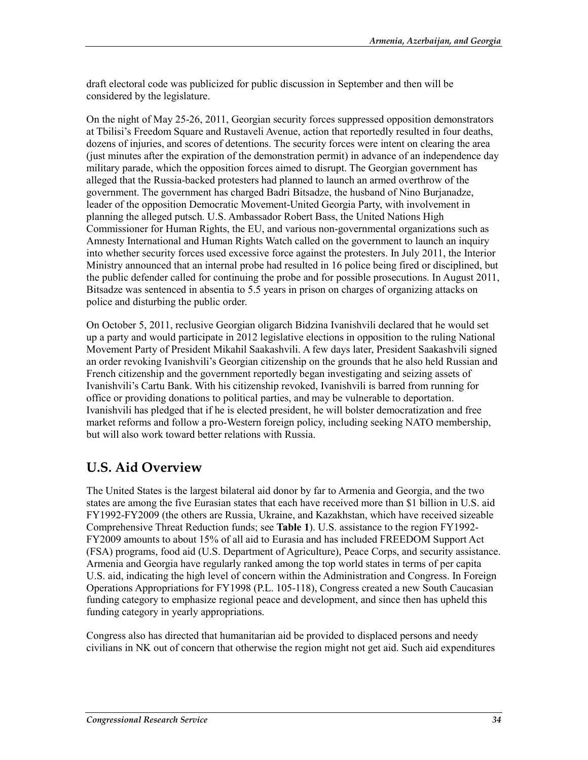draft electoral code was publicized for public discussion in September and then will be considered by the legislature.

On the night of May 25-26, 2011, Georgian security forces suppressed opposition demonstrators at Tbilisi's Freedom Square and Rustaveli Avenue, action that reportedly resulted in four deaths, dozens of injuries, and scores of detentions. The security forces were intent on clearing the area (just minutes after the expiration of the demonstration permit) in advance of an independence day military parade, which the opposition forces aimed to disrupt. The Georgian government has alleged that the Russia-backed protesters had planned to launch an armed overthrow of the government. The government has charged Badri Bitsadze, the husband of Nino Burjanadze, leader of the opposition Democratic Movement-United Georgia Party, with involvement in planning the alleged putsch. U.S. Ambassador Robert Bass, the United Nations High Commissioner for Human Rights, the EU, and various non-governmental organizations such as Amnesty International and Human Rights Watch called on the government to launch an inquiry into whether security forces used excessive force against the protesters. In July 2011, the Interior Ministry announced that an internal probe had resulted in 16 police being fired or disciplined, but the public defender called for continuing the probe and for possible prosecutions. In August 2011, Bitsadze was sentenced in absentia to 5.5 years in prison on charges of organizing attacks on police and disturbing the public order.

On October 5, 2011, reclusive Georgian oligarch Bidzina Ivanishvili declared that he would set up a party and would participate in 2012 legislative elections in opposition to the ruling National Movement Party of President Mikahil Saakashvili. A few days later, President Saakashvili signed an order revoking Ivanishvili's Georgian citizenship on the grounds that he also held Russian and French citizenship and the government reportedly began investigating and seizing assets of Ivanishvili's Cartu Bank. With his citizenship revoked, Ivanishvili is barred from running for office or providing donations to political parties, and may be vulnerable to deportation. Ivanishvili has pledged that if he is elected president, he will bolster democratization and free market reforms and follow a pro-Western foreign policy, including seeking NATO membership, but will also work toward better relations with Russia.

## U.S. Aid Overview

The United States is the largest bilateral aid donor by far to Armenia and Georgia, and the two states are among the five Eurasian states that each have received more than $1 billion in U.S. aid FY1992-FY2009 (the others are Russia, Ukraine, and Kazakhstan, which have received sizeable Comprehensive Threat Reduction funds; see **Table 1**). U.S. assistance to the region FY1992-FY2009 amounts to about 15% of all aid to Eurasia and has included FREEDOM Support Act (FSA) programs, food aid (U.S. Department of Agriculture), Peace Corps, and security assistance. Armenia and Georgia have regularly ranked among the top world states in terms of per capita U.S. aid, indicating the high level of concern within the Administration and Congress. In Foreign Operations Appropriations for FY1998 (P.L. 105-118), Congress created a new South Caucasian funding category to emphasize regional peace and development, and since then has upheld this funding category in yearly appropriations.

Congress also has directed that humanitarian aid be provided to displaced persons and needy civilians in NK out of concern that otherwise the region might not get aid. Such aid expenditures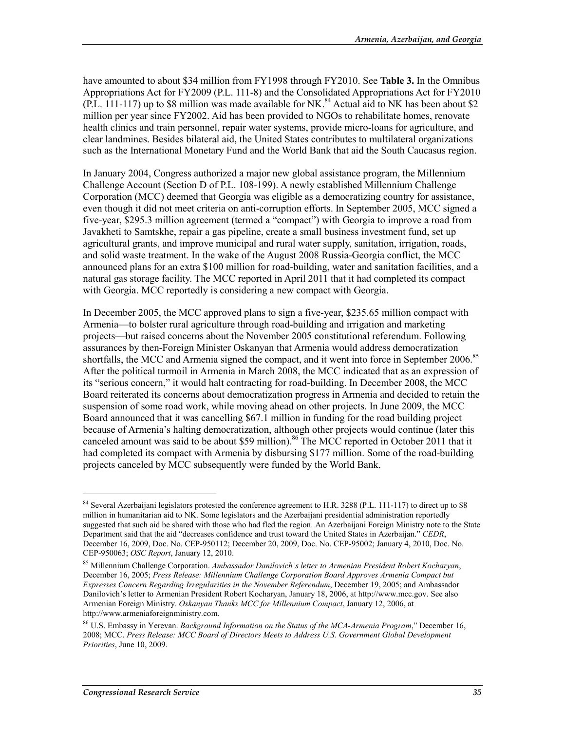have amounted to about $34 million from FY1998 through FY2010. See **Table 3.** In the Omnibus Appropriations Act for FY2009 (P.L. 111-8) and the Consolidated Appropriations Act for FY2010 (P.L. 111-117) up to $8 million was made available for NK.[84] Actual aid to NK has been about $2 million per year since FY2002. Aid has been provided to NGOs to rehabilitate homes, renovate health clinics and train personnel, repair water systems, provide micro-loans for agriculture, and clear landmines. Besides bilateral aid, the United States contributes to multilateral organizations such as the International Monetary Fund and the World Bank that aid the South Caucasus region.

In January 2004, Congress authorized a major new global assistance program, the Millennium Challenge Account (Section D of P.L. 108-199). A newly established Millennium Challenge Corporation (MCC) deemed that Georgia was eligible as a democratizing country for assistance, even though it did not meet criteria on anti-corruption efforts. In September 2005, MCC signed a five-year, $295.3 million agreement (termed a "compact") with Georgia to improve a road from Javakheti to Samtskhe, repair a gas pipeline, create a small business investment fund, set up agricultural grants, and improve municipal and rural water supply, sanitation, irrigation, roads, and solid waste treatment. In the wake of the August 2008 Russia-Georgia conflict, the MCC announced plans for an extra $100 million for road-building, water and sanitation facilities, and a natural gas storage facility. The MCC reported in April 2011 that it had completed its compact with Georgia. MCC reportedly is considering a new compact with Georgia.

In December 2005, the MCC approved plans to sign a five-year, $235.65 million compact with Armenia—to bolster rural agriculture through road-building and irrigation and marketing projects—but raised concerns about the November 2005 constitutional referendum. Following assurances by then-Foreign Minister Oskanyan that Armenia would address democratization shortfalls, the MCC and Armenia signed the compact, and it went into force in September 2006.[85] After the political turmoil in Armenia in March 2008, the MCC indicated that as an expression of its "serious concern," it would halt contracting for road-building. In December 2008, the MCC Board reiterated its concerns about democratization progress in Armenia and decided to retain the suspension of some road work, while moving ahead on other projects. In June 2009, the MCC Board announced that it was cancelling $67.1 million in funding for the road building project because of Armenia's halting democratization, although other projects would continue (later this canceled amount was said to be about $59 million).[86] The MCC reported in October 2011 that it had completed its compact with Armenia by disbursing $177 million. Some of the road-building projects canceled by MCC subsequently were funded by the World Bank.

---

[84] Several Azerbaijani legislators protested the conference agreement to H.R. 3288 (P.L. 111-117) to direct up to $8 million in humanitarian aid to NK. Some legislators and the Azerbaijani presidential administration reportedly suggested that such aid be shared with those who had fled the region. An Azerbaijani Foreign Ministry note to the State Department said that the aid "decreases confidence and trust toward the United States in Azerbaijan." *CEDR*, December 16, 2009, Doc. No. CEP-950112; December 20, 2009, Doc. No. CEP-95002; January 4, 2010, Doc. No. CEP-950063; *OSC Report*, January 12, 2010.

[85] Millennium Challenge Corporation. *Ambassador Danilovich's letter to Armenian President Robert Kocharyan*, December 16, 2005; *Press Release: Millennium Challenge Corporation Board Approves Armenia Compact but Expresses Concern Regarding Irregularities in the November Referendum*, December 19, 2005; and Ambassador Danilovich's letter to Armenian President Robert Kocharyan, January 18, 2006, at http://www.mcc.gov. See also Armenian Foreign Ministry. *Oskanyan Thanks MCC for Millennium Compact*, January 12, 2006, at http://www.armeniaforeignministry.com.

[86] U.S. Embassy in Yerevan. *Background Information on the Status of the MCA-Armenia Program*," December 16, 2008; MCC. *Press Release: MCC Board of Directors Meets to Address U.S. Government Global Development Priorities*, June 10, 2009.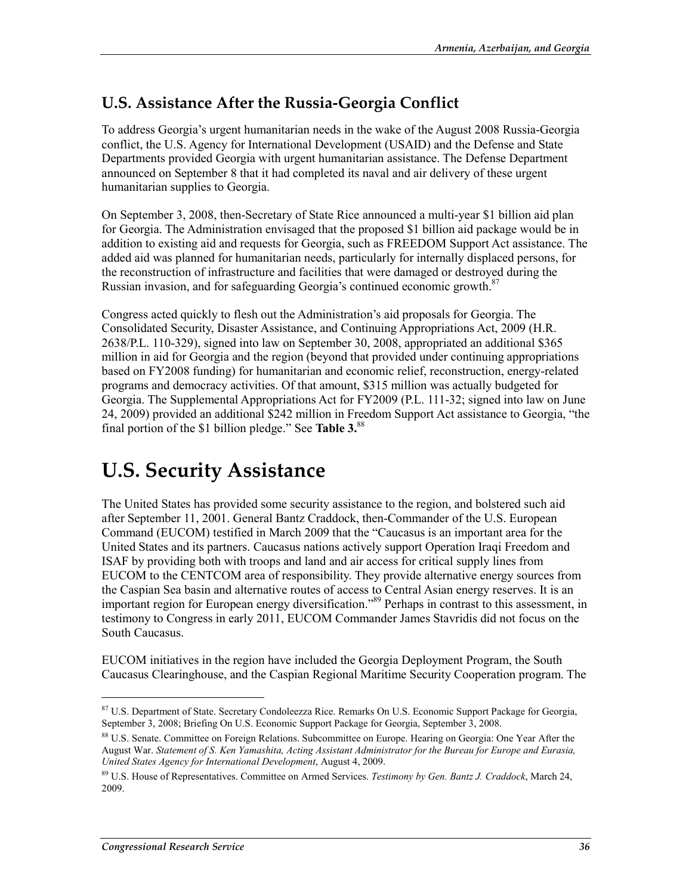## U.S. Assistance After the Russia-Georgia Conflict

To address Georgia's urgent humanitarian needs in the wake of the August 2008 Russia-Georgia conflict, the U.S. Agency for International Development (USAID) and the Defense and State Departments provided Georgia with urgent humanitarian assistance. The Defense Department announced on September 8 that it had completed its naval and air delivery of these urgent humanitarian supplies to Georgia.

On September 3, 2008, then-Secretary of State Rice announced a multi-year $1 billion aid plan for Georgia. The Administration envisaged that the proposed $1 billion aid package would be in addition to existing aid and requests for Georgia, such as FREEDOM Support Act assistance. The added aid was planned for humanitarian needs, particularly for internally displaced persons, for the reconstruction of infrastructure and facilities that were damaged or destroyed during the Russian invasion, and for safeguarding Georgia's continued economic growth.[87]

Congress acted quickly to flesh out the Administration's aid proposals for Georgia. The Consolidated Security, Disaster Assistance, and Continuing Appropriations Act, 2009 (H.R. 2638/P.L. 110-329), signed into law on September 30, 2008, appropriated an additional $365 million in aid for Georgia and the region (beyond that provided under continuing appropriations based on FY2008 funding) for humanitarian and economic relief, reconstruction, energy-related programs and democracy activities. Of that amount, $315 million was actually budgeted for Georgia. The Supplemental Appropriations Act for FY2009 (P.L. 111-32; signed into law on June 24, 2009) provided an additional $242 million in Freedom Support Act assistance to Georgia, "the final portion of the $1 billion pledge." See **Table 3.**[88]

# U.S. Security Assistance

The United States has provided some security assistance to the region, and bolstered such aid after September 11, 2001. General Bantz Craddock, then-Commander of the U.S. European Command (EUCOM) testified in March 2009 that the "Caucasus is an important area for the United States and its partners. Caucasus nations actively support Operation Iraqi Freedom and ISAF by providing both with troops and land and air access for critical supply lines from EUCOM to the CENTCOM area of responsibility. They provide alternative energy sources from the Caspian Sea basin and alternative routes of access to Central Asian energy reserves. It is an important region for European energy diversification."[89] Perhaps in contrast to this assessment, in testimony to Congress in early 2011, EUCOM Commander James Stavridis did not focus on the South Caucasus.

EUCOM initiatives in the region have included the Georgia Deployment Program, the South Caucasus Clearinghouse, and the Caspian Regional Maritime Security Cooperation program. The

---

[87] U.S. Department of State. Secretary Condoleezza Rice. Remarks On U.S. Economic Support Package for Georgia, September 3, 2008; Briefing On U.S. Economic Support Package for Georgia, September 3, 2008.

[88] U.S. Senate. Committee on Foreign Relations. Subcommittee on Europe. Hearing on Georgia: One Year After the August War. *Statement of S. Ken Yamashita, Acting Assistant Administrator for the Bureau for Europe and Eurasia, United States Agency for International Development*, August 4, 2009.

[89] U.S. House of Representatives. Committee on Armed Services. *Testimony by Gen. Bantz J. Craddock*, March 24, 2009.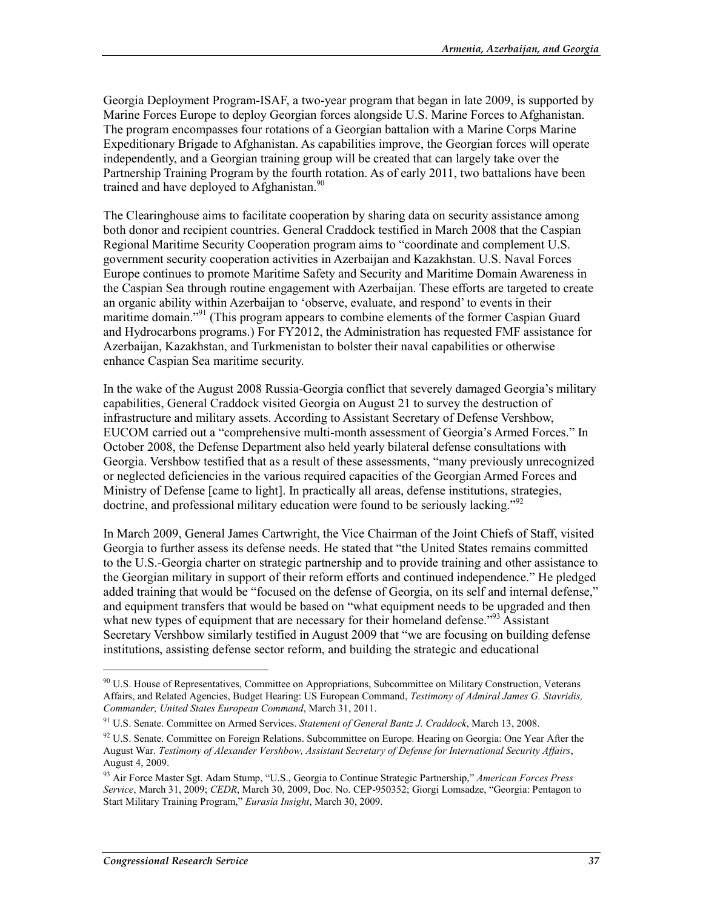Georgia Deployment Program-ISAF, a two-year program that began in late 2009, is supported by Marine Forces Europe to deploy Georgian forces alongside U.S. Marine Forces to Afghanistan. The program encompasses four rotations of a Georgian battalion with a Marine Corps Marine Expeditionary Brigade to Afghanistan. As capabilities improve, the Georgian forces will operate independently, and a Georgian training group will be created that can largely take over the Partnership Training Program by the fourth rotation. As of early 2011, two battalions have been trained and have deployed to Afghanistan.[90]

The Clearinghouse aims to facilitate cooperation by sharing data on security assistance among both donor and recipient countries. General Craddock testified in March 2008 that the Caspian Regional Maritime Security Cooperation program aims to "coordinate and complement U.S. government security cooperation activities in Azerbaijan and Kazakhstan. U.S. Naval Forces Europe continues to promote Maritime Safety and Security and Maritime Domain Awareness in the Caspian Sea through routine engagement with Azerbaijan. These efforts are targeted to create an organic ability within Azerbaijan to 'observe, evaluate, and respond' to events in their maritime domain."[91] (This program appears to combine elements of the former Caspian Guard and Hydrocarbons programs.) For FY2012, the Administration has requested FMF assistance for Azerbaijan, Kazakhstan, and Turkmenistan to bolster their naval capabilities or otherwise enhance Caspian Sea maritime security.

In the wake of the August 2008 Russia-Georgia conflict that severely damaged Georgia's military capabilities, General Craddock visited Georgia on August 21 to survey the destruction of infrastructure and military assets. According to Assistant Secretary of Defense Vershbow, EUCOM carried out a "comprehensive multi-month assessment of Georgia's Armed Forces." In October 2008, the Defense Department also held yearly bilateral defense consultations with Georgia. Vershbow testified that as a result of these assessments, "many previously unrecognized or neglected deficiencies in the various required capacities of the Georgian Armed Forces and Ministry of Defense [came to light]. In practically all areas, defense institutions, strategies, doctrine, and professional military education were found to be seriously lacking."[92]

In March 2009, General James Cartwright, the Vice Chairman of the Joint Chiefs of Staff, visited Georgia to further assess its defense needs. He stated that "the United States remains committed to the U.S.-Georgia charter on strategic partnership and to provide training and other assistance to the Georgian military in support of their reform efforts and continued independence." He pledged added training that would be "focused on the defense of Georgia, on its self and internal defense," and equipment transfers that would be based on "what equipment needs to be upgraded and then what new types of equipment that are necessary for their homeland defense."[93] Assistant Secretary Vershbow similarly testified in August 2009 that "we are focusing on building defense institutions, assisting defense sector reform, and building the strategic and educational

---

[90] U.S. House of Representatives, Committee on Appropriations, Subcommittee on Military Construction, Veterans Affairs, and Related Agencies, Budget Hearing: US European Command, *Testimony of Admiral James G. Stavridis, Commander, United States European Command*, March 31, 2011.

[91] U.S. Senate. Committee on Armed Services. *Statement of General Bantz J. Craddock*, March 13, 2008.

[92] U.S. Senate. Committee on Foreign Relations. Subcommittee on Europe. Hearing on Georgia: One Year After the August War. *Testimony of Alexander Vershbow, Assistant Secretary of Defense for International Security Affairs*, August 4, 2009.

[93] Air Force Master Sgt. Adam Stump, "U.S., Georgia to Continue Strategic Partnership," *American Forces Press Service*, March 31, 2009; *CEDR*, March 30, 2009, Doc. No. CEP-950352; Giorgi Lomsadze, "Georgia: Pentagon to Start Military Training Program," *Eurasia Insight*, March 30, 2009.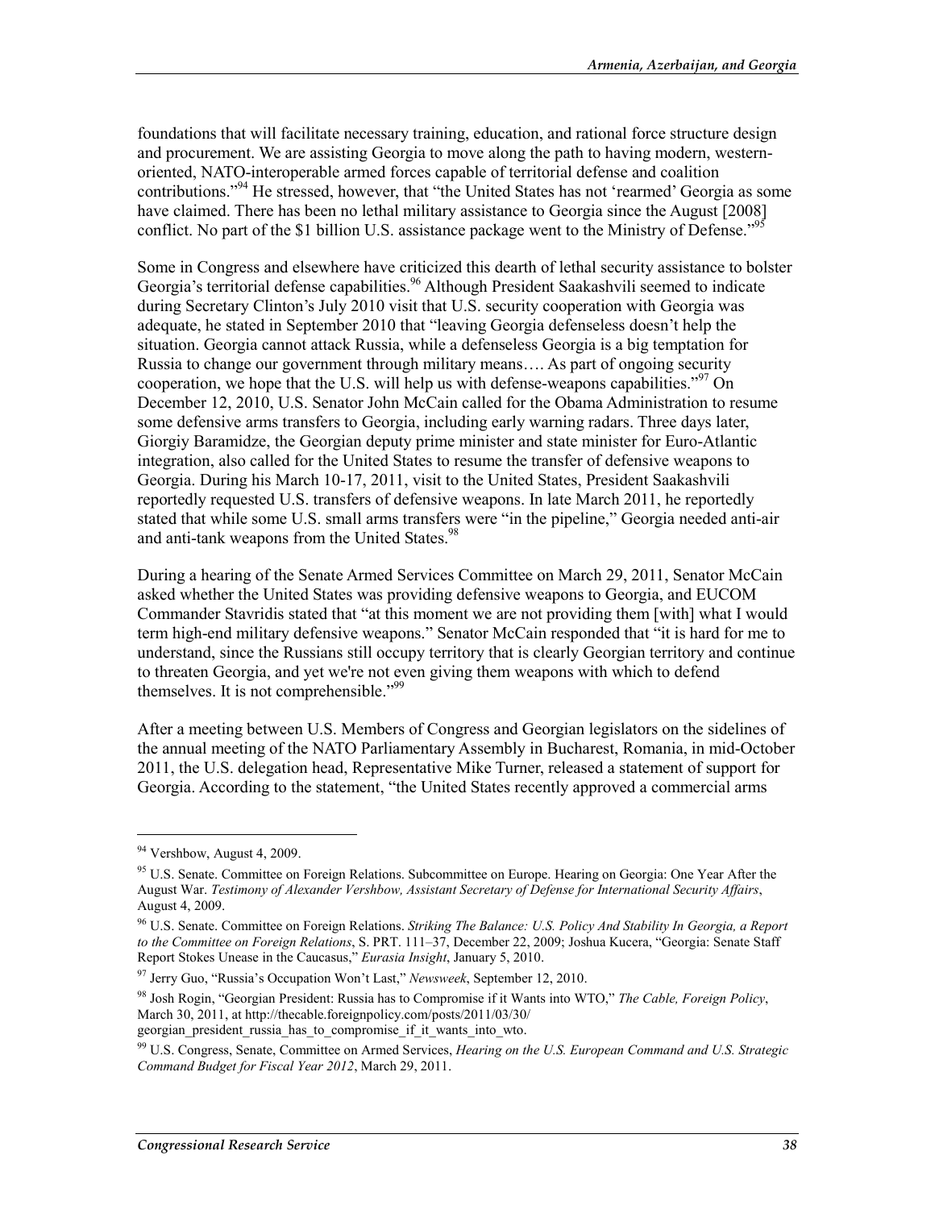foundations that will facilitate necessary training, education, and rational force structure design and procurement. We are assisting Georgia to move along the path to having modern, western-oriented, NATO-interoperable armed forces capable of territorial defense and coalition contributions."[94] He stressed, however, that "the United States has not 'rearmed' Georgia as some have claimed. There has been no lethal military assistance to Georgia since the August [2008] conflict. No part of the $1 billion U.S. assistance package went to the Ministry of Defense."[95]

Some in Congress and elsewhere have criticized this dearth of lethal security assistance to bolster Georgia's territorial defense capabilities.[96] Although President Saakashvili seemed to indicate during Secretary Clinton's July 2010 visit that U.S. security cooperation with Georgia was adequate, he stated in September 2010 that "leaving Georgia defenseless doesn't help the situation. Georgia cannot attack Russia, while a defenseless Georgia is a big temptation for Russia to change our government through military means…. As part of ongoing security cooperation, we hope that the U.S. will help us with defense-weapons capabilities."[97] On December 12, 2010, U.S. Senator John McCain called for the Obama Administration to resume some defensive arms transfers to Georgia, including early warning radars. Three days later, Giorgiy Baramidze, the Georgian deputy prime minister and state minister for Euro-Atlantic integration, also called for the United States to resume the transfer of defensive weapons to Georgia. During his March 10-17, 2011, visit to the United States, President Saakashvili reportedly requested U.S. transfers of defensive weapons. In late March 2011, he reportedly stated that while some U.S. small arms transfers were "in the pipeline," Georgia needed anti-air and anti-tank weapons from the United States.[98]

During a hearing of the Senate Armed Services Committee on March 29, 2011, Senator McCain asked whether the United States was providing defensive weapons to Georgia, and EUCOM Commander Stavridis stated that "at this moment we are not providing them [with] what I would term high-end military defensive weapons." Senator McCain responded that "it is hard for me to understand, since the Russians still occupy territory that is clearly Georgian territory and continue to threaten Georgia, and yet we're not even giving them weapons with which to defend themselves. It is not comprehensible."[99]

After a meeting between U.S. Members of Congress and Georgian legislators on the sidelines of the annual meeting of the NATO Parliamentary Assembly in Bucharest, Romania, in mid-October 2011, the U.S. delegation head, Representative Mike Turner, released a statement of support for Georgia. According to the statement, "the United States recently approved a commercial arms

---

[94] Vershbow, August 4, 2009.

[95] U.S. Senate. Committee on Foreign Relations. Subcommittee on Europe. Hearing on Georgia: One Year After the August War. *Testimony of Alexander Vershbow, Assistant Secretary of Defense for International Security Affairs*, August 4, 2009.

[96] U.S. Senate. Committee on Foreign Relations. *Striking The Balance: U.S. Policy And Stability In Georgia, a Report to the Committee on Foreign Relations*, S. PRT. 111–37, December 22, 2009; Joshua Kucera, "Georgia: Senate Staff Report Stokes Unease in the Caucasus," *Eurasia Insight*, January 5, 2010.

[97] Jerry Guo, "Russia's Occupation Won't Last," *Newsweek*, September 12, 2010.

[98] Josh Rogin, "Georgian President: Russia has to Compromise if it Wants into WTO," *The Cable, Foreign Policy*, March 30, 2011, at http://thecable.foreignpolicy.com/posts/2011/03/30/georgian_president_russia_has_to_compromise_if_it_wants_into_wto.

[99] U.S. Congress, Senate, Committee on Armed Services, *Hearing on the U.S. European Command and U.S. Strategic Command Budget for Fiscal Year 2012*, March 29, 2011.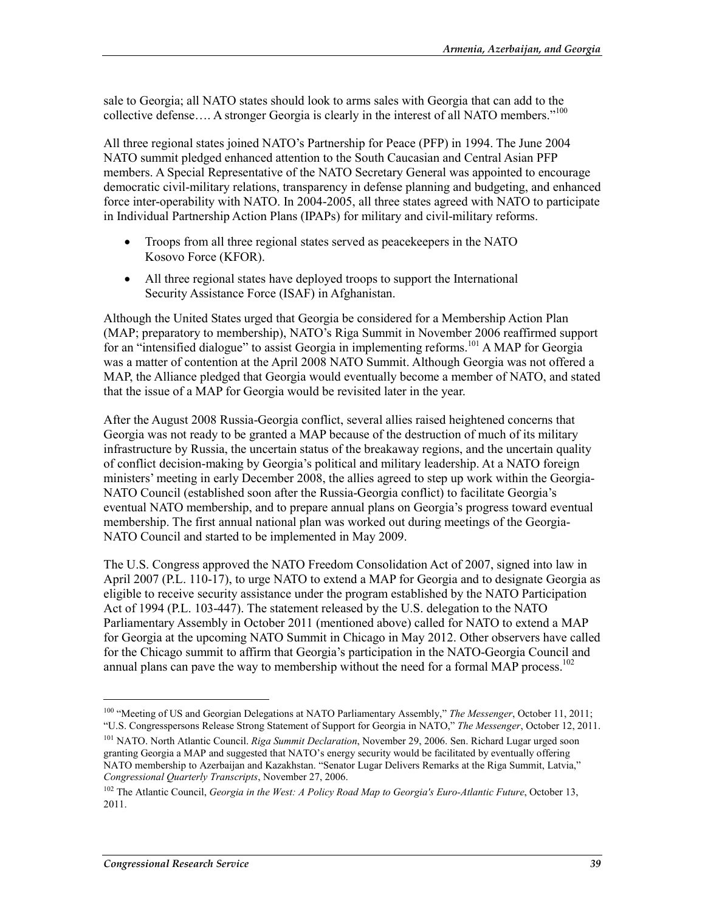sale to Georgia; all NATO states should look to arms sales with Georgia that can add to the collective defense…. A stronger Georgia is clearly in the interest of all NATO members."[100]

All three regional states joined NATO's Partnership for Peace (PFP) in 1994. The June 2004 NATO summit pledged enhanced attention to the South Caucasian and Central Asian PFP members. A Special Representative of the NATO Secretary General was appointed to encourage democratic civil-military relations, transparency in defense planning and budgeting, and enhanced force inter-operability with NATO. In 2004-2005, all three states agreed with NATO to participate in Individual Partnership Action Plans (IPAPs) for military and civil-military reforms.

- Troops from all three regional states served as peacekeepers in the NATO Kosovo Force (KFOR).
- All three regional states have deployed troops to support the International Security Assistance Force (ISAF) in Afghanistan.

Although the United States urged that Georgia be considered for a Membership Action Plan (MAP; preparatory to membership), NATO's Riga Summit in November 2006 reaffirmed support for an "intensified dialogue" to assist Georgia in implementing reforms.[101] A MAP for Georgia was a matter of contention at the April 2008 NATO Summit. Although Georgia was not offered a MAP, the Alliance pledged that Georgia would eventually become a member of NATO, and stated that the issue of a MAP for Georgia would be revisited later in the year.

After the August 2008 Russia-Georgia conflict, several allies raised heightened concerns that Georgia was not ready to be granted a MAP because of the destruction of much of its military infrastructure by Russia, the uncertain status of the breakaway regions, and the uncertain quality of conflict decision-making by Georgia's political and military leadership. At a NATO foreign ministers' meeting in early December 2008, the allies agreed to step up work within the Georgia-NATO Council (established soon after the Russia-Georgia conflict) to facilitate Georgia's eventual NATO membership, and to prepare annual plans on Georgia's progress toward eventual membership. The first annual national plan was worked out during meetings of the Georgia-NATO Council and started to be implemented in May 2009.

The U.S. Congress approved the NATO Freedom Consolidation Act of 2007, signed into law in April 2007 (P.L. 110-17), to urge NATO to extend a MAP for Georgia and to designate Georgia as eligible to receive security assistance under the program established by the NATO Participation Act of 1994 (P.L. 103-447). The statement released by the U.S. delegation to the NATO Parliamentary Assembly in October 2011 (mentioned above) called for NATO to extend a MAP for Georgia at the upcoming NATO Summit in Chicago in May 2012. Other observers have called for the Chicago summit to affirm that Georgia's participation in the NATO-Georgia Council and annual plans can pave the way to membership without the need for a formal MAP process.[102]

---

[100] "Meeting of US and Georgian Delegations at NATO Parliamentary Assembly," *The Messenger*, October 11, 2011; "U.S. Congresspersons Release Strong Statement of Support for Georgia in NATO," *The Messenger*, October 12, 2011.

[101] NATO. North Atlantic Council. *Riga Summit Declaration*, November 29, 2006. Sen. Richard Lugar urged soon granting Georgia a MAP and suggested that NATO's energy security would be facilitated by eventually offering NATO membership to Azerbaijan and Kazakhstan. "Senator Lugar Delivers Remarks at the Riga Summit, Latvia," *Congressional Quarterly Transcripts*, November 27, 2006.

[102] The Atlantic Council, *Georgia in the West: A Policy Road Map to Georgia's Euro-Atlantic Future*, October 13, 2011.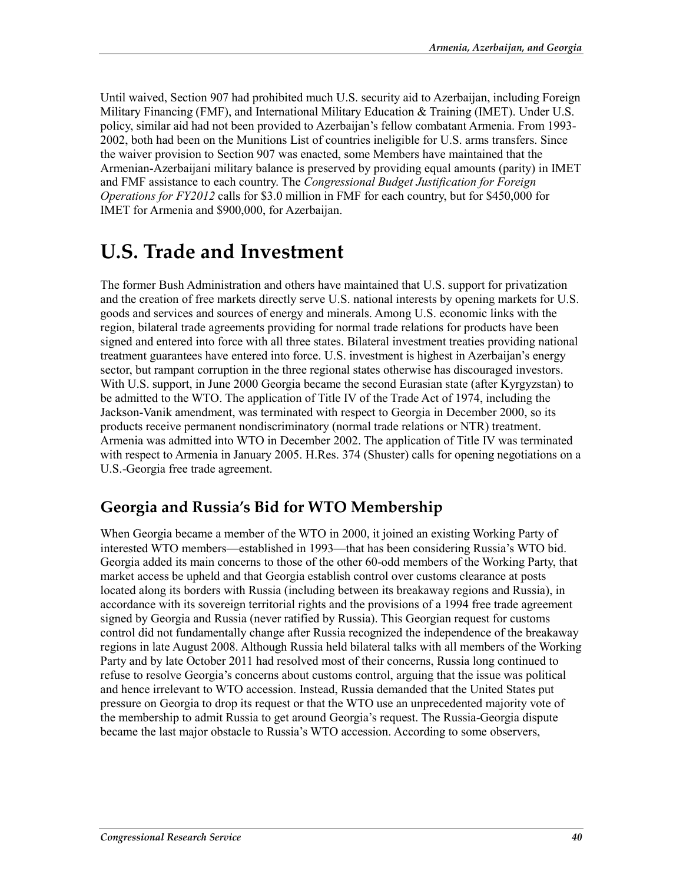Until waived, Section 907 had prohibited much U.S. security aid to Azerbaijan, including Foreign Military Financing (FMF), and International Military Education & Training (IMET). Under U.S. policy, similar aid had not been provided to Azerbaijan's fellow combatant Armenia. From 1993-2002, both had been on the Munitions List of countries ineligible for U.S. arms transfers. Since the waiver provision to Section 907 was enacted, some Members have maintained that the Armenian-Azerbaijani military balance is preserved by providing equal amounts (parity) in IMET and FMF assistance to each country. The *Congressional Budget Justification for Foreign Operations for FY2012* calls for $3.0 million in FMF for each country, but for $450,000 for IMET for Armenia and $900,000, for Azerbaijan.

# U.S. Trade and Investment

The former Bush Administration and others have maintained that U.S. support for privatization and the creation of free markets directly serve U.S. national interests by opening markets for U.S. goods and services and sources of energy and minerals. Among U.S. economic links with the region, bilateral trade agreements providing for normal trade relations for products have been signed and entered into force with all three states. Bilateral investment treaties providing national treatment guarantees have entered into force. U.S. investment is highest in Azerbaijan's energy sector, but rampant corruption in the three regional states otherwise has discouraged investors. With U.S. support, in June 2000 Georgia became the second Eurasian state (after Kyrgyzstan) to be admitted to the WTO. The application of Title IV of the Trade Act of 1974, including the Jackson-Vanik amendment, was terminated with respect to Georgia in December 2000, so its products receive permanent nondiscriminatory (normal trade relations or NTR) treatment. Armenia was admitted into WTO in December 2002. The application of Title IV was terminated with respect to Armenia in January 2005. H.Res. 374 (Shuster) calls for opening negotiations on a U.S.-Georgia free trade agreement.

## Georgia and Russia's Bid for WTO Membership

When Georgia became a member of the WTO in 2000, it joined an existing Working Party of interested WTO members—established in 1993—that has been considering Russia's WTO bid. Georgia added its main concerns to those of the other 60-odd members of the Working Party, that market access be upheld and that Georgia establish control over customs clearance at posts located along its borders with Russia (including between its breakaway regions and Russia), in accordance with its sovereign territorial rights and the provisions of a 1994 free trade agreement signed by Georgia and Russia (never ratified by Russia). This Georgian request for customs control did not fundamentally change after Russia recognized the independence of the breakaway regions in late August 2008. Although Russia held bilateral talks with all members of the Working Party and by late October 2011 had resolved most of their concerns, Russia long continued to refuse to resolve Georgia's concerns about customs control, arguing that the issue was political and hence irrelevant to WTO accession. Instead, Russia demanded that the United States put pressure on Georgia to drop its request or that the WTO use an unprecedented majority vote of the membership to admit Russia to get around Georgia's request. The Russia-Georgia dispute became the last major obstacle to Russia's WTO accession. According to some observers,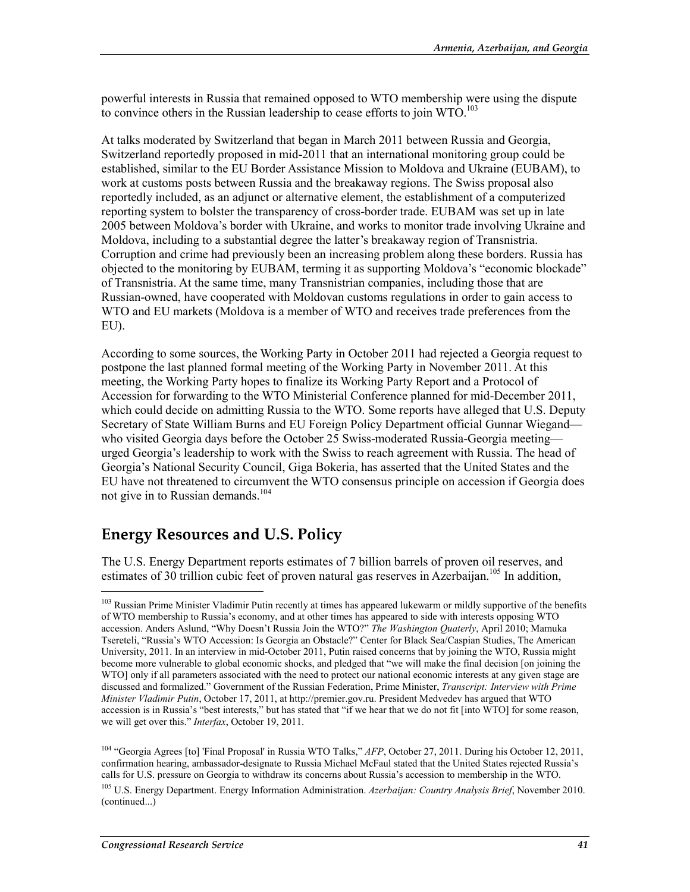powerful interests in Russia that remained opposed to WTO membership were using the dispute to convince others in the Russian leadership to cease efforts to join WTO.[103]

At talks moderated by Switzerland that began in March 2011 between Russia and Georgia, Switzerland reportedly proposed in mid-2011 that an international monitoring group could be established, similar to the EU Border Assistance Mission to Moldova and Ukraine (EUBAM), to work at customs posts between Russia and the breakaway regions. The Swiss proposal also reportedly included, as an adjunct or alternative element, the establishment of a computerized reporting system to bolster the transparency of cross-border trade. EUBAM was set up in late 2005 between Moldova's border with Ukraine, and works to monitor trade involving Ukraine and Moldova, including to a substantial degree the latter's breakaway region of Transnistria. Corruption and crime had previously been an increasing problem along these borders. Russia has objected to the monitoring by EUBAM, terming it as supporting Moldova's "economic blockade" of Transnistria. At the same time, many Transnistrian companies, including those that are Russian-owned, have cooperated with Moldovan customs regulations in order to gain access to WTO and EU markets (Moldova is a member of WTO and receives trade preferences from the EU).

According to some sources, the Working Party in October 2011 had rejected a Georgia request to postpone the last planned formal meeting of the Working Party in November 2011. At this meeting, the Working Party hopes to finalize its Working Party Report and a Protocol of Accession for forwarding to the WTO Ministerial Conference planned for mid-December 2011, which could decide on admitting Russia to the WTO. Some reports have alleged that U.S. Deputy Secretary of State William Burns and EU Foreign Policy Department official Gunnar Wiegand—who visited Georgia days before the October 25 Swiss-moderated Russia-Georgia meeting—urged Georgia's leadership to work with the Swiss to reach agreement with Russia. The head of Georgia's National Security Council, Giga Bokeria, has asserted that the United States and the EU have not threatened to circumvent the WTO consensus principle on accession if Georgia does not give in to Russian demands.[104]

## Energy Resources and U.S. Policy

The U.S. Energy Department reports estimates of 7 billion barrels of proven oil reserves, and estimates of 30 trillion cubic feet of proven natural gas reserves in Azerbaijan.[105] In addition,

---

[103] Russian Prime Minister Vladimir Putin recently at times has appeared lukewarm or mildly supportive of the benefits of WTO membership to Russia's economy, and at other times has appeared to side with interests opposing WTO accession. Anders Aslund, "Why Doesn't Russia Join the WTO?" *The Washington Quaterly*, April 2010; Mamuka Tsereteli, "Russia's WTO Accession: Is Georgia an Obstacle?" Center for Black Sea/Caspian Studies, The American University, 2011. In an interview in mid-October 2011, Putin raised concerns that by joining the WTO, Russia might become more vulnerable to global economic shocks, and pledged that "we will make the final decision [on joining the WTO] only if all parameters associated with the need to protect our national economic interests at any given stage are discussed and formalized." Government of the Russian Federation, Prime Minister, *Transcript: Interview with Prime Minister Vladimir Putin*, October 17, 2011, at http://premier.gov.ru. President Medvedev has argued that WTO accession is in Russia's "best interests," but has stated that "if we hear that we do not fit [into WTO] for some reason, we will get over this." *Interfax*, October 19, 2011.

[104] "Georgia Agrees [to] 'Final Proposal' in Russia WTO Talks," *AFP*, October 27, 2011. During his October 12, 2011, confirmation hearing, ambassador-designate to Russia Michael McFaul stated that the United States rejected Russia's calls for U.S. pressure on Georgia to withdraw its concerns about Russia's accession to membership in the WTO.

[105] U.S. Energy Department. Energy Information Administration. *Azerbaijan: Country Analysis Brief*, November 2010. (continued...)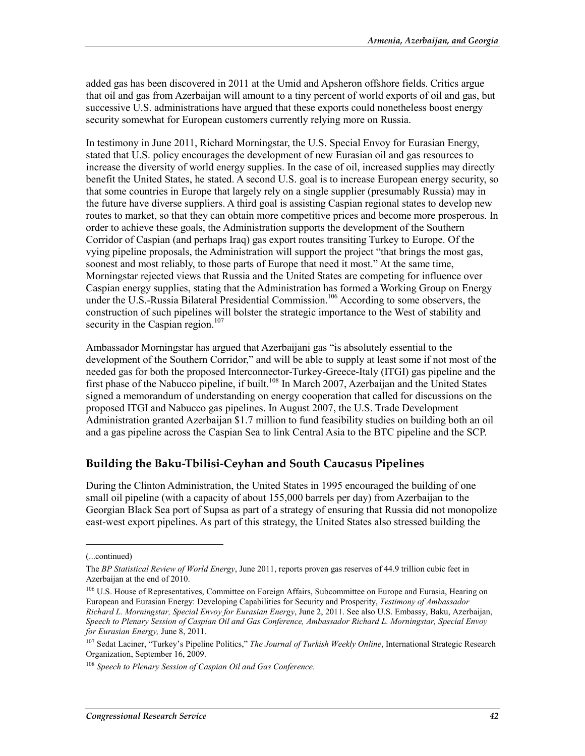added gas has been discovered in 2011 at the Umid and Apsheron offshore fields. Critics argue that oil and gas from Azerbaijan will amount to a tiny percent of world exports of oil and gas, but successive U.S. administrations have argued that these exports could nonetheless boost energy security somewhat for European customers currently relying more on Russia.

In testimony in June 2011, Richard Morningstar, the U.S. Special Envoy for Eurasian Energy, stated that U.S. policy encourages the development of new Eurasian oil and gas resources to increase the diversity of world energy supplies. In the case of oil, increased supplies may directly benefit the United States, he stated. A second U.S. goal is to increase European energy security, so that some countries in Europe that largely rely on a single supplier (presumably Russia) may in the future have diverse suppliers. A third goal is assisting Caspian regional states to develop new routes to market, so that they can obtain more competitive prices and become more prosperous. In order to achieve these goals, the Administration supports the development of the Southern Corridor of Caspian (and perhaps Iraq) gas export routes transiting Turkey to Europe. Of the vying pipeline proposals, the Administration will support the project "that brings the most gas, soonest and most reliably, to those parts of Europe that need it most." At the same time, Morningstar rejected views that Russia and the United States are competing for influence over Caspian energy supplies, stating that the Administration has formed a Working Group on Energy under the U.S.-Russia Bilateral Presidential Commission.[106] According to some observers, the construction of such pipelines will bolster the strategic importance to the West of stability and security in the Caspian region.[107]

Ambassador Morningstar has argued that Azerbaijani gas "is absolutely essential to the development of the Southern Corridor," and will be able to supply at least some if not most of the needed gas for both the proposed Interconnector-Turkey-Greece-Italy (ITGI) gas pipeline and the first phase of the Nabucco pipeline, if built.[108] In March 2007, Azerbaijan and the United States signed a memorandum of understanding on energy cooperation that called for discussions on the proposed ITGI and Nabucco gas pipelines. In August 2007, the U.S. Trade Development Administration granted Azerbaijan $1.7 million to fund feasibility studies on building both an oil and a gas pipeline across the Caspian Sea to link Central Asia to the BTC pipeline and the SCP.

## Building the Baku-Tbilisi-Ceyhan and South Caucasus Pipelines

During the Clinton Administration, the United States in 1995 encouraged the building of one small oil pipeline (with a capacity of about 155,000 barrels per day) from Azerbaijan to the Georgian Black Sea port of Supsa as part of a strategy of ensuring that Russia did not monopolize east-west export pipelines. As part of this strategy, the United States also stressed building the

---

(...continued)

The *BP Statistical Review of World Energy*, June 2011, reports proven gas reserves of 44.9 trillion cubic feet in Azerbaijan at the end of 2010.

[106] U.S. House of Representatives, Committee on Foreign Affairs, Subcommittee on Europe and Eurasia, Hearing on European and Eurasian Energy: Developing Capabilities for Security and Prosperity, *Testimony of Ambassador Richard L. Morningstar, Special Envoy for Eurasian Energy*, June 2, 2011. See also U.S. Embassy, Baku, Azerbaijan, *Speech to Plenary Session of Caspian Oil and Gas Conference, Ambassador Richard L. Morningstar, Special Envoy for Eurasian Energy,* June 8, 2011.

[107] Sedat Laciner, "Turkey's Pipeline Politics," *The Journal of Turkish Weekly Online*, International Strategic Research Organization, September 16, 2009.

[108] *Speech to Plenary Session of Caspian Oil and Gas Conference.*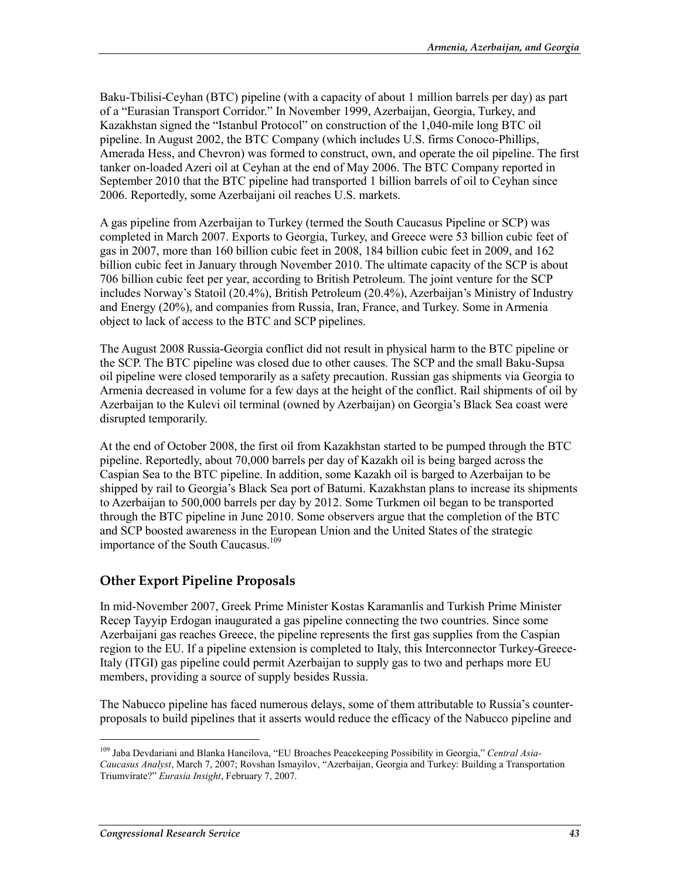Baku-Tbilisi-Ceyhan (BTC) pipeline (with a capacity of about 1 million barrels per day) as part of a "Eurasian Transport Corridor." In November 1999, Azerbaijan, Georgia, Turkey, and Kazakhstan signed the "Istanbul Protocol" on construction of the 1,040-mile long BTC oil pipeline. In August 2002, the BTC Company (which includes U.S. firms Conoco-Phillips, Amerada Hess, and Chevron) was formed to construct, own, and operate the oil pipeline. The first tanker on-loaded Azeri oil at Ceyhan at the end of May 2006. The BTC Company reported in September 2010 that the BTC pipeline had transported 1 billion barrels of oil to Ceyhan since 2006. Reportedly, some Azerbaijani oil reaches U.S. markets.

A gas pipeline from Azerbaijan to Turkey (termed the South Caucasus Pipeline or SCP) was completed in March 2007. Exports to Georgia, Turkey, and Greece were 53 billion cubic feet of gas in 2007, more than 160 billion cubic feet in 2008, 184 billion cubic feet in 2009, and 162 billion cubic feet in January through November 2010. The ultimate capacity of the SCP is about 706 billion cubic feet per year, according to British Petroleum. The joint venture for the SCP includes Norway's Statoil (20.4%), British Petroleum (20.4%), Azerbaijan's Ministry of Industry and Energy (20%), and companies from Russia, Iran, France, and Turkey. Some in Armenia object to lack of access to the BTC and SCP pipelines.

The August 2008 Russia-Georgia conflict did not result in physical harm to the BTC pipeline or the SCP. The BTC pipeline was closed due to other causes. The SCP and the small Baku-Supsa oil pipeline were closed temporarily as a safety precaution. Russian gas shipments via Georgia to Armenia decreased in volume for a few days at the height of the conflict. Rail shipments of oil by Azerbaijan to the Kulevi oil terminal (owned by Azerbaijan) on Georgia's Black Sea coast were disrupted temporarily.

At the end of October 2008, the first oil from Kazakhstan started to be pumped through the BTC pipeline. Reportedly, about 70,000 barrels per day of Kazakh oil is being barged across the Caspian Sea to the BTC pipeline. In addition, some Kazakh oil is barged to Azerbaijan to be shipped by rail to Georgia's Black Sea port of Batumi. Kazakhstan plans to increase its shipments to Azerbaijan to 500,000 barrels per day by 2012. Some Turkmen oil began to be transported through the BTC pipeline in June 2010. Some observers argue that the completion of the BTC and SCP boosted awareness in the European Union and the United States of the strategic importance of the South Caucasus.[109]

## Other Export Pipeline Proposals

In mid-November 2007, Greek Prime Minister Kostas Karamanlis and Turkish Prime Minister Recep Tayyip Erdogan inaugurated a gas pipeline connecting the two countries. Since some Azerbaijani gas reaches Greece, the pipeline represents the first gas supplies from the Caspian region to the EU. If a pipeline extension is completed to Italy, this Interconnector Turkey-Greece-Italy (ITGI) gas pipeline could permit Azerbaijan to supply gas to two and perhaps more EU members, providing a source of supply besides Russia.

The Nabucco pipeline has faced numerous delays, some of them attributable to Russia's counter-proposals to build pipelines that it asserts would reduce the efficacy of the Nabucco pipeline and

[109] Jaba Devdariani and Blanka Hancilova, "EU Broaches Peacekeeping Possibility in Georgia," *Central Asia-Caucasus Analyst*, March 7, 2007; Rovshan Ismayilov, "Azerbaijan, Georgia and Turkey: Building a Transportation Triumvirate?" *Eurasia Insight*, February 7, 2007.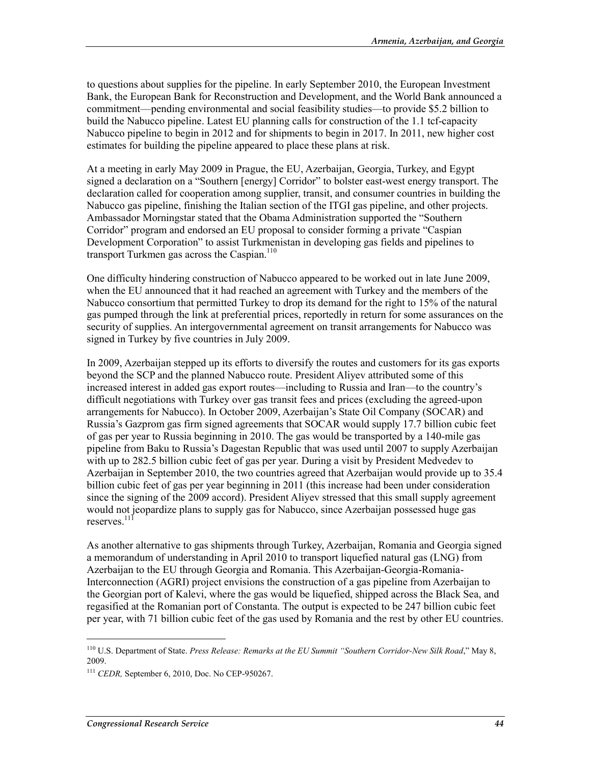to questions about supplies for the pipeline. In early September 2010, the European Investment Bank, the European Bank for Reconstruction and Development, and the World Bank announced a commitment—pending environmental and social feasibility studies—to provide $5.2 billion to build the Nabucco pipeline. Latest EU planning calls for construction of the 1.1 tcf-capacity Nabucco pipeline to begin in 2012 and for shipments to begin in 2017. In 2011, new higher cost estimates for building the pipeline appeared to place these plans at risk.

At a meeting in early May 2009 in Prague, the EU, Azerbaijan, Georgia, Turkey, and Egypt signed a declaration on a "Southern [energy] Corridor" to bolster east-west energy transport. The declaration called for cooperation among supplier, transit, and consumer countries in building the Nabucco gas pipeline, finishing the Italian section of the ITGI gas pipeline, and other projects. Ambassador Morningstar stated that the Obama Administration supported the "Southern Corridor" program and endorsed an EU proposal to consider forming a private "Caspian Development Corporation" to assist Turkmenistan in developing gas fields and pipelines to transport Turkmen gas across the Caspian.[110]

One difficulty hindering construction of Nabucco appeared to be worked out in late June 2009, when the EU announced that it had reached an agreement with Turkey and the members of the Nabucco consortium that permitted Turkey to drop its demand for the right to 15% of the natural gas pumped through the link at preferential prices, reportedly in return for some assurances on the security of supplies. An intergovernmental agreement on transit arrangements for Nabucco was signed in Turkey by five countries in July 2009.

In 2009, Azerbaijan stepped up its efforts to diversify the routes and customers for its gas exports beyond the SCP and the planned Nabucco route. President Aliyev attributed some of this increased interest in added gas export routes—including to Russia and Iran—to the country's difficult negotiations with Turkey over gas transit fees and prices (excluding the agreed-upon arrangements for Nabucco). In October 2009, Azerbaijan's State Oil Company (SOCAR) and Russia's Gazprom gas firm signed agreements that SOCAR would supply 17.7 billion cubic feet of gas per year to Russia beginning in 2010. The gas would be transported by a 140-mile gas pipeline from Baku to Russia's Dagestan Republic that was used until 2007 to supply Azerbaijan with up to 282.5 billion cubic feet of gas per year. During a visit by President Medvedev to Azerbaijan in September 2010, the two countries agreed that Azerbaijan would provide up to 35.4 billion cubic feet of gas per year beginning in 2011 (this increase had been under consideration since the signing of the 2009 accord). President Aliyev stressed that this small supply agreement would not jeopardize plans to supply gas for Nabucco, since Azerbaijan possessed huge gas reserves.[111]

As another alternative to gas shipments through Turkey, Azerbaijan, Romania and Georgia signed a memorandum of understanding in April 2010 to transport liquefied natural gas (LNG) from Azerbaijan to the EU through Georgia and Romania. This Azerbaijan-Georgia-Romania-Interconnection (AGRI) project envisions the construction of a gas pipeline from Azerbaijan to the Georgian port of Kalevi, where the gas would be liquefied, shipped across the Black Sea, and regasified at the Romanian port of Constanta. The output is expected to be 247 billion cubic feet per year, with 71 billion cubic feet of the gas used by Romania and the rest by other EU countries.

---

[110] U.S. Department of State. *Press Release: Remarks at the EU Summit "Southern Corridor-New Silk Road*," May 8, 2009.

[111] *CEDR,* September 6, 2010, Doc. No CEP-950267.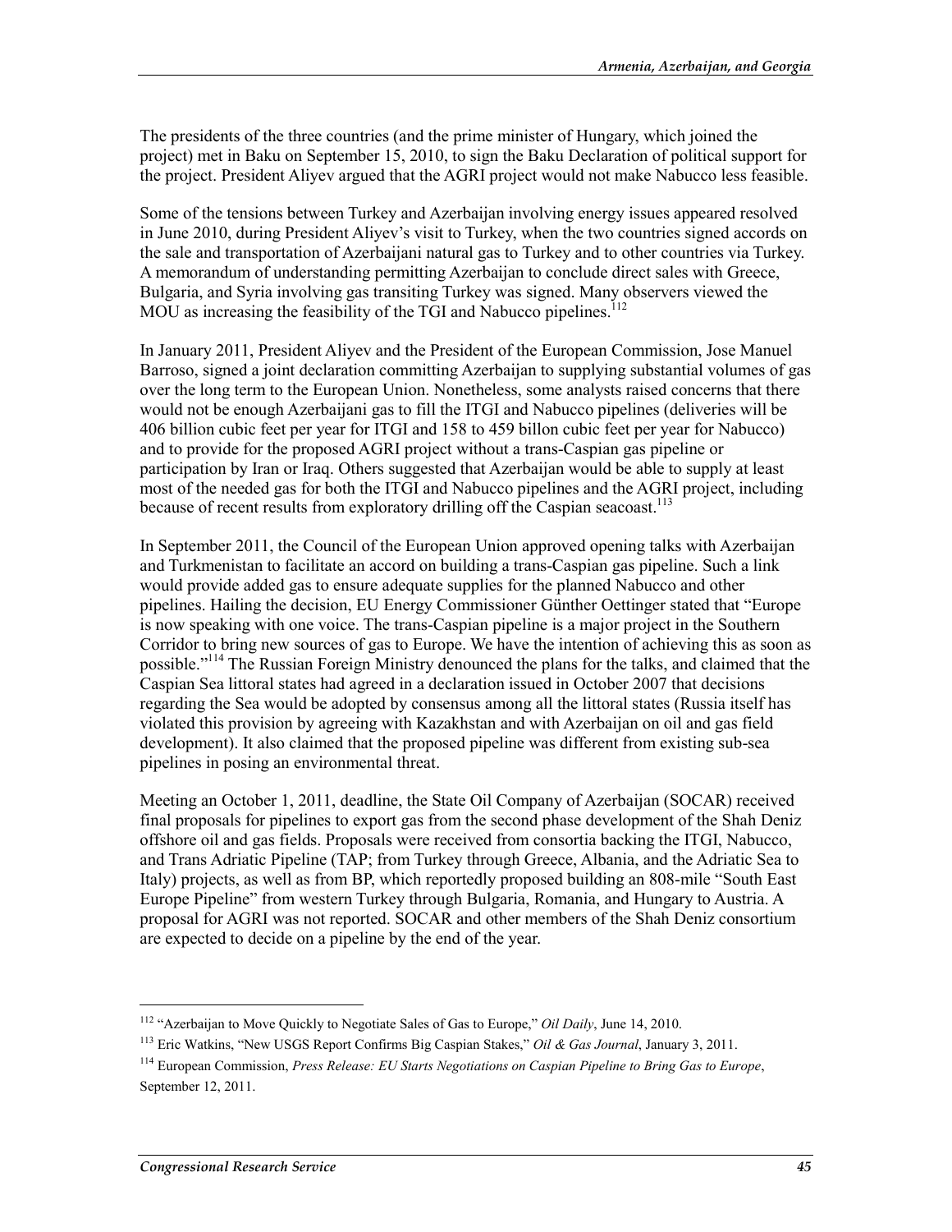The presidents of the three countries (and the prime minister of Hungary, which joined the project) met in Baku on September 15, 2010, to sign the Baku Declaration of political support for the project. President Aliyev argued that the AGRI project would not make Nabucco less feasible.

Some of the tensions between Turkey and Azerbaijan involving energy issues appeared resolved in June 2010, during President Aliyev's visit to Turkey, when the two countries signed accords on the sale and transportation of Azerbaijani natural gas to Turkey and to other countries via Turkey. A memorandum of understanding permitting Azerbaijan to conclude direct sales with Greece, Bulgaria, and Syria involving gas transiting Turkey was signed. Many observers viewed the MOU as increasing the feasibility of the TGI and Nabucco pipelines.[112]

In January 2011, President Aliyev and the President of the European Commission, Jose Manuel Barroso, signed a joint declaration committing Azerbaijan to supplying substantial volumes of gas over the long term to the European Union. Nonetheless, some analysts raised concerns that there would not be enough Azerbaijani gas to fill the ITGI and Nabucco pipelines (deliveries will be 406 billion cubic feet per year for ITGI and 158 to 459 billon cubic feet per year for Nabucco) and to provide for the proposed AGRI project without a trans-Caspian gas pipeline or participation by Iran or Iraq. Others suggested that Azerbaijan would be able to supply at least most of the needed gas for both the ITGI and Nabucco pipelines and the AGRI project, including because of recent results from exploratory drilling off the Caspian seacoast.[113]

In September 2011, the Council of the European Union approved opening talks with Azerbaijan and Turkmenistan to facilitate an accord on building a trans-Caspian gas pipeline. Such a link would provide added gas to ensure adequate supplies for the planned Nabucco and other pipelines. Hailing the decision, EU Energy Commissioner Günther Oettinger stated that "Europe is now speaking with one voice. The trans-Caspian pipeline is a major project in the Southern Corridor to bring new sources of gas to Europe. We have the intention of achieving this as soon as possible."[114] The Russian Foreign Ministry denounced the plans for the talks, and claimed that the Caspian Sea littoral states had agreed in a declaration issued in October 2007 that decisions regarding the Sea would be adopted by consensus among all the littoral states (Russia itself has violated this provision by agreeing with Kazakhstan and with Azerbaijan on oil and gas field development). It also claimed that the proposed pipeline was different from existing sub-sea pipelines in posing an environmental threat.

Meeting an October 1, 2011, deadline, the State Oil Company of Azerbaijan (SOCAR) received final proposals for pipelines to export gas from the second phase development of the Shah Deniz offshore oil and gas fields. Proposals were received from consortia backing the ITGI, Nabucco, and Trans Adriatic Pipeline (TAP; from Turkey through Greece, Albania, and the Adriatic Sea to Italy) projects, as well as from BP, which reportedly proposed building an 808-mile "South East Europe Pipeline" from western Turkey through Bulgaria, Romania, and Hungary to Austria. A proposal for AGRI was not reported. SOCAR and other members of the Shah Deniz consortium are expected to decide on a pipeline by the end of the year.

---

[112] "Azerbaijan to Move Quickly to Negotiate Sales of Gas to Europe," *Oil Daily*, June 14, 2010.

[113] Eric Watkins, "New USGS Report Confirms Big Caspian Stakes," *Oil & Gas Journal*, January 3, 2011.

[114] European Commission, *Press Release: EU Starts Negotiations on Caspian Pipeline to Bring Gas to Europe*, September 12, 2011.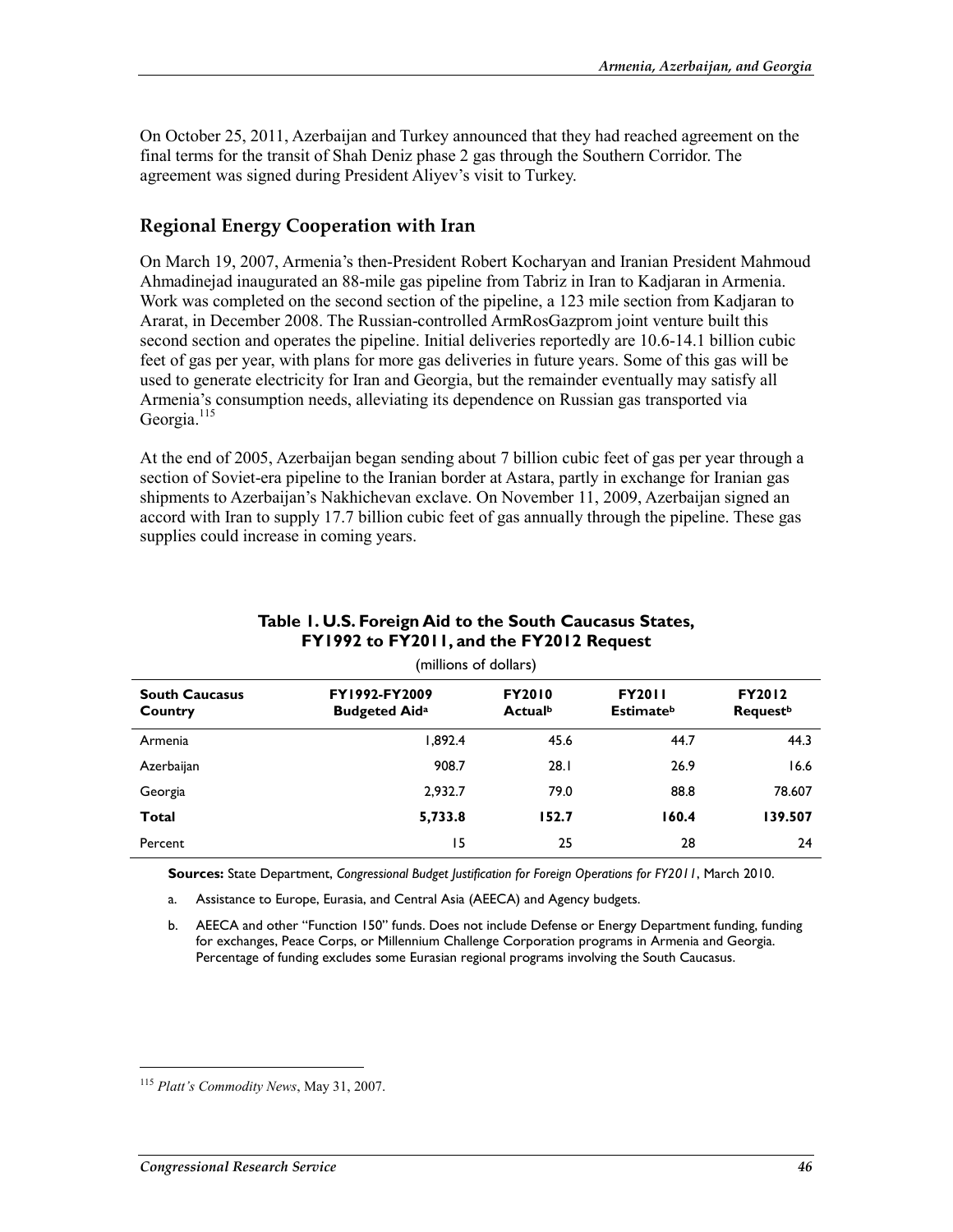On October 25, 2011, Azerbaijan and Turkey announced that they had reached agreement on the final terms for the transit of Shah Deniz phase 2 gas through the Southern Corridor. The agreement was signed during President Aliyev's visit to Turkey.

## Regional Energy Cooperation with Iran

On March 19, 2007, Armenia's then-President Robert Kocharyan and Iranian President Mahmoud Ahmadinejad inaugurated an 88-mile gas pipeline from Tabriz in Iran to Kadjaran in Armenia. Work was completed on the second section of the pipeline, a 123 mile section from Kadjaran to Ararat, in December 2008. The Russian-controlled ArmRosGazprom joint venture built this second section and operates the pipeline. Initial deliveries reportedly are 10.6-14.1 billion cubic feet of gas per year, with plans for more gas deliveries in future years. Some of this gas will be used to generate electricity for Iran and Georgia, but the remainder eventually may satisfy all Armenia's consumption needs, alleviating its dependence on Russian gas transported via Georgia.[115]

At the end of 2005, Azerbaijan began sending about 7 billion cubic feet of gas per year through a section of Soviet-era pipeline to the Iranian border at Astara, partly in exchange for Iranian gas shipments to Azerbaijan's Nakhichevan exclave. On November 11, 2009, Azerbaijan signed an accord with Iran to supply 17.7 billion cubic feet of gas annually through the pipeline. These gas supplies could increase in coming years.

**Table 1. U.S. Foreign Aid to the South Caucasus States, FY1992 to FY2011, and the FY2012 Request**

(millions of dollars)

| South Caucasus Country | FY1992-FY2009 Budgeted Aid[a] | FY2010 Actual[b] | FY2011 Estimate[b] | FY2012 Request[b] |
|---|---|---|---|---|
| Armenia | 1,892.4 | 45.6 | 44.7 | 44.3 |
| Azerbaijan | 908.7 | 28.1 | 26.9 | 16.6 |
| Georgia | 2,932.7 | 79.0 | 88.8 | 78.607 |
| **Total** | **5,733.8** | **152.7** | **160.4** | **139.507** |
| Percent | 15 | 25 | 28 | 24 |

**Sources:** State Department, *Congressional Budget Justification for Foreign Operations for FY2011*, March 2010.

a. Assistance to Europe, Eurasia, and Central Asia (AEECA) and Agency budgets.

b. AEECA and other "Function 150" funds. Does not include Defense or Energy Department funding, funding for exchanges, Peace Corps, or Millennium Challenge Corporation programs in Armenia and Georgia. Percentage of funding excludes some Eurasian regional programs involving the South Caucasus.

---

[115] *Platt's Commodity News*, May 31, 2007.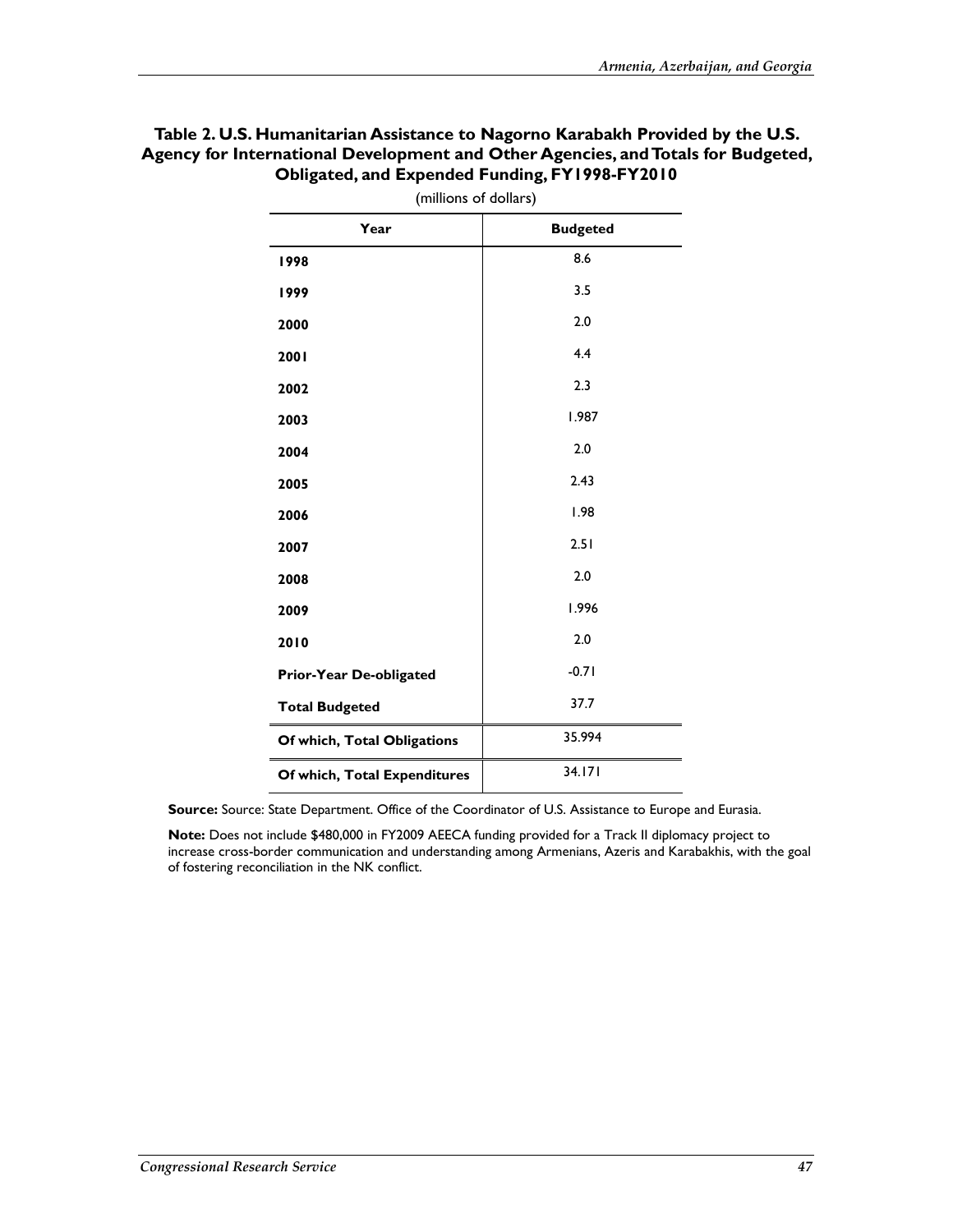**Table 2. U.S. Humanitarian Assistance to Nagorno Karabakh Provided by the U.S. Agency for International Development and Other Agencies, and Totals for Budgeted, Obligated, and Expended Funding, FY1998-FY2010**

(millions of dollars)

| Year | Budgeted |
|---|---|
| **1998** | 8.6 |
| **1999** | 3.5 |
| **2000** | 2.0 |
| **2001** | 4.4 |
| **2002** | 2.3 |
| **2003** | 1.987 |
| **2004** | 2.0 |
| **2005** | 2.43 |
| **2006** | 1.98 |
| **2007** | 2.51 |
| **2008** | 2.0 |
| **2009** | 1.996 |
| **2010** | 2.0 |
| **Prior-Year De-obligated** | -0.71 |
| **Total Budgeted** | 37.7 |
| **Of which, Total Obligations** | 35.994 |
| **Of which, Total Expenditures** | 34.171 |

**Source:** Source: State Department. Office of the Coordinator of U.S. Assistance to Europe and Eurasia.

**Note:** Does not include $480,000 in FY2009 AEECA funding provided for a Track II diplomacy project to increase cross-border communication and understanding among Armenians, Azeris and Karabakhis, with the goal of fostering reconciliation in the NK conflict.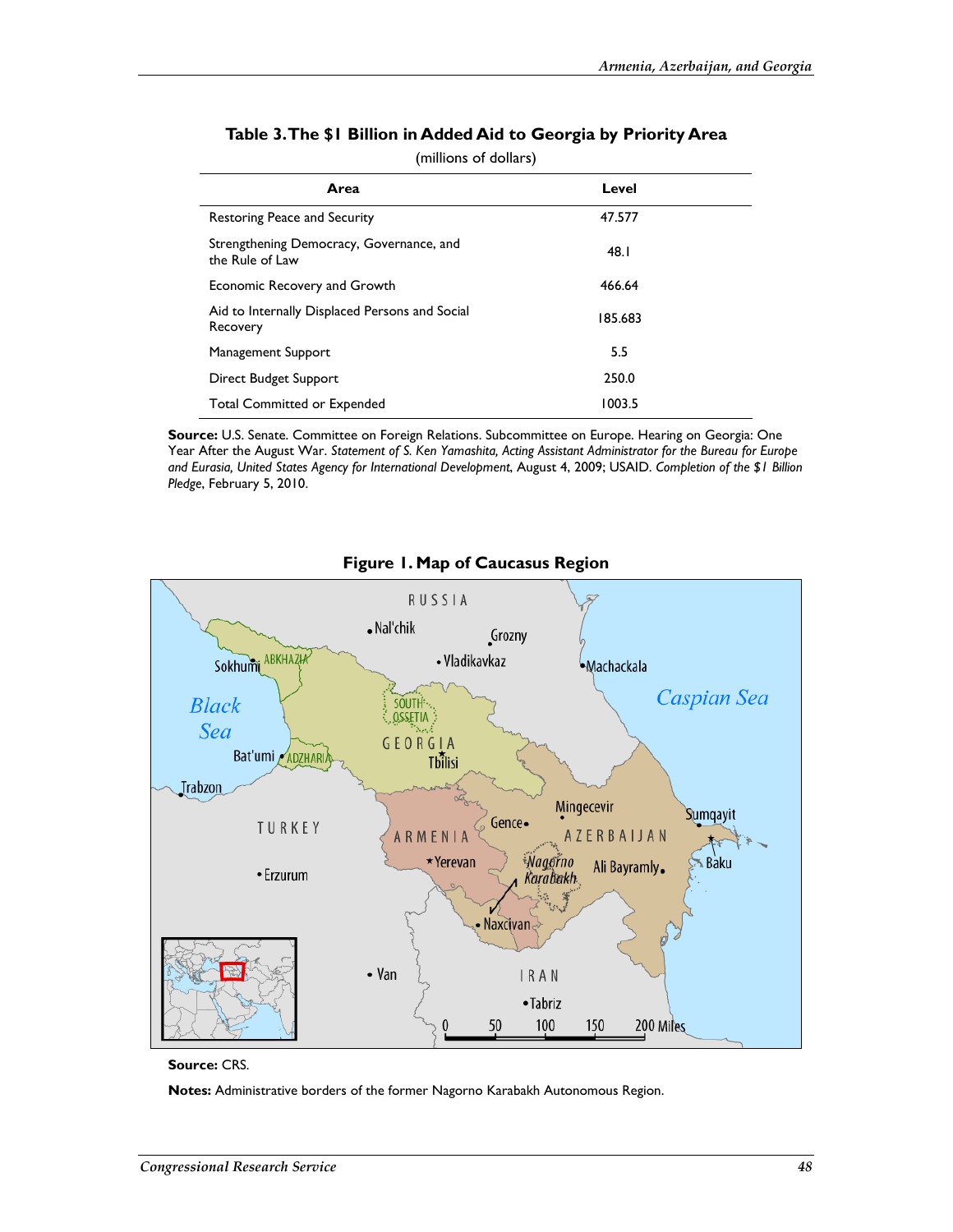**Table 3. The $1 Billion in Added Aid to Georgia by Priority Area**

(millions of dollars)

| Area | Level |
|---|---|
| Restoring Peace and Security | 47.577 |
| Strengthening Democracy, Governance, and the Rule of Law | 48.1 |
| Economic Recovery and Growth | 466.64 |
| Aid to Internally Displaced Persons and Social Recovery | 185.683 |
| Management Support | 5.5 |
| Direct Budget Support | 250.0 |
| Total Committed or Expended | 1003.5 |

**Source:** U.S. Senate. Committee on Foreign Relations. Subcommittee on Europe. Hearing on Georgia: One Year After the August War. *Statement of S. Ken Yamashita, Acting Assistant Administrator for the Bureau for Europe and Eurasia, United States Agency for International Development*, August 4, 2009; USAID. *Completion of the $1 Billion Pledge*, February 5, 2010.

**Figure 1. Map of Caucasus Region**

**Source:** CRS.

**Notes:** Administrative borders of the former Nagorno Karabakh Autonomous Region.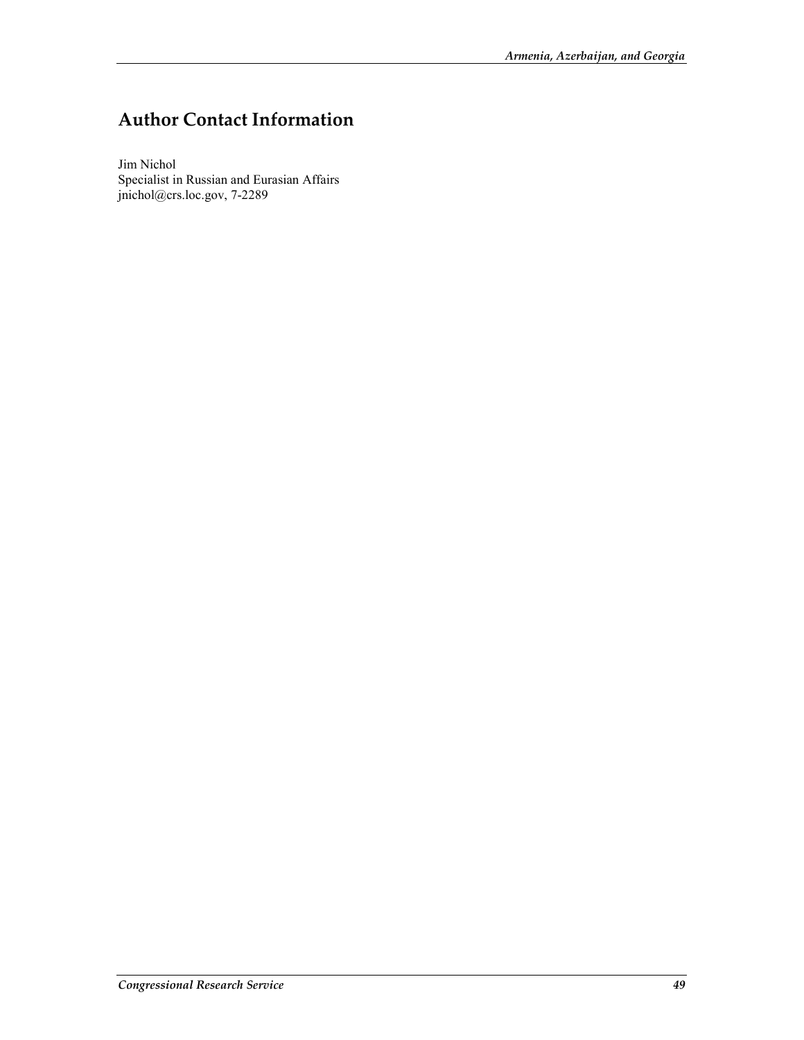## Author Contact Information

Jim Nichol
Specialist in Russian and Eurasian Affairs
jnichol@crs.loc.gov, 7-2289